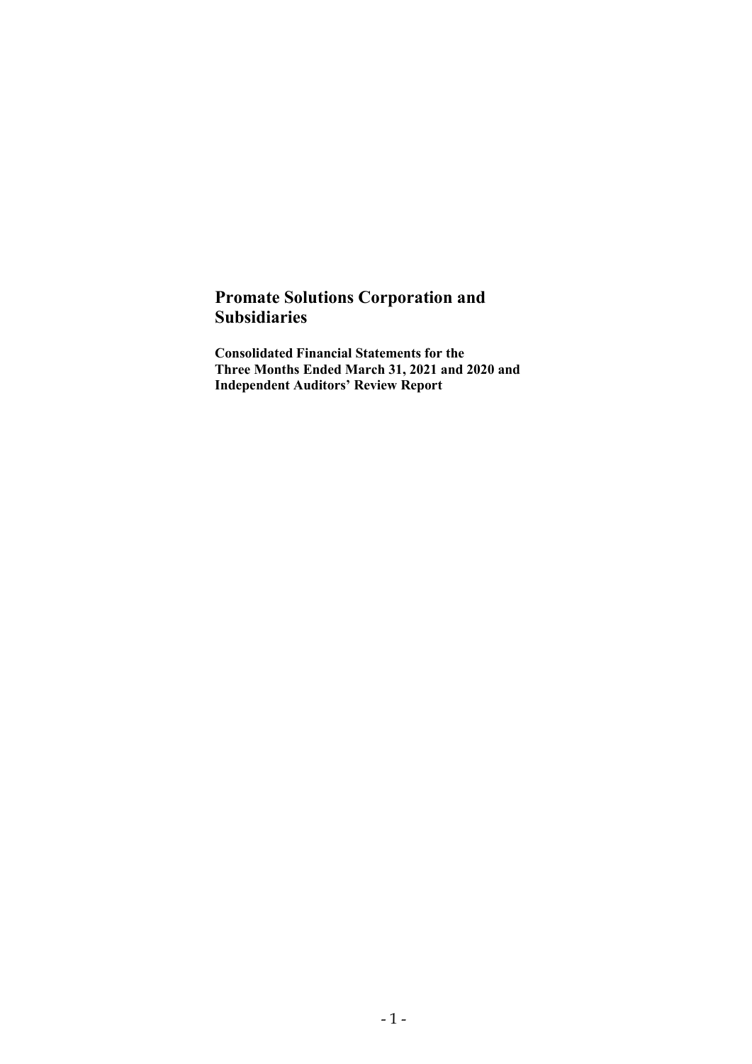# Promate Solutions Corporation and Subsidiaries

**Consolidated Financial Statements for the Three Months Ended March 31, 2021 and 2020 and Independent Auditors' Review Report**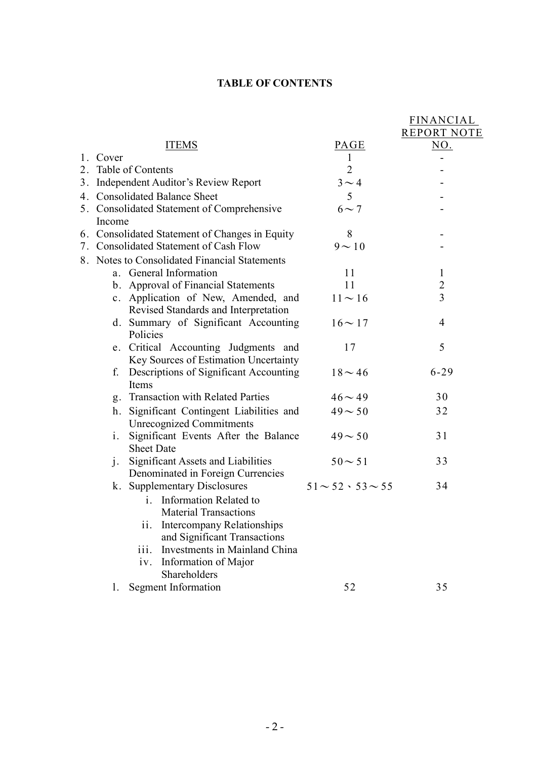# TABLE OF CONTENTS

| ITEMS | PAGE | FINANCIAL REPORT NOTE NO. |
|---|---|---|
| 1. Cover | 1 | - |
| 2. Table of Contents | 2 | - |
| 3. Independent Auditor's Review Report | 3～4 | - |
| 4. Consolidated Balance Sheet | 5 | - |
| 5. Consolidated Statement of Comprehensive Income | 6～7 | - |
| 6. Consolidated Statement of Changes in Equity | 8 | - |
| 7. Consolidated Statement of Cash Flow | 9～10 | - |
| 8. Notes to Consolidated Financial Statements | | |
| a. General Information | 11 | 1 |
| b. Approval of Financial Statements | 11 | 2 |
| c. Application of New, Amended, and Revised Standards and Interpretation | 11～16 | 3 |
| d. Summary of Significant Accounting Policies | 16～17 | 4 |
| e. Critical Accounting Judgments and Key Sources of Estimation Uncertainty | 17 | 5 |
| f. Descriptions of Significant Accounting Items | 18～46 | 6-29 |
| g. Transaction with Related Parties | 46～49 | 30 |
| h. Significant Contingent Liabilities and Unrecognized Commitments | 49～50 | 32 |
| i. Significant Events After the Balance Sheet Date | 49～50 | 31 |
| j. Significant Assets and Liabilities Denominated in Foreign Currencies | 50～51 | 33 |
| k. Supplementary Disclosures | 51～52、53～55 | 34 |
| i. Information Related to Material Transactions | | |
| ii. Intercompany Relationships and Significant Transactions | | |
| iii. Investments in Mainland China | | |
| iv. Information of Major Shareholders | | |
| l. Segment Information | 52 | 35 |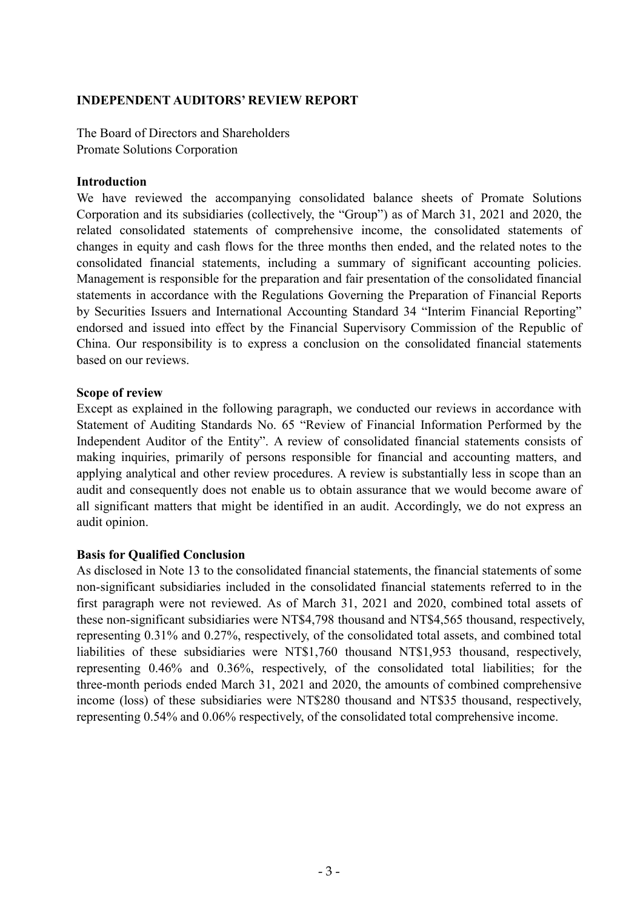# INDEPENDENT AUDITORS' REVIEW REPORT

The Board of Directors and Shareholders
Promate Solutions Corporation

## Introduction

We have reviewed the accompanying consolidated balance sheets of Promate Solutions Corporation and its subsidiaries (collectively, the "Group") as of March 31, 2021 and 2020, the related consolidated statements of comprehensive income, the consolidated statements of changes in equity and cash flows for the three months then ended, and the related notes to the consolidated financial statements, including a summary of significant accounting policies. Management is responsible for the preparation and fair presentation of the consolidated financial statements in accordance with the Regulations Governing the Preparation of Financial Reports by Securities Issuers and International Accounting Standard 34 "Interim Financial Reporting" endorsed and issued into effect by the Financial Supervisory Commission of the Republic of China. Our responsibility is to express a conclusion on the consolidated financial statements based on our reviews.

## Scope of review

Except as explained in the following paragraph, we conducted our reviews in accordance with Statement of Auditing Standards No. 65 "Review of Financial Information Performed by the Independent Auditor of the Entity". A review of consolidated financial statements consists of making inquiries, primarily of persons responsible for financial and accounting matters, and applying analytical and other review procedures. A review is substantially less in scope than an audit and consequently does not enable us to obtain assurance that we would become aware of all significant matters that might be identified in an audit. Accordingly, we do not express an audit opinion.

## Basis for Qualified Conclusion

As disclosed in Note 13 to the consolidated financial statements, the financial statements of some non-significant subsidiaries included in the consolidated financial statements referred to in the first paragraph were not reviewed. As of March 31, 2021 and 2020, combined total assets of these non-significant subsidiaries were NT$4,798 thousand and NT$4,565 thousand, respectively, representing 0.31% and 0.27%, respectively, of the consolidated total assets, and combined total liabilities of these subsidiaries were NT$1,760 thousand NT$1,953 thousand, respectively, representing 0.46% and 0.36%, respectively, of the consolidated total liabilities; for the three-month periods ended March 31, 2021 and 2020, the amounts of combined comprehensive income (loss) of these subsidiaries were NT$280 thousand and NT$35 thousand, respectively, representing 0.54% and 0.06% respectively, of the consolidated total comprehensive income.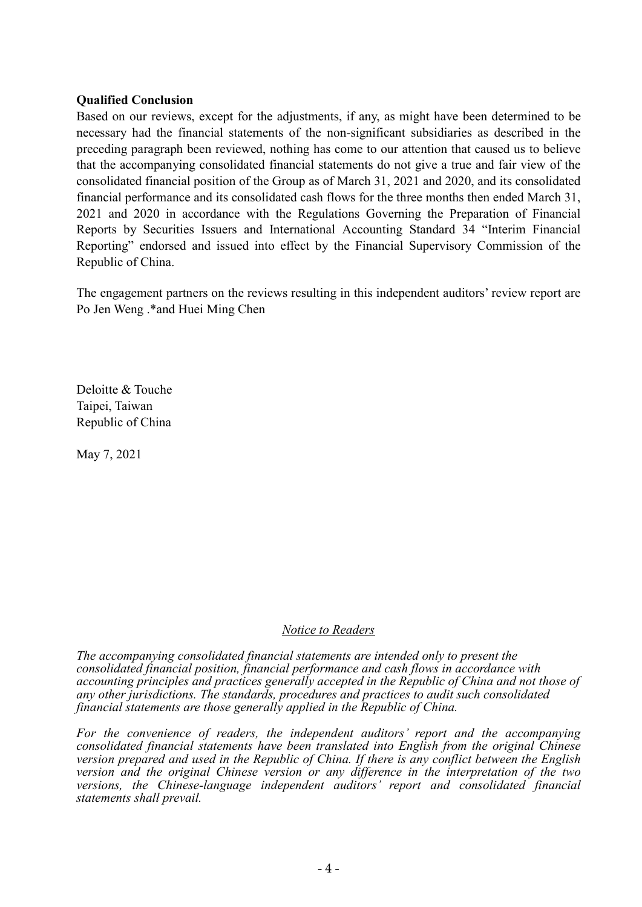**Qualified Conclusion**

Based on our reviews, except for the adjustments, if any, as might have been determined to be necessary had the financial statements of the non-significant subsidiaries as described in the preceding paragraph been reviewed, nothing has come to our attention that caused us to believe that the accompanying consolidated financial statements do not give a true and fair view of the consolidated financial position of the Group as of March 31, 2021 and 2020, and its consolidated financial performance and its consolidated cash flows for the three months then ended March 31, 2021 and 2020 in accordance with the Regulations Governing the Preparation of Financial Reports by Securities Issuers and International Accounting Standard 34 "Interim Financial Reporting" endorsed and issued into effect by the Financial Supervisory Commission of the Republic of China.

The engagement partners on the reviews resulting in this independent auditors' review report are Po Jen Weng .*and Huei Ming Chen

Deloitte & Touche
Taipei, Taiwan
Republic of China

May 7, 2021

## *Notice to Readers*

*The accompanying consolidated financial statements are intended only to present the consolidated financial position, financial performance and cash flows in accordance with accounting principles and practices generally accepted in the Republic of China and not those of any other jurisdictions. The standards, procedures and practices to audit such consolidated financial statements are those generally applied in the Republic of China.*

*For the convenience of readers, the independent auditors' report and the accompanying consolidated financial statements have been translated into English from the original Chinese version prepared and used in the Republic of China. If there is any conflict between the English version and the original Chinese version or any difference in the interpretation of the two versions, the Chinese-language independent auditors' report and consolidated financial statements shall prevail.*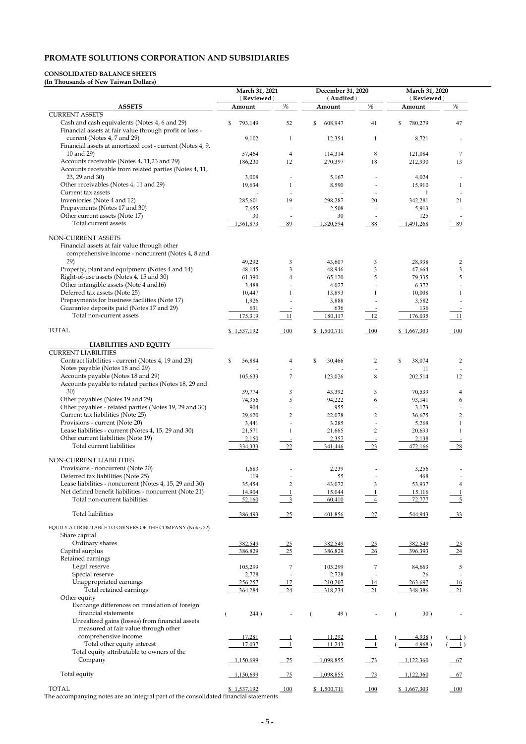## PROMATE SOLUTIONS CORPORATION AND SUBSIDIARIES

**CONSOLIDATED BALANCE SHEETS**
**(In Thousands of New Taiwan Dollars)**

| | March 31, 2021 (Reviewed) | | December 31, 2020 (Audited) | | March 31, 2020 (Reviewed) | |
|---|---|---|---|---|---|---|
| **ASSETS** | **Amount** | **%** | **Amount** | **%** | **Amount** | **%** |
| CURRENT ASSETS | | | | | | |
| Cash and cash equivalents (Notes 4, 6 and 29) | $ 793,149 | 52 | $ 608,947 | 41 | $ 780,279 | 47 |
| Financial assets at fair value through profit or loss - current (Notes 4, 7 and 29) | 9,102 | 1 | 12,354 | 1 | 8,721 | - |
| Financial assets at amortized cost - current (Notes 4, 9, 10 and 29) | 57,464 | 4 | 114,314 | 8 | 121,084 | 7 |
| Accounts receivable (Notes 4, 11,23 and 29) | 186,230 | 12 | 270,397 | 18 | 212,930 | 13 |
| Accounts receivable from related parties (Notes 4, 11, 23, 29 and 30) | 3,008 | - | 5,167 | - | 4,024 | - |
| Other receivables (Notes 4, 11 and 29) | 19,634 | 1 | 8,590 | - | 15,910 | 1 |
| Current tax assets | - | - | - | - | 1 | - |
| Inventories (Note 4 and 12) | 285,601 | 19 | 298,287 | 20 | 342,281 | 21 |
| Prepayments (Notes 17 and 30) | 7,655 | - | 2,508 | - | 5,913 | - |
| Other current assets (Note 17) | 30 | - | 30 | - | 125 | - |
| Total current assets | 1,361,873 | 89 | 1,320,594 | 88 | 1,491,268 | 89 |
| NON-CURRENT ASSETS | | | | | | |
| Financial assets at fair value through other comprehensive income - noncurrent (Notes 4, 8 and 29) | 49,292 | 3 | 43,607 | 3 | 28,938 | 2 |
| Property, plant and equipment (Notes 4 and 14) | 48,145 | 3 | 48,946 | 3 | 47,664 | 3 |
| Right-of-use assets (Notes 4, 15 and 30) | 61,390 | 4 | 65,120 | 5 | 79,335 | 5 |
| Other intangible assets (Note 4 and16) | 3,488 | - | 4,027 | - | 6,372 | - |
| Deferred tax assets (Note 25) | 10,447 | 1 | 13,893 | 1 | 10,008 | 1 |
| Prepayments for business facilities (Note 17) | 1,926 | - | 3,888 | - | 3,582 | - |
| Guarantee deposits paid (Notes 17 and 29) | 631 | - | 636 | - | 136 | - |
| Total non-current assets | 175,319 | 11 | 180,117 | 12 | 176,035 | 11 |
| TOTAL | $ 1,537,192 | 100 | $ 1,500,711 | 100 | $ 1,667,303 | 100 |
| **LIABILITIES AND EQUITY** | | | | | | |
| CURRENT LIABILITIES | | | | | | |
| Contract liabilities - current (Notes 4, 19 and 23) | $ 56,884 | 4 | $ 30,466 | 2 | $ 38,074 | 2 |
| Notes payable (Notes 18 and 29) | - | - | - | - | 11 | - |
| Accounts payable (Notes 18 and 29) | 105,633 | 7 | 123,026 | 8 | 202,514 | 12 |
| Accounts payable to related parties (Notes 18, 29 and 30) | 39,774 | 3 | 43,392 | 3 | 70,539 | 4 |
| Other payables (Notes 19 and 29) | 74,356 | 5 | 94,222 | 6 | 93,141 | 6 |
| Other payables - related parties (Notes 19, 29 and 30) | 904 | - | 955 | - | 3,173 | - |
| Current tax liabilities (Note 25) | 29,620 | 2 | 22,078 | 2 | 36,675 | 2 |
| Provisions - current (Note 20) | 3,441 | - | 3,285 | - | 5,268 | 1 |
| Lease liabilities - current (Notes 4, 15, 29 and 30) | 21,571 | 1 | 21,665 | 2 | 20,633 | 1 |
| Other current liabilities (Note 19) | 2,150 | - | 2,357 | - | 2,138 | - |
| Total current liabilities | 334,333 | 22 | 341,446 | 23 | 472,166 | 28 |
| NON-CURRENT LIABILITIES | | | | | | |
| Provisions - noncurrent (Note 20) | 1,683 | - | 2,239 | - | 3,256 | - |
| Deferred tax liabilities (Note 25) | 119 | - | 55 | - | 468 | - |
| Lease liabilities - noncurrent (Notes 4, 15, 29 and 30) | 35,454 | 2 | 43,072 | 3 | 53,937 | 4 |
| Net defined benefit liabilities - noncurrent (Note 21) | 14,904 | 1 | 15,044 | 1 | 15,116 | 1 |
| Total non-current liabilities | 52,160 | 3 | 60,410 | 4 | 72,777 | 5 |
| Total liabilities | 386,493 | 25 | 401,856 | 27 | 544,943 | 33 |
| EQUITY ATTRIBUTABLE TO OWNERS OF THE COMPANY (Notes 22) | | | | | | |
| Share capital | | | | | | |
| Ordinary shares | 382,549 | 25 | 382,549 | 25 | 382,549 | 23 |
| Capital surplus | 386,829 | 25 | 386,829 | 26 | 396,393 | 24 |
| Retained earnings | | | | | | |
| Legal reserve | 105,299 | 7 | 105,299 | 7 | 84,663 | 5 |
| Special reserve | 2,728 | - | 2,728 | - | 26 | - |
| Unappropriated earnings | 256,257 | 17 | 210,207 | 14 | 263,697 | 16 |
| Total retained earnings | 364,284 | 24 | 318,234 | 21 | 348,386 | 21 |
| Other equity | | | | | | |
| Exchange differences on translation of foreign financial statements | ( 244 ) | - | ( 49 ) | - | ( 30 ) | - |
| Unrealized gains (losses) from financial assets measured at fair value through other comprehensive income | 17,281 | 1 | 11,292 | 1 | ( 4,938 ) | ( 1 ) |
| Total other equity interest | 17,037 | 1 | 11,243 | 1 | ( 4,968 ) | ( 1 ) |
| Total equity attributable to owners of the Company | 1,150,699 | 75 | 1,098,855 | 73 | 1,122,360 | 67 |
| Total equity | 1,150,699 | 75 | 1,098,855 | 73 | 1,122,360 | 67 |
| TOTAL | $ 1,537,192 | 100 | $ 1,500,711 | 100 | $ 1,667,303 | 100 |

The accompanying notes are an integral part of the consolidated financial statements.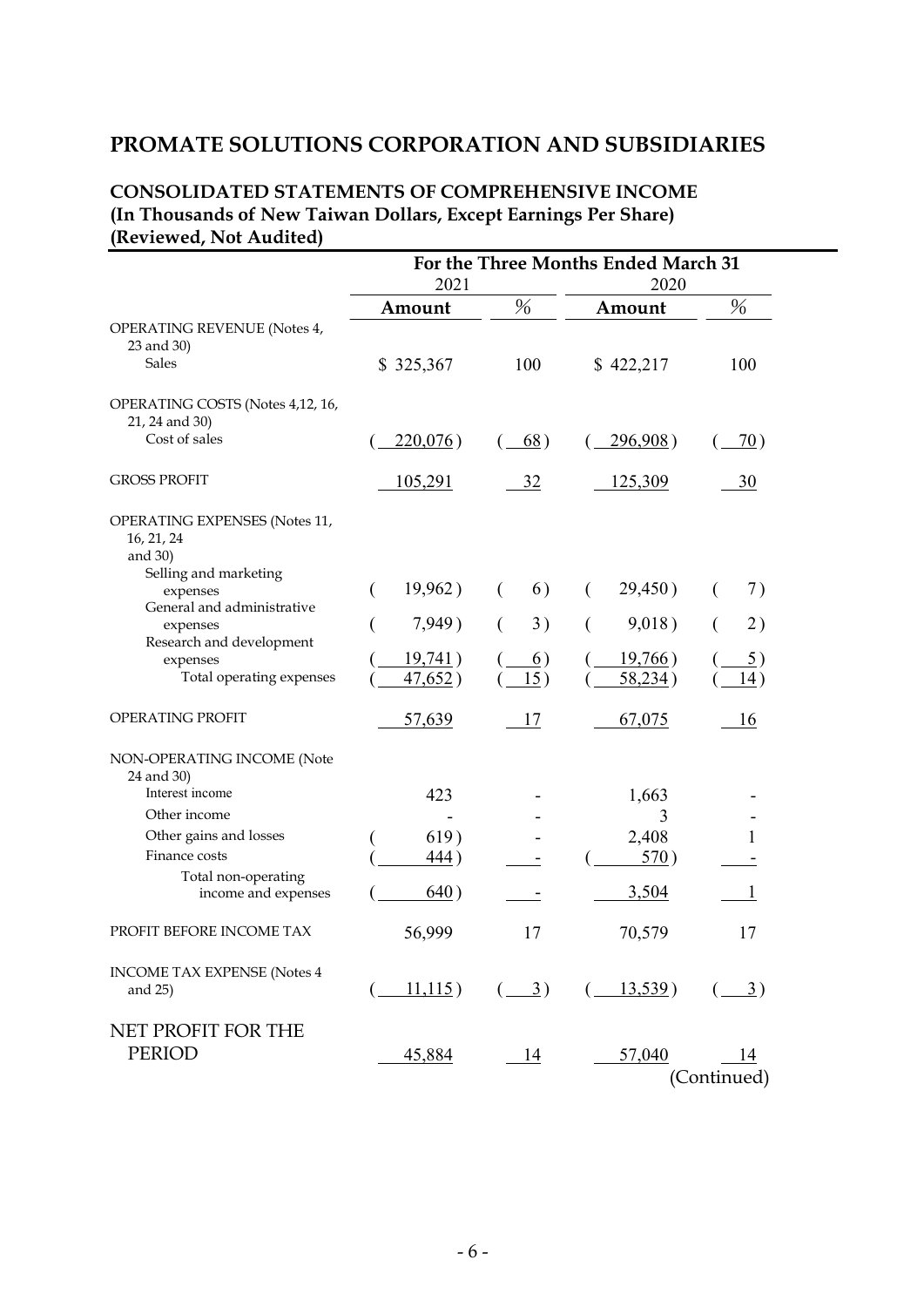# PROMATE SOLUTIONS CORPORATION AND SUBSIDIARIES

## CONSOLIDATED STATEMENTS OF COMPREHENSIVE INCOME
**(In Thousands of New Taiwan Dollars, Except Earnings Per Share)**
**(Reviewed, Not Audited)**

| | For the Three Months Ended March 31 | | | |
|---|---|---|---|---|
| | 2021 | | 2020 | |
| | Amount | % | Amount | % |
| OPERATING REVENUE (Notes 4, 23 and 30) | | | | |
| Sales | $ 325,367 | 100 | $ 422,217 | 100 |
| OPERATING COSTS (Notes 4,12, 16, 21, 24 and 30) | | | | |
| Cost of sales | ( 220,076 ) | ( 68 ) | ( 296,908 ) | ( 70 ) |
| GROSS PROFIT | 105,291 | 32 | 125,309 | 30 |
| OPERATING EXPENSES (Notes 11, 16, 21, 24 and 30) | | | | |
| Selling and marketing expenses | ( 19,962 ) | ( 6 ) | ( 29,450 ) | ( 7 ) |
| General and administrative expenses | ( 7,949 ) | ( 3 ) | ( 9,018 ) | ( 2 ) |
| Research and development expenses | ( 19,741 ) | ( 6 ) | ( 19,766 ) | ( 5 ) |
| Total operating expenses | ( 47,652 ) | ( 15 ) | ( 58,234 ) | ( 14 ) |
| OPERATING PROFIT | 57,639 | 17 | 67,075 | 16 |
| NON-OPERATING INCOME (Note 24 and 30) | | | | |
| Interest income | 423 | - | 1,663 | - |
| Other income | - | - | 3 | - |
| Other gains and losses | ( 619 ) | - | 2,408 | 1 |
| Finance costs | ( 444 ) | - | ( 570 ) | - |
| Total non-operating income and expenses | ( 640 ) | - | 3,504 | 1 |
| PROFIT BEFORE INCOME TAX | 56,999 | 17 | 70,579 | 17 |
| INCOME TAX EXPENSE (Notes 4 and 25) | ( 11,115 ) | ( 3 ) | ( 13,539 ) | ( 3 ) |
| NET PROFIT FOR THE PERIOD | 45,884 | 14 | 57,040 | 14 |

(Continued)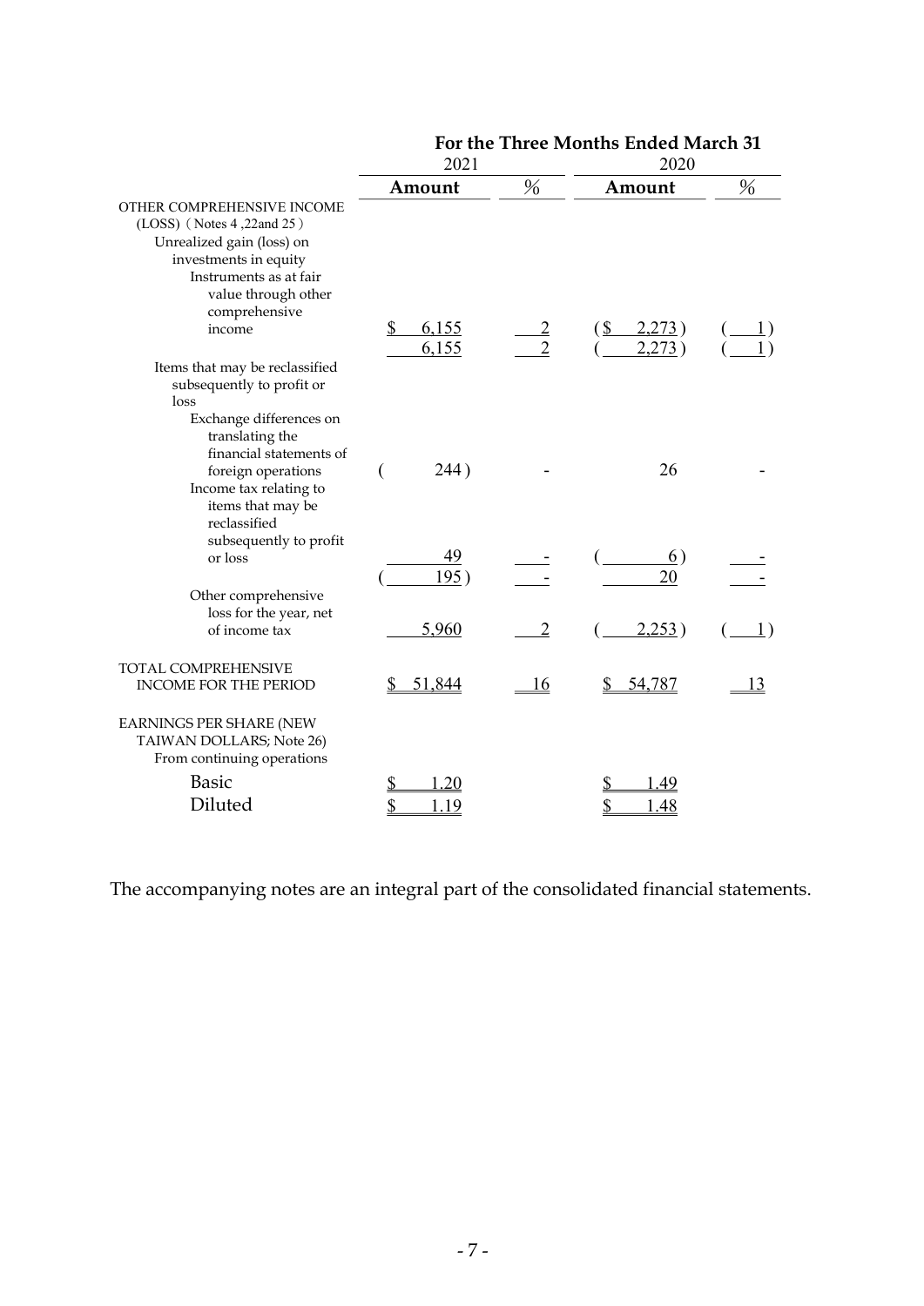| | For the Three Months Ended March 31 | | | |
|---|---|---|---|---|
| | 2021 | | 2020 | |
| | Amount | % | Amount | % |
| OTHER COMPREHENSIVE INCOME (LOSS) (Notes 4 ,22and 25) | | | | |
| Unrealized gain (loss) on investments in equity Instruments as at fair value through other comprehensive income | $ 6,155 | 2 | ($ 2,273) | (1) |
| | 6,155 | 2 | (2,273) | (1) |
| Items that may be reclassified subsequently to profit or loss | | | | |
| Exchange differences on translating the financial statements of foreign operations | (244) | - | 26 | - |
| Income tax relating to items that may be reclassified subsequently to profit or loss | 49 | - | (6) | - |
| | (195) | - | 20 | - |
| Other comprehensive loss for the year, net of income tax | 5,960 | 2 | (2,253) | (1) |
| TOTAL COMPREHENSIVE INCOME FOR THE PERIOD | $ 51,844 | 16 | $ 54,787 | 13 |
| EARNINGS PER SHARE (NEW TAIWAN DOLLARS; Note 26) | | | | |
| From continuing operations | | | | |
| Basic | $ 1.20 | | $ 1.49 | |
| Diluted | $ 1.19 | | $ 1.48 | |

The accompanying notes are an integral part of the consolidated financial statements.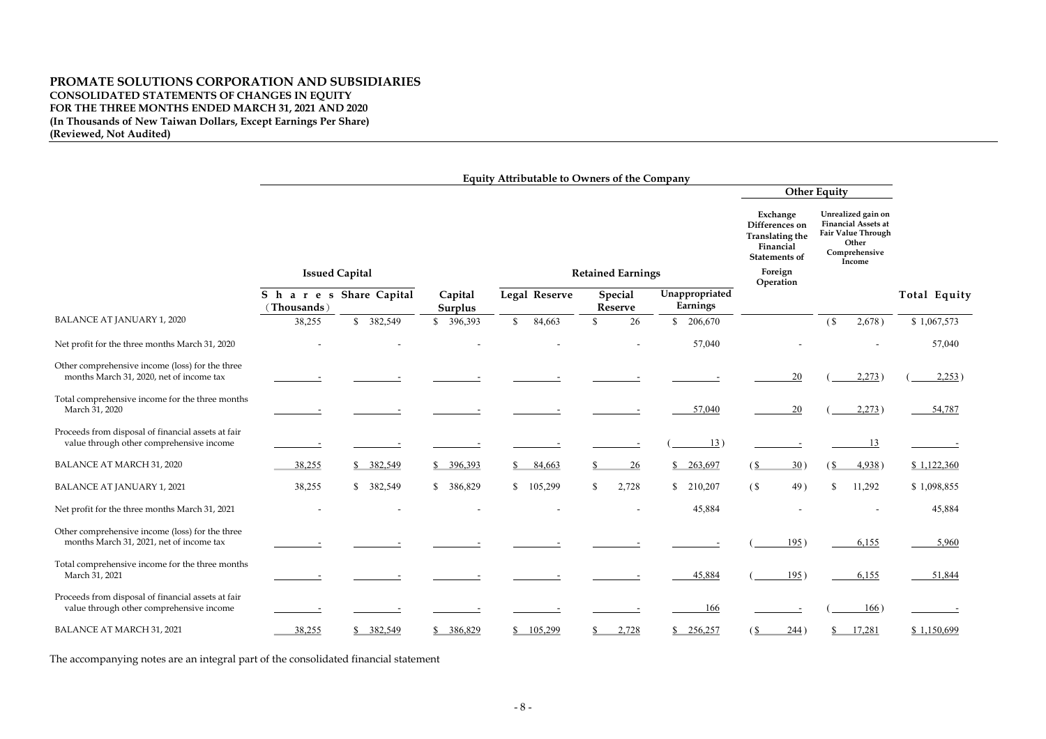**PROMATE SOLUTIONS CORPORATION AND SUBSIDIARIES**
**CONSOLIDATED STATEMENTS OF CHANGES IN EQUITY**
**FOR THE THREE MONTHS ENDED MARCH 31, 2021 AND 2020**
**(In Thousands of New Taiwan Dollars, Except Earnings Per Share)**
**(Reviewed, Not Audited)**

| | Equity Attributable to Owners of the Company | | | | | | | | |
|---|---|---|---|---|---|---|---|---|---|
| | | | | | | | Other Equity | | |
| | Issued Capital | | | Retained Earnings | | | Exchange Differences on Translating the Financial Statements of Foreign Operation | Unrealized gain on Financial Assets at Fair Value Through Other Comprehensive Income | |
| | Shares (Thousands) | Share Capital | Capital Surplus | Legal Reserve | Special Reserve | Unappropriated Earnings | | | Total Equity |
| BALANCE AT JANUARY 1, 2020 | 38,255 | $ 382,549 | $ 396,393 | $ 84,663 | $ 26 | $ 206,670 | | ($ 2,678) | $ 1,067,573 |
| Net profit for the three months March 31, 2020 | - | - | - | - | - | 57,040 | - | - | 57,040 |
| Other comprehensive income (loss) for the three months March 31, 2020, net of income tax | - | - | - | - | - | - | 20 | ( 2,273) | ( 2,253) |
| Total comprehensive income for the three months March 31, 2020 | - | - | - | - | - | 57,040 | 20 | ( 2,273) | 54,787 |
| Proceeds from disposal of financial assets at fair value through other comprehensive income | - | - | - | - | - | ( 13) | - | 13 | - |
| BALANCE AT MARCH 31, 2020 | 38,255 | $ 382,549 | $ 396,393 | $ 84,663 | $ 26 | $ 263,697 | ($ 30) | ($ 4,938) | $ 1,122,360 |
| BALANCE AT JANUARY 1, 2021 | 38,255 | $ 382,549 | $ 386,829 | $ 105,299 | $ 2,728 | $ 210,207 | ($ 49) | $ 11,292 | $ 1,098,855 |
| Net profit for the three months March 31, 2021 | - | - | - | - | - | 45,884 | - | - | 45,884 |
| Other comprehensive income (loss) for the three months March 31, 2021, net of income tax | - | - | - | - | - | - | ( 195) | 6,155 | 5,960 |
| Total comprehensive income for the three months March 31, 2021 | - | - | - | - | - | 45,884 | ( 195) | 6,155 | 51,844 |
| Proceeds from disposal of financial assets at fair value through other comprehensive income | - | - | - | - | - | 166 | - | ( 166) | - |
| BALANCE AT MARCH 31, 2021 | 38,255 | $ 382,549 | $ 386,829 | $ 105,299 | $ 2,728 | $ 256,257 | ($ 244) | $ 17,281 | $ 1,150,699 |

The accompanying notes are an integral part of the consolidated financial statement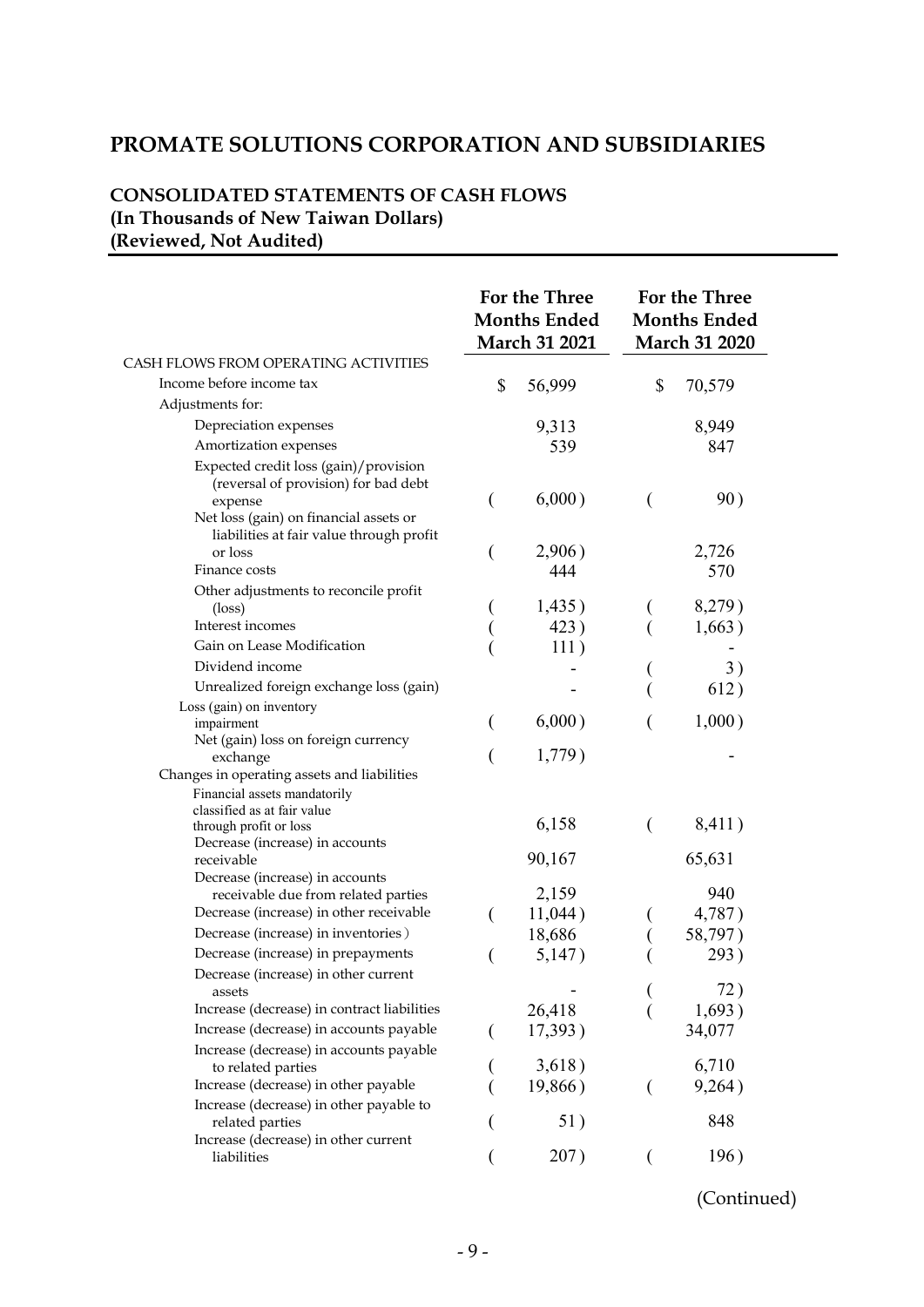# PROMATE SOLUTIONS CORPORATION AND SUBSIDIARIES

## CONSOLIDATED STATEMENTS OF CASH FLOWS
**(In Thousands of New Taiwan Dollars)**
**(Reviewed, Not Audited)**

| | For the Three Months Ended March 31 2021 | For the Three Months Ended March 31 2020 |
|---|---|---|
| CASH FLOWS FROM OPERATING ACTIVITIES | | |
| Income before income tax | $ 56,999 | $ 70,579 |
| Adjustments for: | | |
| Depreciation expenses | 9,313 | 8,949 |
| Amortization expenses | 539 | 847 |
| Expected credit loss (gain)/provision (reversal of provision) for bad debt expense | ( 6,000 ) | ( 90 ) |
| Net loss (gain) on financial assets or liabilities at fair value through profit or loss | ( 2,906 ) | 2,726 |
| Finance costs | 444 | 570 |
| Other adjustments to reconcile profit (loss) | ( 1,435 ) | ( 8,279 ) |
| Interest incomes | ( 423 ) | ( 1,663 ) |
| Gain on Lease Modification | ( 111 ) | - |
| Dividend income | - | ( 3 ) |
| Unrealized foreign exchange loss (gain) | - | ( 612 ) |
| Loss (gain) on inventory impairment | ( 6,000 ) | ( 1,000 ) |
| Net (gain) loss on foreign currency exchange | ( 1,779 ) | - |
| Changes in operating assets and liabilities | | |
| Financial assets mandatorily classified as at fair value through profit or loss | 6,158 | ( 8,411 ) |
| Decrease (increase) in accounts receivable | 90,167 | 65,631 |
| Decrease (increase) in accounts receivable due from related parties | 2,159 | 940 |
| Decrease (increase) in other receivable | ( 11,044 ) | ( 4,787 ) |
| Decrease (increase) in inventories ) | 18,686 | ( 58,797 ) |
| Decrease (increase) in prepayments | ( 5,147 ) | ( 293 ) |
| Decrease (increase) in other current assets | - | ( 72 ) |
| Increase (decrease) in contract liabilities | 26,418 | ( 1,693 ) |
| Increase (decrease) in accounts payable | ( 17,393 ) | 34,077 |
| Increase (decrease) in accounts payable to related parties | ( 3,618 ) | 6,710 |
| Increase (decrease) in other payable | ( 19,866 ) | ( 9,264 ) |
| Increase (decrease) in other payable to related parties | ( 51 ) | 848 |
| Increase (decrease) in other current liabilities | ( 207 ) | ( 196 ) |

(Continued)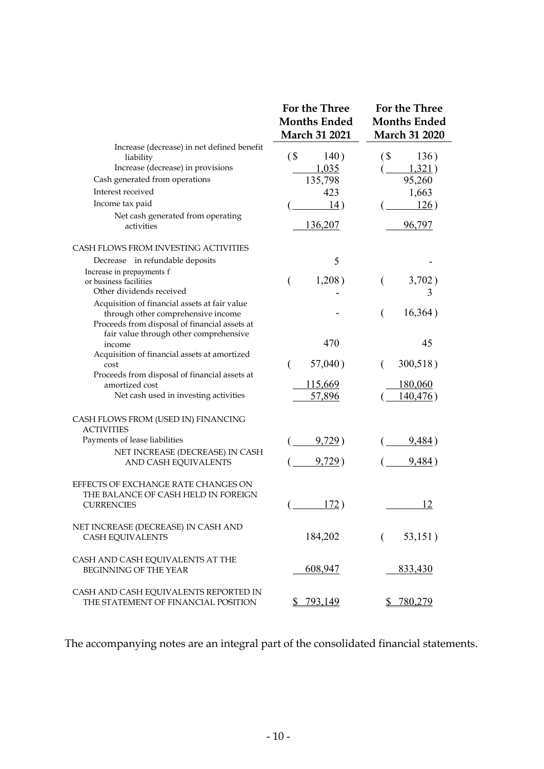| | For the Three Months Ended March 31 2021 | For the Three Months Ended March 31 2020 |
|---|---|---|
| Increase (decrease) in net defined benefit liability | ($ 140) | ($ 136) |
| Increase (decrease) in provisions | 1,035 | ( 1,321) |
| Cash generated from operations | 135,798 | 95,260 |
| Interest received | 423 | 1,663 |
| Income tax paid | ( 14) | ( 126) |
| Net cash generated from operating activities | 136,207 | 96,797 |
| CASH FLOWS FROM INVESTING ACTIVITIES | | |
| Decrease in refundable deposits | 5 | - |
| Increase in prepayments f or business facilities | ( 1,208) | ( 3,702) |
| Other dividends received | - | 3 |
| Acquisition of financial assets at fair value through other comprehensive income | - | ( 16,364) |
| Proceeds from disposal of financial assets at fair value through other comprehensive income | 470 | 45 |
| Acquisition of financial assets at amortized cost | ( 57,040) | ( 300,518) |
| Proceeds from disposal of financial assets at amortized cost | 115,669 | 180,060 |
| Net cash used in investing activities | 57,896 | ( 140,476) |
| CASH FLOWS FROM (USED IN) FINANCING ACTIVITIES | | |
| Payments of lease liabilities | ( 9,729) | ( 9,484) |
| NET INCREASE (DECREASE) IN CASH AND CASH EQUIVALENTS | ( 9,729) | ( 9,484) |
| EFFECTS OF EXCHANGE RATE CHANGES ON THE BALANCE OF CASH HELD IN FOREIGN CURRENCIES | ( 172) | 12 |
| NET INCREASE (DECREASE) IN CASH AND CASH EQUIVALENTS | 184,202 | ( 53,151) |
| CASH AND CASH EQUIVALENTS AT THE BEGINNING OF THE YEAR | 608,947 | 833,430 |
| CASH AND CASH EQUIVALENTS REPORTED IN THE STATEMENT OF FINANCIAL POSITION | $ 793,149 | $ 780,279 |

The accompanying notes are an integral part of the consolidated financial statements.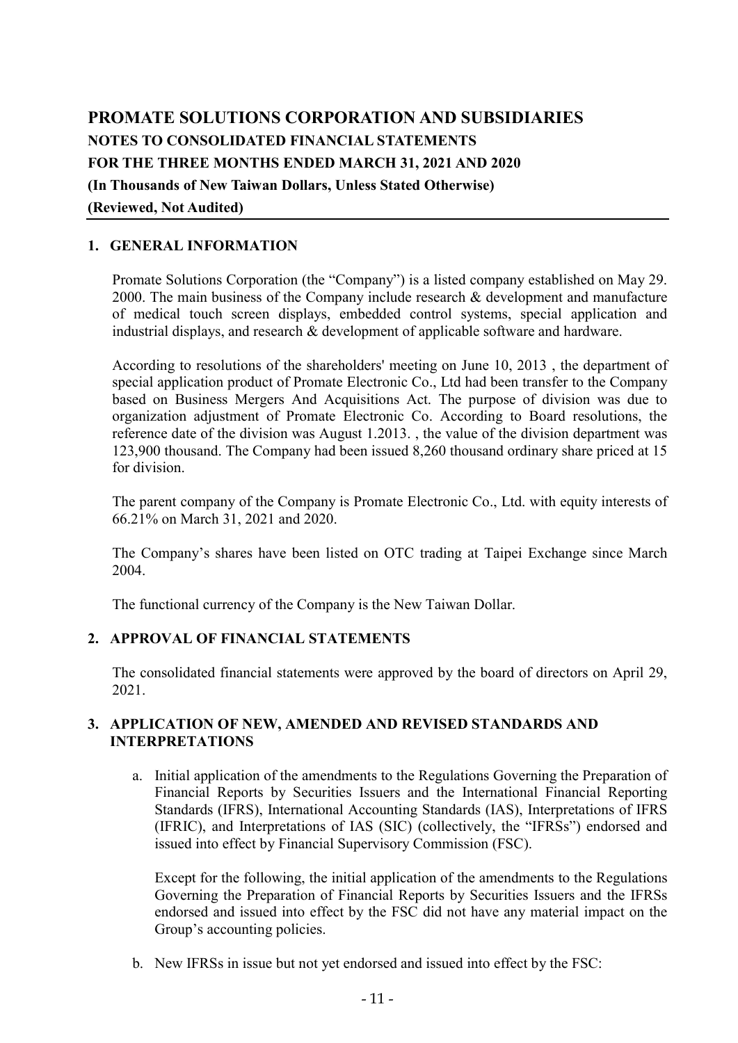# PROMATE SOLUTIONS CORPORATION AND SUBSIDIARIES

## NOTES TO CONSOLIDATED FINANCIAL STATEMENTS

## FOR THE THREE MONTHS ENDED MARCH 31, 2021 AND 2020

## (In Thousands of New Taiwan Dollars, Unless Stated Otherwise)

## (Reviewed, Not Audited)

### 1. GENERAL INFORMATION

Promate Solutions Corporation (the "Company") is a listed company established on May 29. 2000. The main business of the Company include research & development and manufacture of medical touch screen displays, embedded control systems, special application and industrial displays, and research & development of applicable software and hardware.

According to resolutions of the shareholders' meeting on June 10, 2013 , the department of special application product of Promate Electronic Co., Ltd had been transfer to the Company based on Business Mergers And Acquisitions Act. The purpose of division was due to organization adjustment of Promate Electronic Co. According to Board resolutions, the reference date of the division was August 1.2013. , the value of the division department was 123,900 thousand. The Company had been issued 8,260 thousand ordinary share priced at 15 for division.

The parent company of the Company is Promate Electronic Co., Ltd. with equity interests of 66.21% on March 31, 2021 and 2020.

The Company's shares have been listed on OTC trading at Taipei Exchange since March 2004.

The functional currency of the Company is the New Taiwan Dollar.

### 2. APPROVAL OF FINANCIAL STATEMENTS

The consolidated financial statements were approved by the board of directors on April 29, 2021.

### 3. APPLICATION OF NEW, AMENDED AND REVISED STANDARDS AND INTERPRETATIONS

a. Initial application of the amendments to the Regulations Governing the Preparation of Financial Reports by Securities Issuers and the International Financial Reporting Standards (IFRS), International Accounting Standards (IAS), Interpretations of IFRS (IFRIC), and Interpretations of IAS (SIC) (collectively, the "IFRSs") endorsed and issued into effect by Financial Supervisory Commission (FSC).

   Except for the following, the initial application of the amendments to the Regulations Governing the Preparation of Financial Reports by Securities Issuers and the IFRSs endorsed and issued into effect by the FSC did not have any material impact on the Group's accounting policies.

b. New IFRSs in issue but not yet endorsed and issued into effect by the FSC: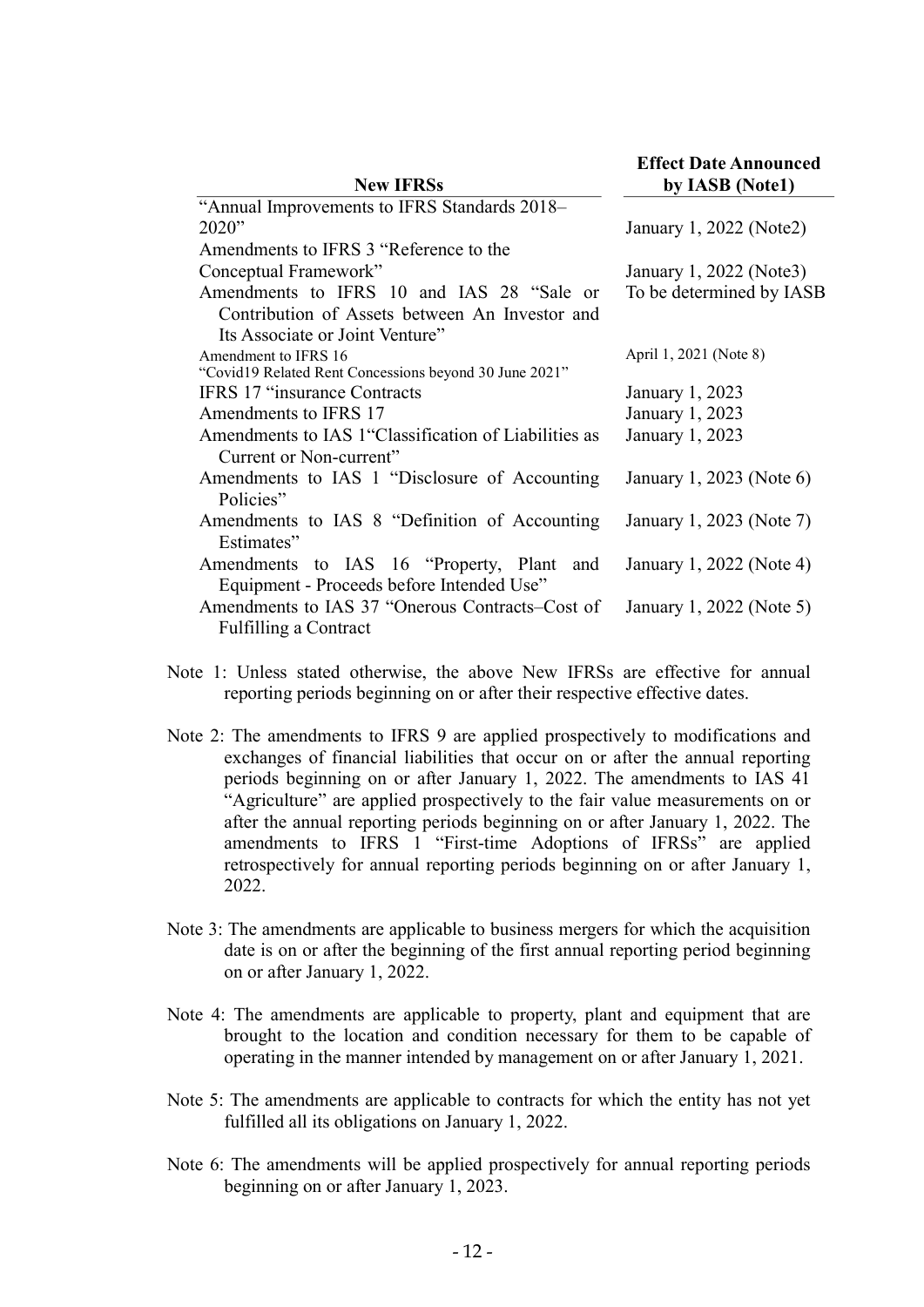| New IFRSs | Effect Date Announced by IASB (Note1) |
|---|---|
| "Annual Improvements to IFRS Standards 2018–2020" | January 1, 2022 (Note2) |
| Amendments to IFRS 3 "Reference to the Conceptual Framework" | January 1, 2022 (Note3) |
| Amendments to IFRS 10 and IAS 28 "Sale or Contribution of Assets between An Investor and Its Associate or Joint Venture" | To be determined by IASB |
| Amendment to IFRS 16 "Covid19 Related Rent Concessions beyond 30 June 2021" | April 1, 2021 (Note 8) |
| IFRS 17 "insurance Contracts | January 1, 2023 |
| Amendments to IFRS 17 | January 1, 2023 |
| Amendments to IAS 1"Classification of Liabilities as Current or Non-current" | January 1, 2023 |
| Amendments to IAS 1 "Disclosure of Accounting Policies" | January 1, 2023 (Note 6) |
| Amendments to IAS 8 "Definition of Accounting Estimates" | January 1, 2023 (Note 7) |
| Amendments to IAS 16 "Property, Plant and Equipment - Proceeds before Intended Use" | January 1, 2022 (Note 4) |
| Amendments to IAS 37 "Onerous Contracts–Cost of Fulfilling a Contract | January 1, 2022 (Note 5) |

Note 1: Unless stated otherwise, the above New IFRSs are effective for annual reporting periods beginning on or after their respective effective dates.

Note 2: The amendments to IFRS 9 are applied prospectively to modifications and exchanges of financial liabilities that occur on or after the annual reporting periods beginning on or after January 1, 2022. The amendments to IAS 41 "Agriculture" are applied prospectively to the fair value measurements on or after the annual reporting periods beginning on or after January 1, 2022. The amendments to IFRS 1 "First-time Adoptions of IFRSs" are applied retrospectively for annual reporting periods beginning on or after January 1, 2022.

Note 3: The amendments are applicable to business mergers for which the acquisition date is on or after the beginning of the first annual reporting period beginning on or after January 1, 2022.

Note 4: The amendments are applicable to property, plant and equipment that are brought to the location and condition necessary for them to be capable of operating in the manner intended by management on or after January 1, 2021.

Note 5: The amendments are applicable to contracts for which the entity has not yet fulfilled all its obligations on January 1, 2022.

Note 6: The amendments will be applied prospectively for annual reporting periods beginning on or after January 1, 2023.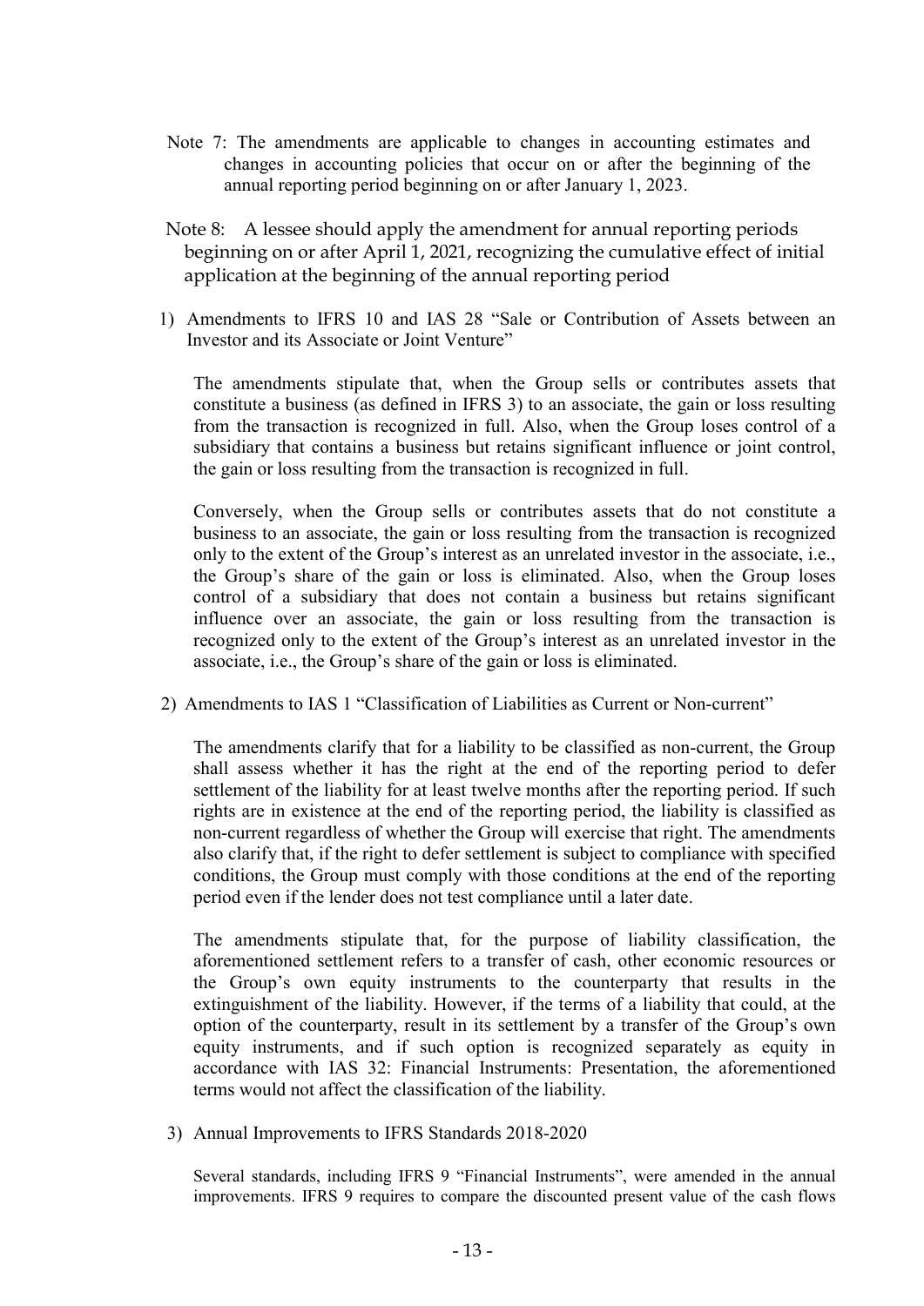Note 7: The amendments are applicable to changes in accounting estimates and changes in accounting policies that occur on or after the beginning of the annual reporting period beginning on or after January 1, 2023.

Note 8: A lessee should apply the amendment for annual reporting periods beginning on or after April 1, 2021, recognizing the cumulative effect of initial application at the beginning of the annual reporting period

1) Amendments to IFRS 10 and IAS 28 "Sale or Contribution of Assets between an Investor and its Associate or Joint Venture"

   The amendments stipulate that, when the Group sells or contributes assets that constitute a business (as defined in IFRS 3) to an associate, the gain or loss resulting from the transaction is recognized in full. Also, when the Group loses control of a subsidiary that contains a business but retains significant influence or joint control, the gain or loss resulting from the transaction is recognized in full.

   Conversely, when the Group sells or contributes assets that do not constitute a business to an associate, the gain or loss resulting from the transaction is recognized only to the extent of the Group's interest as an unrelated investor in the associate, i.e., the Group's share of the gain or loss is eliminated. Also, when the Group loses control of a subsidiary that does not contain a business but retains significant influence over an associate, the gain or loss resulting from the transaction is recognized only to the extent of the Group's interest as an unrelated investor in the associate, i.e., the Group's share of the gain or loss is eliminated.

2) Amendments to IAS 1 "Classification of Liabilities as Current or Non-current"

   The amendments clarify that for a liability to be classified as non-current, the Group shall assess whether it has the right at the end of the reporting period to defer settlement of the liability for at least twelve months after the reporting period. If such rights are in existence at the end of the reporting period, the liability is classified as non-current regardless of whether the Group will exercise that right. The amendments also clarify that, if the right to defer settlement is subject to compliance with specified conditions, the Group must comply with those conditions at the end of the reporting period even if the lender does not test compliance until a later date.

   The amendments stipulate that, for the purpose of liability classification, the aforementioned settlement refers to a transfer of cash, other economic resources or the Group's own equity instruments to the counterparty that results in the extinguishment of the liability. However, if the terms of a liability that could, at the option of the counterparty, result in its settlement by a transfer of the Group's own equity instruments, and if such option is recognized separately as equity in accordance with IAS 32: Financial Instruments: Presentation, the aforementioned terms would not affect the classification of the liability.

3) Annual Improvements to IFRS Standards 2018-2020

   Several standards, including IFRS 9 "Financial Instruments", were amended in the annual improvements. IFRS 9 requires to compare the discounted present value of the cash flows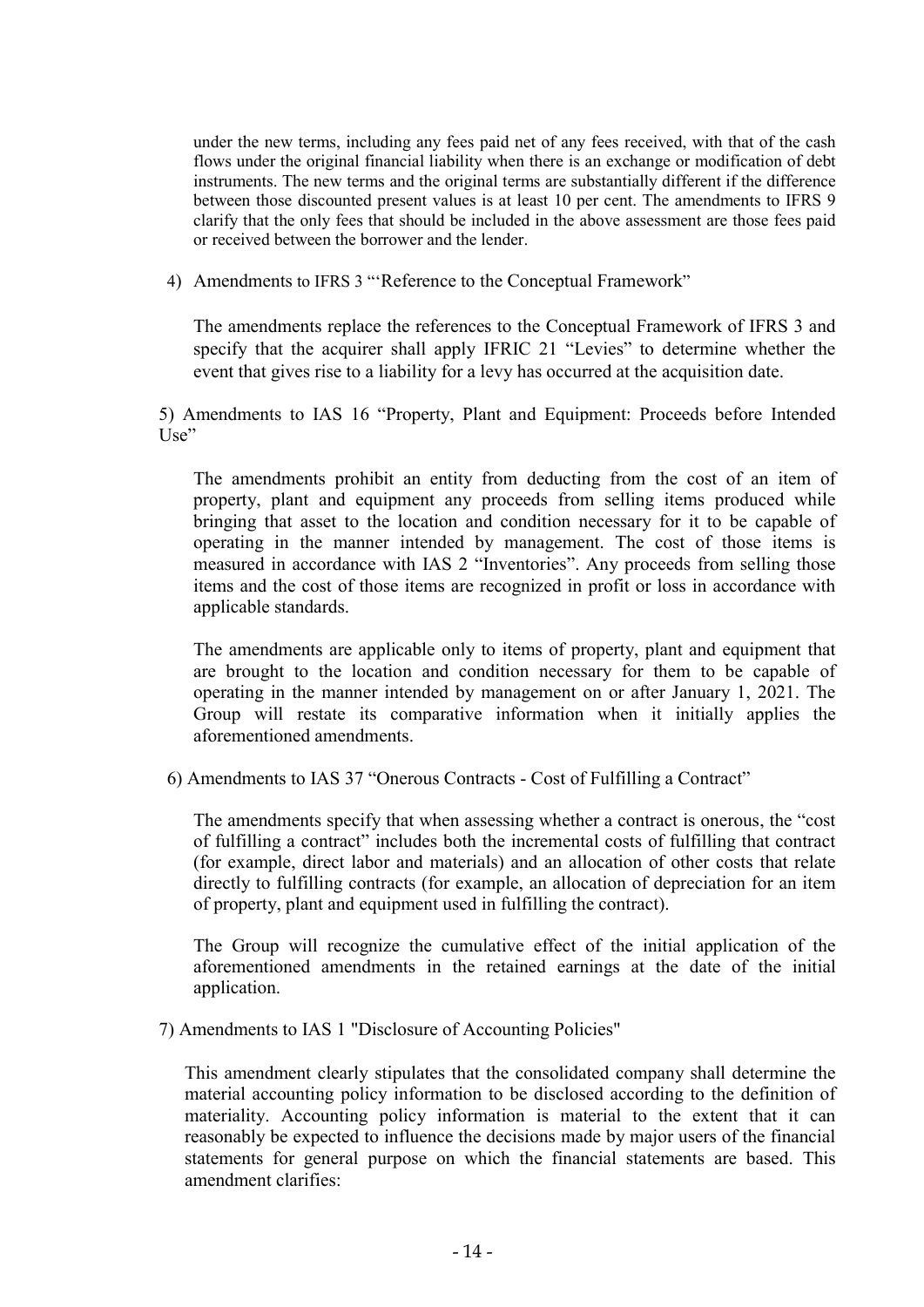under the new terms, including any fees paid net of any fees received, with that of the cash flows under the original financial liability when there is an exchange or modification of debt instruments. The new terms and the original terms are substantially different if the difference between those discounted present values is at least 10 per cent. The amendments to IFRS 9 clarify that the only fees that should be included in the above assessment are those fees paid or received between the borrower and the lender.

4) Amendments to IFRS 3 "'Reference to the Conceptual Framework"

The amendments replace the references to the Conceptual Framework of IFRS 3 and specify that the acquirer shall apply IFRIC 21 "Levies" to determine whether the event that gives rise to a liability for a levy has occurred at the acquisition date.

5) Amendments to IAS 16 "Property, Plant and Equipment: Proceeds before Intended Use"

The amendments prohibit an entity from deducting from the cost of an item of property, plant and equipment any proceeds from selling items produced while bringing that asset to the location and condition necessary for it to be capable of operating in the manner intended by management. The cost of those items is measured in accordance with IAS 2 "Inventories". Any proceeds from selling those items and the cost of those items are recognized in profit or loss in accordance with applicable standards.

The amendments are applicable only to items of property, plant and equipment that are brought to the location and condition necessary for them to be capable of operating in the manner intended by management on or after January 1, 2021. The Group will restate its comparative information when it initially applies the aforementioned amendments.

6) Amendments to IAS 37 "Onerous Contracts - Cost of Fulfilling a Contract"

The amendments specify that when assessing whether a contract is onerous, the "cost of fulfilling a contract" includes both the incremental costs of fulfilling that contract (for example, direct labor and materials) and an allocation of other costs that relate directly to fulfilling contracts (for example, an allocation of depreciation for an item of property, plant and equipment used in fulfilling the contract).

The Group will recognize the cumulative effect of the initial application of the aforementioned amendments in the retained earnings at the date of the initial application.

7) Amendments to IAS 1 "Disclosure of Accounting Policies"

This amendment clearly stipulates that the consolidated company shall determine the material accounting policy information to be disclosed according to the definition of materiality. Accounting policy information is material to the extent that it can reasonably be expected to influence the decisions made by major users of the financial statements for general purpose on which the financial statements are based. This amendment clarifies: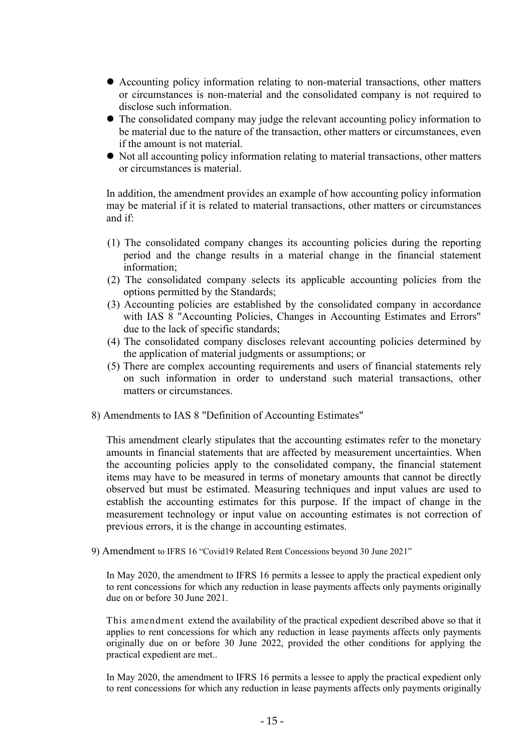- Accounting policy information relating to non-material transactions, other matters or circumstances is non-material and the consolidated company is not required to disclose such information.
- The consolidated company may judge the relevant accounting policy information to be material due to the nature of the transaction, other matters or circumstances, even if the amount is not material.
- Not all accounting policy information relating to material transactions, other matters or circumstances is material.

In addition, the amendment provides an example of how accounting policy information may be material if it is related to material transactions, other matters or circumstances and if:

(1) The consolidated company changes its accounting policies during the reporting period and the change results in a material change in the financial statement information;
(2) The consolidated company selects its applicable accounting policies from the options permitted by the Standards;
(3) Accounting policies are established by the consolidated company in accordance with IAS 8 "Accounting Policies, Changes in Accounting Estimates and Errors" due to the lack of specific standards;
(4) The consolidated company discloses relevant accounting policies determined by the application of material judgments or assumptions; or
(5) There are complex accounting requirements and users of financial statements rely on such information in order to understand such material transactions, other matters or circumstances.

8) Amendments to IAS 8 "Definition of Accounting Estimates"

This amendment clearly stipulates that the accounting estimates refer to the monetary amounts in financial statements that are affected by measurement uncertainties. When the accounting policies apply to the consolidated company, the financial statement items may have to be measured in terms of monetary amounts that cannot be directly observed but must be estimated. Measuring techniques and input values are used to establish the accounting estimates for this purpose. If the impact of change in the measurement technology or input value on accounting estimates is not correction of previous errors, it is the change in accounting estimates.

9) Amendment to IFRS 16 "Covid19 Related Rent Concessions beyond 30 June 2021"

In May 2020, the amendment to IFRS 16 permits a lessee to apply the practical expedient only to rent concessions for which any reduction in lease payments affects only payments originally due on or before 30 June 2021.

This amendment extend the availability of the practical expedient described above so that it applies to rent concessions for which any reduction in lease payments affects only payments originally due on or before 30 June 2022, provided the other conditions for applying the practical expedient are met..

In May 2020, the amendment to IFRS 16 permits a lessee to apply the practical expedient only to rent concessions for which any reduction in lease payments affects only payments originally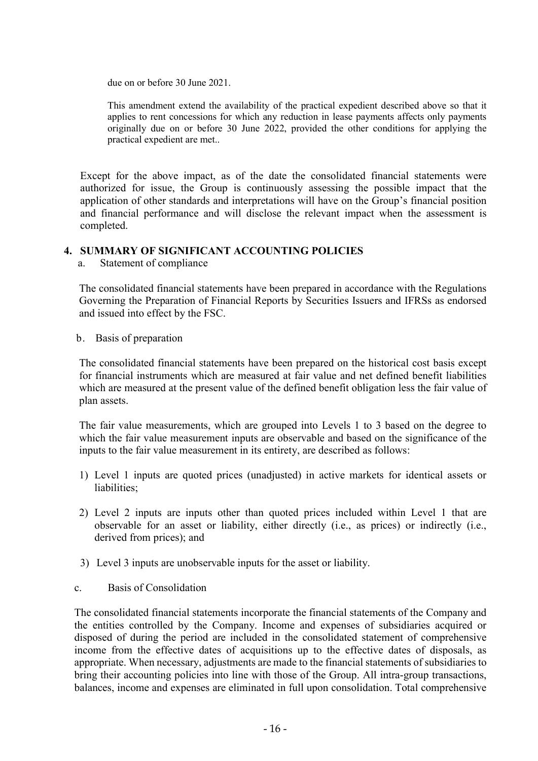due on or before 30 June 2021.

This amendment extend the availability of the practical expedient described above so that it applies to rent concessions for which any reduction in lease payments affects only payments originally due on or before 30 June 2022, provided the other conditions for applying the practical expedient are met..

Except for the above impact, as of the date the consolidated financial statements were authorized for issue, the Group is continuously assessing the possible impact that the application of other standards and interpretations will have on the Group's financial position and financial performance and will disclose the relevant impact when the assessment is completed.

## 4. SUMMARY OF SIGNIFICANT ACCOUNTING POLICIES

a. Statement of compliance

The consolidated financial statements have been prepared in accordance with the Regulations Governing the Preparation of Financial Reports by Securities Issuers and IFRSs as endorsed and issued into effect by the FSC.

b. Basis of preparation

The consolidated financial statements have been prepared on the historical cost basis except for financial instruments which are measured at fair value and net defined benefit liabilities which are measured at the present value of the defined benefit obligation less the fair value of plan assets.

The fair value measurements, which are grouped into Levels 1 to 3 based on the degree to which the fair value measurement inputs are observable and based on the significance of the inputs to the fair value measurement in its entirety, are described as follows:

1) Level 1 inputs are quoted prices (unadjusted) in active markets for identical assets or liabilities;

2) Level 2 inputs are inputs other than quoted prices included within Level 1 that are observable for an asset or liability, either directly (i.e., as prices) or indirectly (i.e., derived from prices); and

3) Level 3 inputs are unobservable inputs for the asset or liability.

c. Basis of Consolidation

The consolidated financial statements incorporate the financial statements of the Company and the entities controlled by the Company. Income and expenses of subsidiaries acquired or disposed of during the period are included in the consolidated statement of comprehensive income from the effective dates of acquisitions up to the effective dates of disposals, as appropriate. When necessary, adjustments are made to the financial statements of subsidiaries to bring their accounting policies into line with those of the Group. All intra-group transactions, balances, income and expenses are eliminated in full upon consolidation. Total comprehensive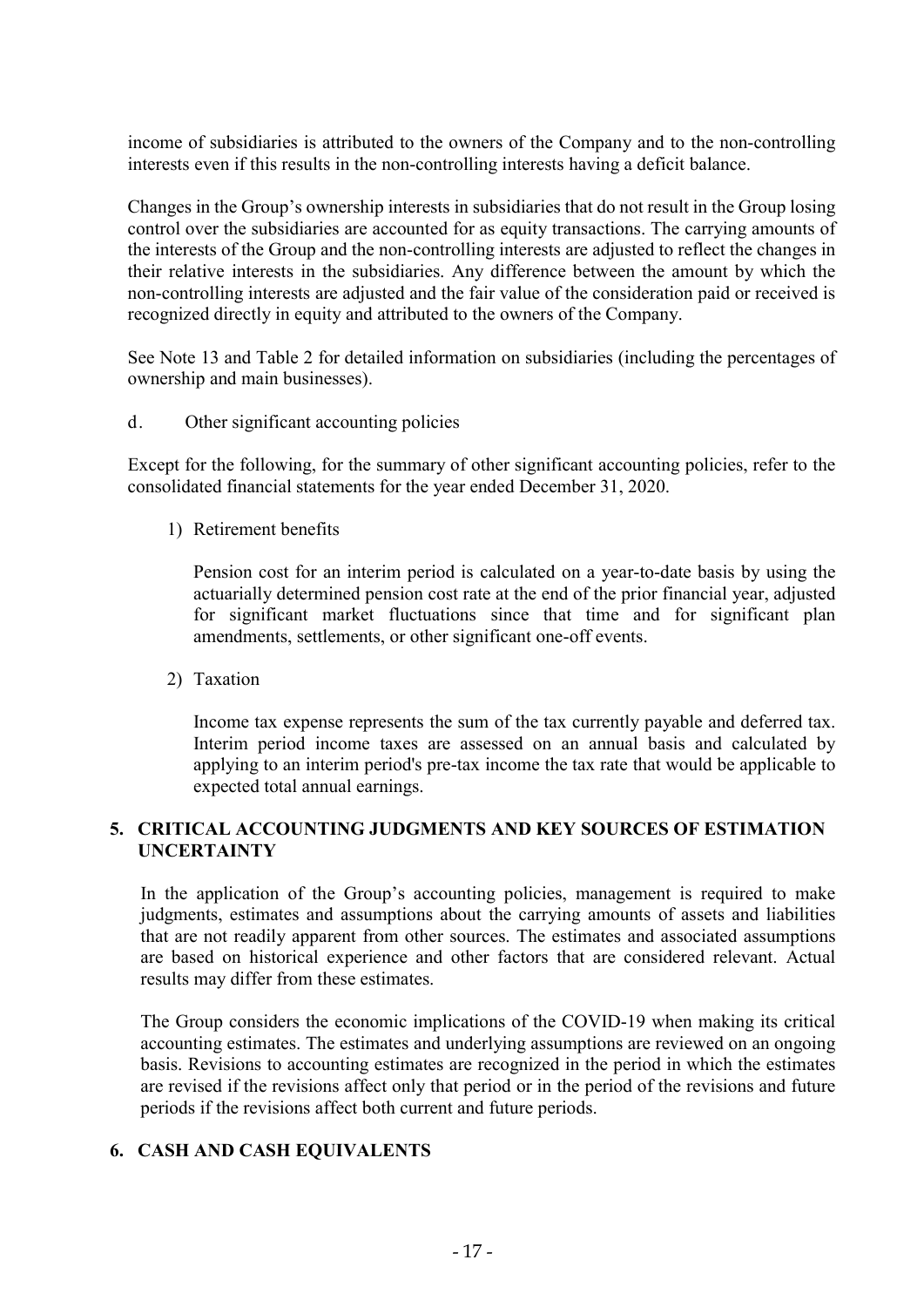income of subsidiaries is attributed to the owners of the Company and to the non-controlling interests even if this results in the non-controlling interests having a deficit balance.

Changes in the Group's ownership interests in subsidiaries that do not result in the Group losing control over the subsidiaries are accounted for as equity transactions. The carrying amounts of the interests of the Group and the non-controlling interests are adjusted to reflect the changes in their relative interests in the subsidiaries. Any difference between the amount by which the non-controlling interests are adjusted and the fair value of the consideration paid or received is recognized directly in equity and attributed to the owners of the Company.

See Note 13 and Table 2 for detailed information on subsidiaries (including the percentages of ownership and main businesses).

d. Other significant accounting policies

Except for the following, for the summary of other significant accounting policies, refer to the consolidated financial statements for the year ended December 31, 2020.

1) Retirement benefits

   Pension cost for an interim period is calculated on a year-to-date basis by using the actuarially determined pension cost rate at the end of the prior financial year, adjusted for significant market fluctuations since that time and for significant plan amendments, settlements, or other significant one-off events.

2) Taxation

   Income tax expense represents the sum of the tax currently payable and deferred tax. Interim period income taxes are assessed on an annual basis and calculated by applying to an interim period's pre-tax income the tax rate that would be applicable to expected total annual earnings.

## 5. CRITICAL ACCOUNTING JUDGMENTS AND KEY SOURCES OF ESTIMATION UNCERTAINTY

In the application of the Group's accounting policies, management is required to make judgments, estimates and assumptions about the carrying amounts of assets and liabilities that are not readily apparent from other sources. The estimates and associated assumptions are based on historical experience and other factors that are considered relevant. Actual results may differ from these estimates.

The Group considers the economic implications of the COVID-19 when making its critical accounting estimates. The estimates and underlying assumptions are reviewed on an ongoing basis. Revisions to accounting estimates are recognized in the period in which the estimates are revised if the revisions affect only that period or in the period of the revisions and future periods if the revisions affect both current and future periods.

## 6. CASH AND CASH EQUIVALENTS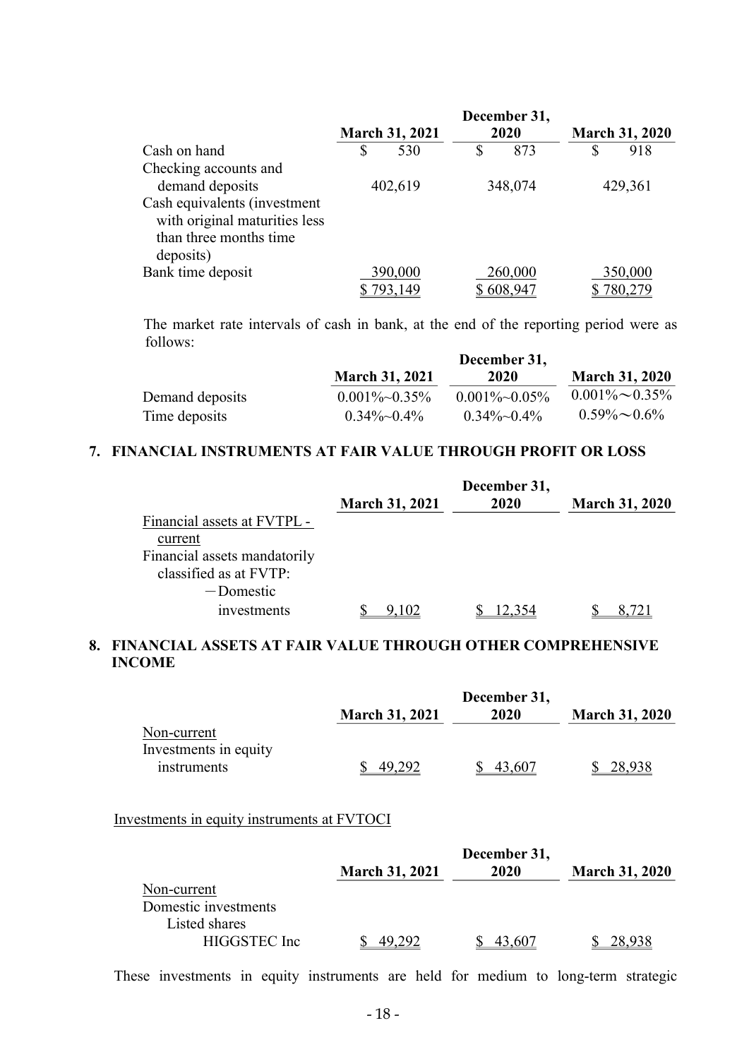| | March 31, 2021 | December 31, 2020 | March 31, 2020 |
|---|---|---|---|
| Cash on hand | $ 530 | $ 873 | $ 918 |
| Checking accounts and demand deposits | 402,619 | 348,074 | 429,361 |
| Cash equivalents (investment with original maturities less than three months time deposits) | | | |
| Bank time deposit | 390,000 | 260,000 | 350,000 |
| | $ 793,149 | $ 608,947 | $ 780,279 |

The market rate intervals of cash in bank, at the end of the reporting period were as follows:

| | March 31, 2021 | December 31, 2020 | March 31, 2020 |
|---|---|---|---|
| Demand deposits | 0.001%~0.35% | 0.001%~0.05% | 0.001%～0.35% |
| Time deposits | 0.34%~0.4% | 0.34%~0.4% | 0.59%～0.6% |

## 7. FINANCIAL INSTRUMENTS AT FAIR VALUE THROUGH PROFIT OR LOSS

| | March 31, 2021 | December 31, 2020 | March 31, 2020 |
|---|---|---|---|
| Financial assets at FVTPL - current | | | |
| Financial assets mandatorily classified as at FVTP: | | | |
| －Domestic investments | $ 9,102 | $ 12,354 | $ 8,721 |

## 8. FINANCIAL ASSETS AT FAIR VALUE THROUGH OTHER COMPREHENSIVE INCOME

| | March 31, 2021 | December 31, 2020 | March 31, 2020 |
|---|---|---|---|
| Non-current | | | |
| Investments in equity instruments | $ 49,292 | $ 43,607 | $ 28,938 |

Investments in equity instruments at FVTOCI

| | March 31, 2021 | December 31, 2020 | March 31, 2020 |
|---|---|---|---|
| Non-current | | | |
| Domestic investments | | | |
| Listed shares | | | |
| HIGGSTEC Inc | $ 49,292 | $ 43,607 | $ 28,938 |

These investments in equity instruments are held for medium to long-term strategic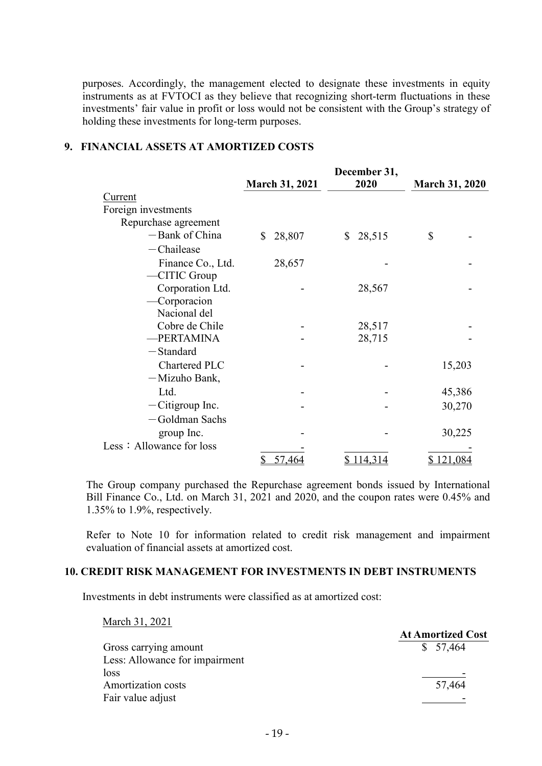purposes. Accordingly, the management elected to designate these investments in equity instruments as at FVTOCI as they believe that recognizing short-term fluctuations in these investments' fair value in profit or loss would not be consistent with the Group's strategy of holding these investments for long-term purposes.

## 9. FINANCIAL ASSETS AT AMORTIZED COSTS

| | March 31, 2021 | December 31, 2020 | March 31, 2020 |
|---|---|---|---|
| Current | | | |
| Foreign investments | | | |
| Repurchase agreement | | | |
| －Bank of China | $ 28,807 | $ 28,515 | $ - |
| －Chailease Finance Co., Ltd. | 28,657 | - | - |
| —CITIC Group Corporation Ltd. | - | 28,567 | - |
| —Corporacion Nacional del Cobre de Chile | - | 28,517 | - |
| —PERTAMINA | - | 28,715 | - |
| －Standard Chartered PLC | - | - | 15,203 |
| －Mizuho Bank, Ltd. | - | - | 45,386 |
| －Citigroup Inc. | - | - | 30,270 |
| －Goldman Sachs group Inc. | - | - | 30,225 |
| Less：Allowance for loss | - | - | - |
| | $ 57,464 | $ 114,314 | $ 121,084 |

The Group company purchased the Repurchase agreement bonds issued by International Bill Finance Co., Ltd. on March 31, 2021 and 2020, and the coupon rates were 0.45% and 1.35% to 1.9%, respectively.

Refer to Note 10 for information related to credit risk management and impairment evaluation of financial assets at amortized cost.

## 10. CREDIT RISK MANAGEMENT FOR INVESTMENTS IN DEBT INSTRUMENTS

Investments in debt instruments were classified as at amortized cost:

March 31, 2021

| | At Amortized Cost |
|---|---|
| Gross carrying amount | $ 57,464 |
| Less: Allowance for impairment loss | - |
| Amortization costs | 57,464 |
| Fair value adjust | - |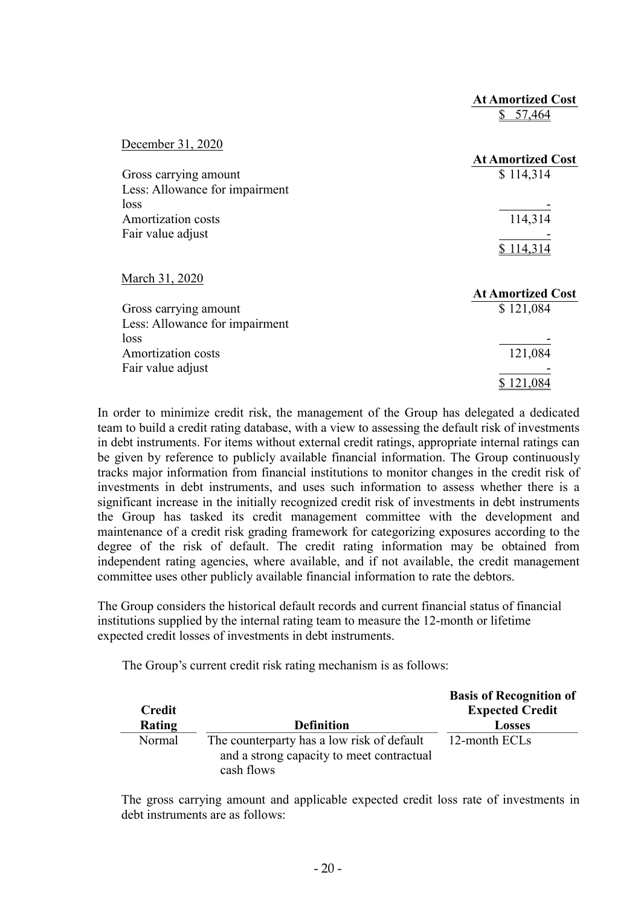| | At Amortized Cost |
|---|---|
| | $ 57,464 |

December 31, 2020

| | At Amortized Cost |
|---|---|
| Gross carrying amount | $ 114,314 |
| Less: Allowance for impairment loss | - |
| Amortization costs | 114,314 |
| Fair value adjust | - |
| | $ 114,314 |

March 31, 2020

| | At Amortized Cost |
|---|---|
| Gross carrying amount | $ 121,084 |
| Less: Allowance for impairment loss | - |
| Amortization costs | 121,084 |
| Fair value adjust | - |
| | $ 121,084 |

In order to minimize credit risk, the management of the Group has delegated a dedicated team to build a credit rating database, with a view to assessing the default risk of investments in debt instruments. For items without external credit ratings, appropriate internal ratings can be given by reference to publicly available financial information. The Group continuously tracks major information from financial institutions to monitor changes in the credit risk of investments in debt instruments, and uses such information to assess whether there is a significant increase in the initially recognized credit risk of investments in debt instruments the Group has tasked its credit management committee with the development and maintenance of a credit risk grading framework for categorizing exposures according to the degree of the risk of default. The credit rating information may be obtained from independent rating agencies, where available, and if not available, the credit management committee uses other publicly available financial information to rate the debtors.

The Group considers the historical default records and current financial status of financial institutions supplied by the internal rating team to measure the 12-month or lifetime expected credit losses of investments in debt instruments.

The Group's current credit risk rating mechanism is as follows:

| Credit Rating | Definition | Basis of Recognition of Expected Credit Losses |
|---|---|---|
| Normal | The counterparty has a low risk of default and a strong capacity to meet contractual cash flows | 12-month ECLs |

The gross carrying amount and applicable expected credit loss rate of investments in debt instruments are as follows: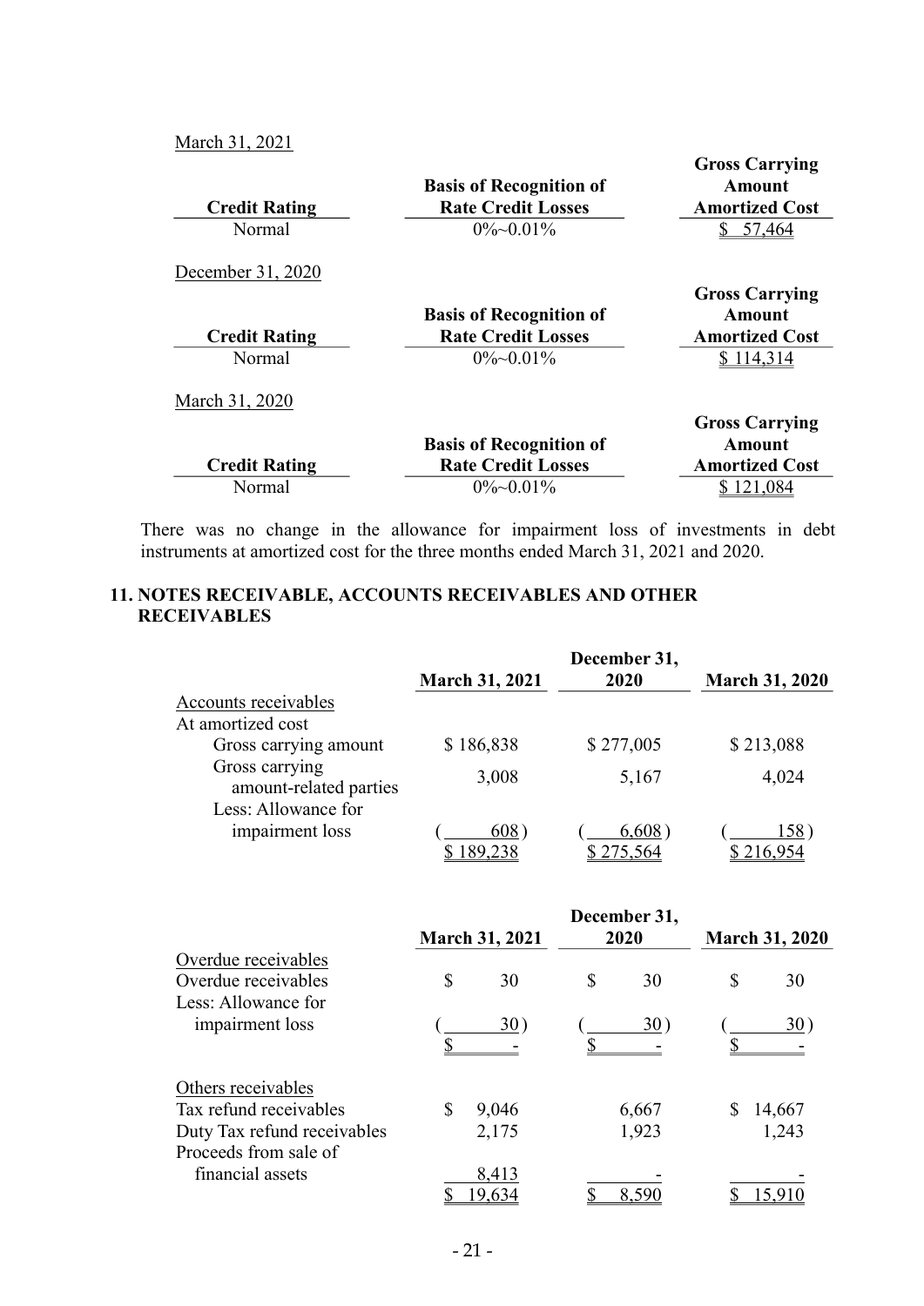March 31, 2021

| Credit Rating | Basis of Recognition of Rate Credit Losses | Gross Carrying Amount Amortized Cost |
|---|---|---|
| Normal | 0%~0.01% | $ 57,464 |

December 31, 2020

| Credit Rating | Basis of Recognition of Rate Credit Losses | Gross Carrying Amount Amortized Cost |
|---|---|---|
| Normal | 0%~0.01% | $ 114,314 |

March 31, 2020

| Credit Rating | Basis of Recognition of Rate Credit Losses | Gross Carrying Amount Amortized Cost |
|---|---|---|
| Normal | 0%~0.01% | $ 121,084 |

There was no change in the allowance for impairment loss of investments in debt instruments at amortized cost for the three months ended March 31, 2021 and 2020.

## 11. NOTES RECEIVABLE, ACCOUNTS RECEIVABLES AND OTHER RECEIVABLES

| | March 31, 2021 | December 31, 2020 | March 31, 2020 |
|---|---|---|---|
| Accounts receivables | | | |
| At amortized cost | | | |
| Gross carrying amount | $ 186,838 | $ 277,005 | $ 213,088 |
| Gross carrying amount-related parties | 3,008 | 5,167 | 4,024 |
| Less: Allowance for impairment loss | ( 608 ) | ( 6,608 ) | ( 158 ) |
| | $ 189,238 | $ 275,564 | $ 216,954 |

| | March 31, 2021 | December 31, 2020 | March 31, 2020 |
|---|---|---|---|
| Overdue receivables | | | |
| Overdue receivables | $ 30 | $ 30 | $ 30 |
| Less: Allowance for impairment loss | ( 30 ) | ( 30 ) | ( 30 ) |
| | $ - | $ - | $ - |
| Others receivables | | | |
| Tax refund receivables | $ 9,046 | 6,667 | $ 14,667 |
| Duty Tax refund receivables | 2,175 | 1,923 | 1,243 |
| Proceeds from sale of financial assets | 8,413 | - | - |
| | $ 19,634 | $ 8,590 | $ 15,910 |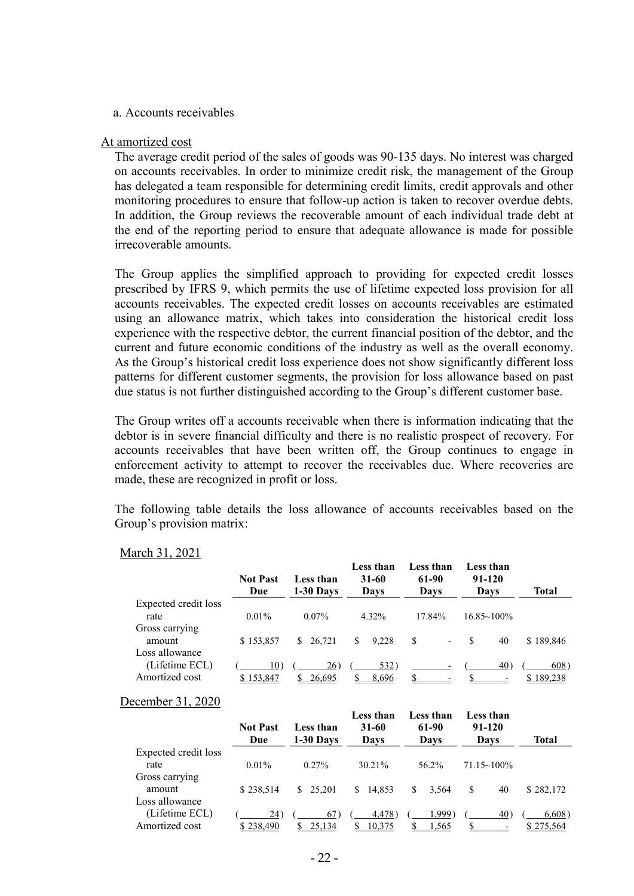a. Accounts receivables

At amortized cost

The average credit period of the sales of goods was 90-135 days. No interest was charged on accounts receivables. In order to minimize credit risk, the management of the Group has delegated a team responsible for determining credit limits, credit approvals and other monitoring procedures to ensure that follow-up action is taken to recover overdue debts. In addition, the Group reviews the recoverable amount of each individual trade debt at the end of the reporting period to ensure that adequate allowance is made for possible irrecoverable amounts.

The Group applies the simplified approach to providing for expected credit losses prescribed by IFRS 9, which permits the use of lifetime expected loss provision for all accounts receivables. The expected credit losses on accounts receivables are estimated using an allowance matrix, which takes into consideration the historical credit loss experience with the respective debtor, the current financial position of the debtor, and the current and future economic conditions of the industry as well as the overall economy. As the Group's historical credit loss experience does not show significantly different loss patterns for different customer segments, the provision for loss allowance based on past due status is not further distinguished according to the Group's different customer base.

The Group writes off a accounts receivable when there is information indicating that the debtor is in severe financial difficulty and there is no realistic prospect of recovery. For accounts receivables that have been written off, the Group continues to engage in enforcement activity to attempt to recover the receivables due. Where recoveries are made, these are recognized in profit or loss.

The following table details the loss allowance of accounts receivables based on the Group's provision matrix:

March 31, 2021

| | Not Past Due | Less than 1-30 Days | Less than 31-60 Days | Less than 61-90 Days | Less than 91-120 Days | Total |
|---|---|---|---|---|---|---|
| Expected credit loss rate | 0.01% | 0.07% | 4.32% | 17.84% | 16.85~100% | |
| Gross carrying amount | $ 153,857 | $ 26,721 | $ 9,228 | $ - | $ 40 | $ 189,846 |
| Loss allowance (Lifetime ECL) | ( 10) | ( 26) | ( 532) | - | ( 40) | ( 608) |
| Amortized cost | $ 153,847 | $ 26,695 | $ 8,696 | $ - | $ - | $ 189,238 |

December 31, 2020

| | Not Past Due | Less than 1-30 Days | Less than 31-60 Days | Less than 61-90 Days | Less than 91-120 Days | Total |
|---|---|---|---|---|---|---|
| Expected credit loss rate | 0.01% | 0.27% | 30.21% | 56.2% | 71.15~100% | |
| Gross carrying amount | $ 238,514 | $ 25,201 | $ 14,853 | $ 3,564 | $ 40 | $ 282,172 |
| Loss allowance (Lifetime ECL) | ( 24) | ( 67) | ( 4,478) | ( 1,999) | ( 40) | ( 6,608) |
| Amortized cost | $ 238,490 | $ 25,134 | $ 10,375 | $ 1,565 | $ - | $ 275,564 |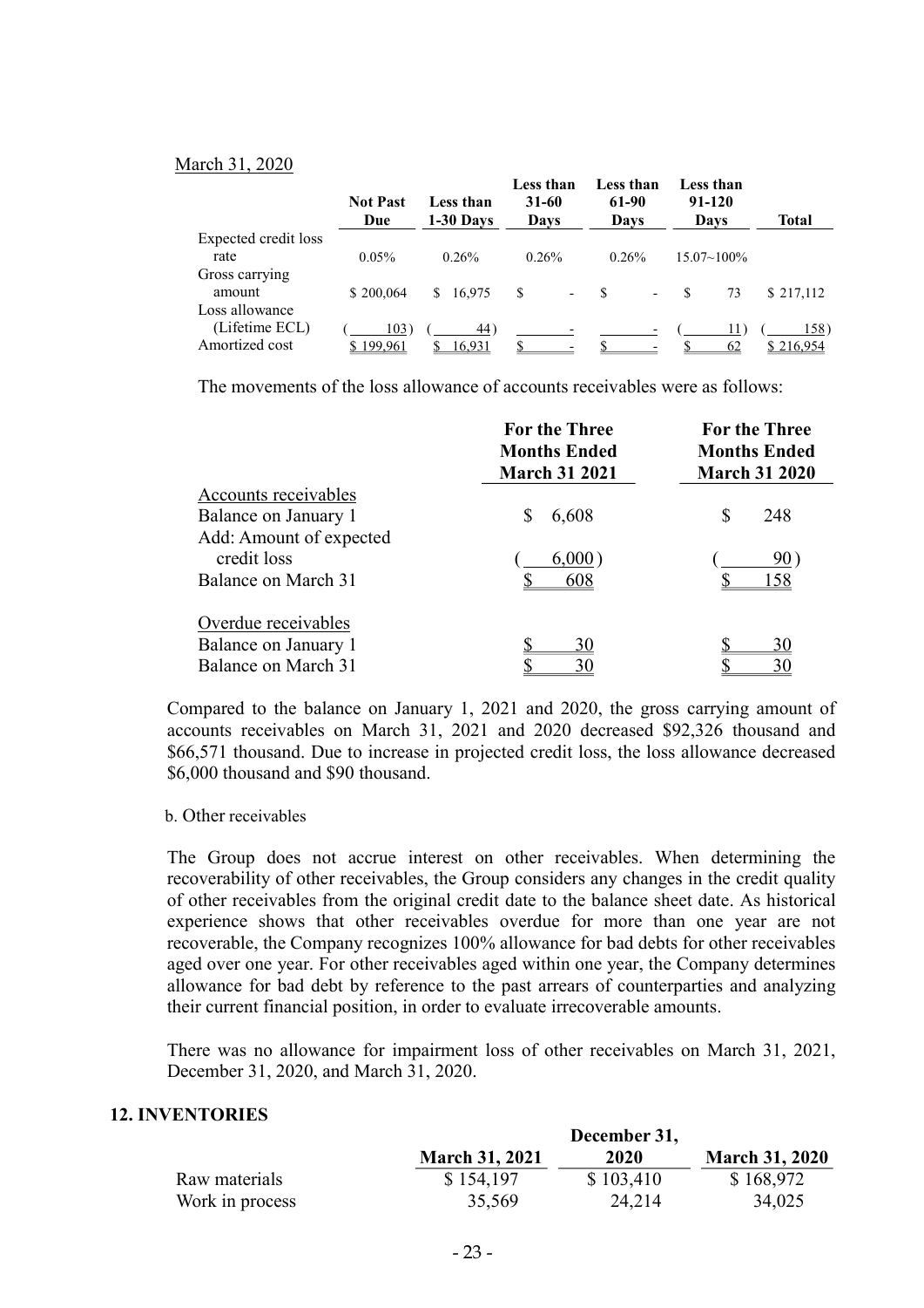March 31, 2020

| | Not Past Due | Less than 1-30 Days | Less than 31-60 Days | Less than 61-90 Days | Less than 91-120 Days | Total |
|---|---|---|---|---|---|---|
| Expected credit loss rate | 0.05% | 0.26% | 0.26% | 0.26% | 15.07~100% | |
| Gross carrying amount | $ 200,064 | $ 16,975 | $ - | $ - | $ 73 | $ 217,112 |
| Loss allowance (Lifetime ECL) | ( 103 ) | ( 44 ) | - | - | ( 11 ) | ( 158 ) |
| Amortized cost | $ 199,961 | $ 16,931 | $ - | $ - | $ 62 | $ 216,954 |

The movements of the loss allowance of accounts receivables were as follows:

| | For the Three Months Ended March 31 2021 | For the Three Months Ended March 31 2020 |
|---|---|---|
| Accounts receivables | | |
| Balance on January 1 | $ 6,608 | $ 248 |
| Add: Amount of expected credit loss | ( 6,000 ) | ( 90 ) |
| Balance on March 31 | $ 608 | $ 158 |
| | | |
| Overdue receivables | | |
| Balance on January 1 | $ 30 | $ 30 |
| Balance on March 31 | $ 30 | $ 30 |

Compared to the balance on January 1, 2021 and 2020, the gross carrying amount of accounts receivables on March 31, 2021 and 2020 decreased $92,326 thousand and $66,571 thousand. Due to increase in projected credit loss, the loss allowance decreased $6,000 thousand and $90 thousand.

b. Other receivables

The Group does not accrue interest on other receivables. When determining the recoverability of other receivables, the Group considers any changes in the credit quality of other receivables from the original credit date to the balance sheet date. As historical experience shows that other receivables overdue for more than one year are not recoverable, the Company recognizes 100% allowance for bad debts for other receivables aged over one year. For other receivables aged within one year, the Company determines allowance for bad debt by reference to the past arrears of counterparties and analyzing their current financial position, in order to evaluate irrecoverable amounts.

There was no allowance for impairment loss of other receivables on March 31, 2021, December 31, 2020, and March 31, 2020.

## 12. INVENTORIES

| | March 31, 2021 | December 31, 2020 | March 31, 2020 |
|---|---|---|---|
| Raw materials | $ 154,197 | $ 103,410 | $ 168,972 |
| Work in process | 35,569 | 24,214 | 34,025 |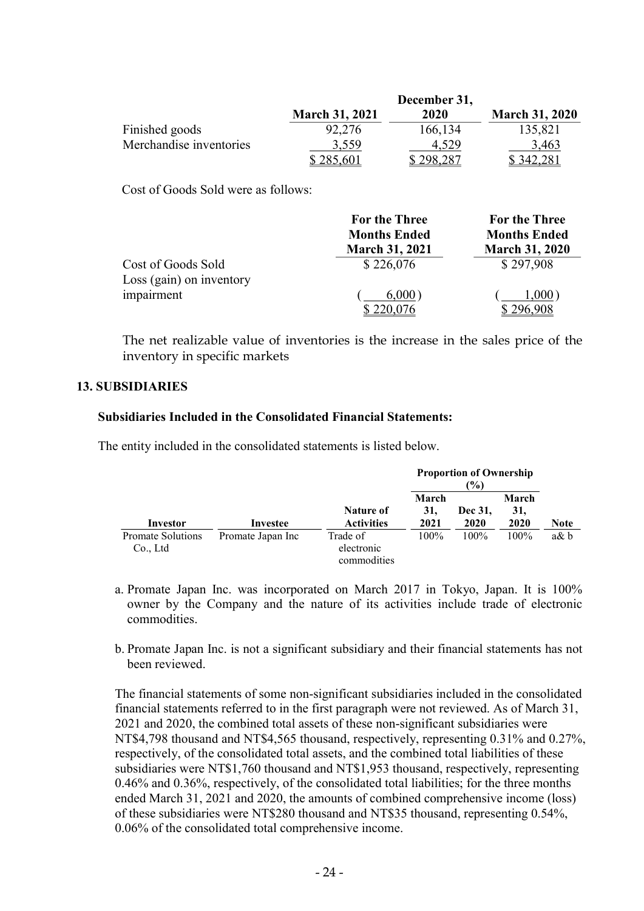| | March 31, 2021 | December 31, 2020 | March 31, 2020 |
|---|---|---|---|
| Finished goods | 92,276 | 166,134 | 135,821 |
| Merchandise inventories | 3,559 | 4,529 | 3,463 |
| | $ 285,601 | $ 298,287 | $ 342,281 |

Cost of Goods Sold were as follows:

| | For the Three Months Ended March 31, 2021 | For the Three Months Ended March 31, 2020 |
|---|---|---|
| Cost of Goods Sold | $ 226,076 | $ 297,908 |
| Loss (gain) on inventory impairment | ( 6,000 ) | ( 1,000 ) |
| | $ 220,076 | $ 296,908 |

The net realizable value of inventories is the increase in the sales price of the inventory in specific markets

## 13. SUBSIDIARIES

### Subsidiaries Included in the Consolidated Financial Statements:

The entity included in the consolidated statements is listed below.

| | | | Proportion of Ownership (%) | | | |
|---|---|---|---|---|---|---|
| Investor | Investee | Nature of Activities | March 31, 2021 | Dec 31, 2020 | March 31, 2020 | Note |
| Promate Solutions Co., Ltd | Promate Japan Inc | Trade of electronic commodities | 100% | 100% | 100% | a& b |

a. Promate Japan Inc. was incorporated on March 2017 in Tokyo, Japan. It is 100% owner by the Company and the nature of its activities include trade of electronic commodities.

b. Promate Japan Inc. is not a significant subsidiary and their financial statements has not been reviewed.

The financial statements of some non-significant subsidiaries included in the consolidated financial statements referred to in the first paragraph were not reviewed. As of March 31, 2021 and 2020, the combined total assets of these non-significant subsidiaries were NT$4,798 thousand and NT$4,565 thousand, respectively, representing 0.31% and 0.27%, respectively, of the consolidated total assets, and the combined total liabilities of these subsidiaries were NT$1,760 thousand and NT$1,953 thousand, respectively, representing 0.46% and 0.36%, respectively, of the consolidated total liabilities; for the three months ended March 31, 2021 and 2020, the amounts of combined comprehensive income (loss) of these subsidiaries were NT$280 thousand and NT$35 thousand, representing 0.54%, 0.06% of the consolidated total comprehensive income.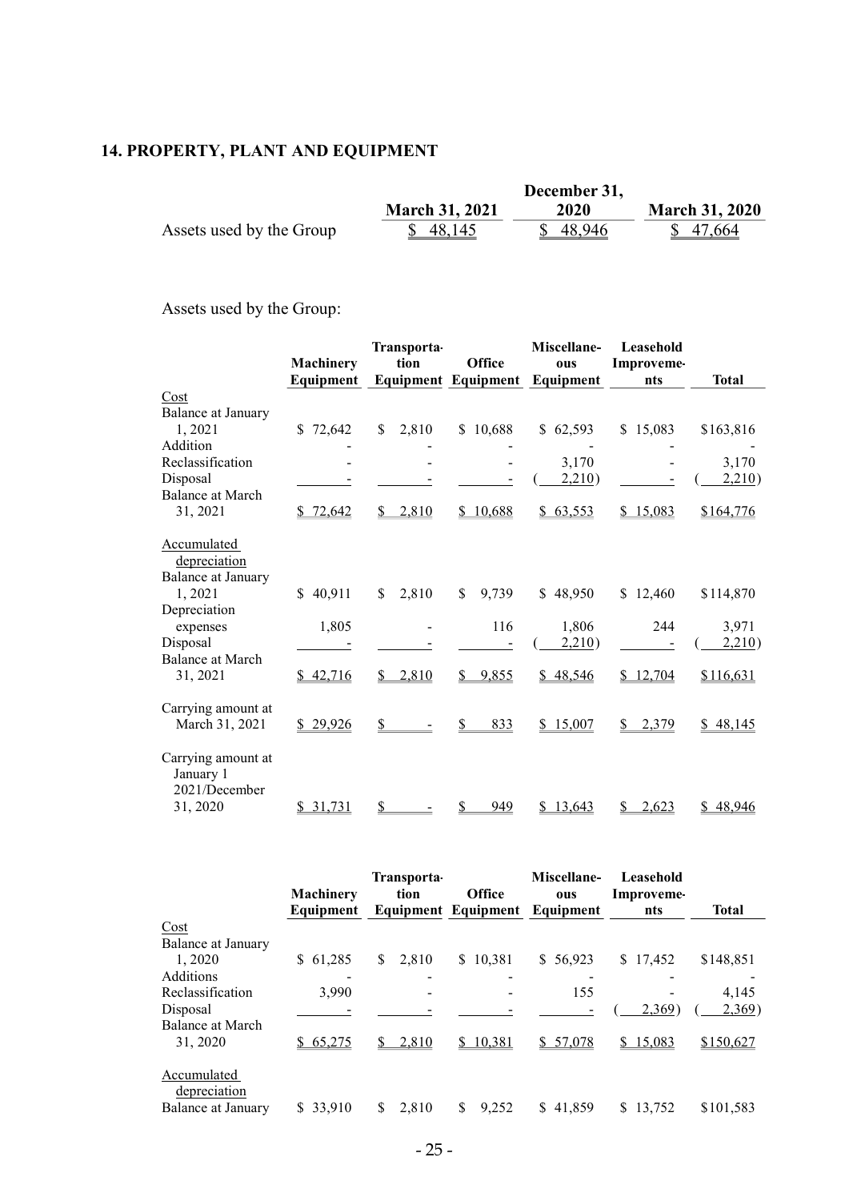## 14. PROPERTY, PLANT AND EQUIPMENT

| | March 31, 2021 | December 31, 2020 | March 31, 2020 |
|---|---|---|---|
| Assets used by the Group | $ 48,145 | $ 48,946 | $ 47,664 |

Assets used by the Group:

| | Machinery Equipment | Transportation Equipment | Office Equipment | Miscellaneous Equipment | Leasehold Improvements | Total |
|---|---|---|---|---|---|---|
| Cost | | | | | | |
| Balance at January 1, 2021 | $ 72,642 | $ 2,810 | $ 10,688 | $ 62,593 | $ 15,083 | $163,816 |
| Addition | - | - | - | - | - | - |
| Reclassification | - | - | - | 3,170 | - | 3,170 |
| Disposal | - | - | - | ( 2,210) | - | ( 2,210) |
| Balance at March 31, 2021 | $ 72,642 | $ 2,810 | $ 10,688 | $ 63,553 | $ 15,083 | $164,776 |
| Accumulated depreciation | | | | | | |
| Balance at January 1, 2021 | $ 40,911 | $ 2,810 | $ 9,739 | $ 48,950 | $ 12,460 | $114,870 |
| Depreciation expenses | 1,805 | - | 116 | 1,806 | 244 | 3,971 |
| Disposal | - | - | - | ( 2,210) | - | ( 2,210) |
| Balance at March 31, 2021 | $ 42,716 | $ 2,810 | $ 9,855 | $ 48,546 | $ 12,704 | $116,631 |
| Carrying amount at March 31, 2021 | $ 29,926 | $ - | $ 833 | $ 15,007 | $ 2,379 | $ 48,145 |
| Carrying amount at January 1 2021/December 31, 2020 | $ 31,731 | $ - | $ 949 | $ 13,643 | $ 2,623 | $ 48,946 |

| | Machinery Equipment | Transportation Equipment | Office Equipment | Miscellaneous Equipment | Leasehold Improvements | Total |
|---|---|---|---|---|---|---|
| Cost | | | | | | |
| Balance at January 1, 2020 | $ 61,285 | $ 2,810 | $ 10,381 | $ 56,923 | $ 17,452 | $148,851 |
| Additions | - | - | - | - | - | - |
| Reclassification | 3,990 | - | - | 155 | - | 4,145 |
| Disposal | - | - | - | - | ( 2,369) | ( 2,369) |
| Balance at March 31, 2020 | $ 65,275 | $ 2,810 | $ 10,381 | $ 57,078 | $ 15,083 | $150,627 |
| Accumulated depreciation | | | | | | |
| Balance at January | $ 33,910 | $ 2,810 | $ 9,252 | $ 41,859 | $ 13,752 | $101,583 |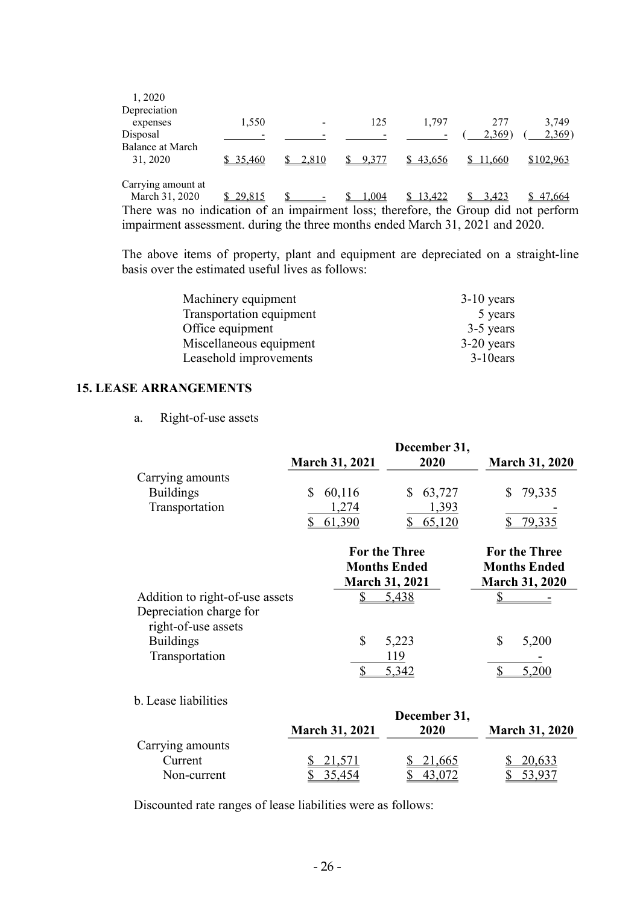| | | | | | | |
|---|---|---|---|---|---|---|
| 1, 2020 | | | | | | |
| Depreciation expenses | 1,550 | - | 125 | 1,797 | 277 | 3,749 |
| Disposal | - | - | - | - | ( 2,369) | ( 2,369) |
| Balance at March 31, 2020 | $ 35,460 | $ 2,810 | $ 9,377 | $ 43,656 | $ 11,660 | $102,963 |
| Carrying amount at March 31, 2020 | $ 29,815 | $ - | $ 1,004 | $ 13,422 | $ 3,423 | $ 47,664 |

There was no indication of an impairment loss; therefore, the Group did not perform impairment assessment. during the three months ended March 31, 2021 and 2020.

The above items of property, plant and equipment are depreciated on a straight-line basis over the estimated useful lives as follows:

| | |
|---|---|
| Machinery equipment | 3-10 years |
| Transportation equipment | 5 years |
| Office equipment | 3-5 years |
| Miscellaneous equipment | 3-20 years |
| Leasehold improvements | 3-10ears |

## 15. LEASE ARRANGEMENTS

a. Right-of-use assets

| | March 31, 2021 | December 31, 2020 | March 31, 2020 |
|---|---|---|---|
| Carrying amounts | | | |
| Buildings | $ 60,116 | $ 63,727 | $ 79,335 |
| Transportation | 1,274 | 1,393 | - |
| | $ 61,390 | $ 65,120 | $ 79,335 |

| | For the Three Months Ended March 31, 2021 | For the Three Months Ended March 31, 2020 |
|---|---|---|
| Addition to right-of-use assets | $ 5,438 | $ - |
| Depreciation charge for right-of-use assets | | |
| Buildings | $ 5,223 | $ 5,200 |
| Transportation | 119 | - |
| | $ 5,342 | $ 5,200 |

b. Lease liabilities

| | March 31, 2021 | December 31, 2020 | March 31, 2020 |
|---|---|---|---|
| Carrying amounts | | | |
| Current | $ 21,571 | $ 21,665 | $ 20,633 |
| Non-current | $ 35,454 | $ 43,072 | $ 53,937 |

Discounted rate ranges of lease liabilities were as follows: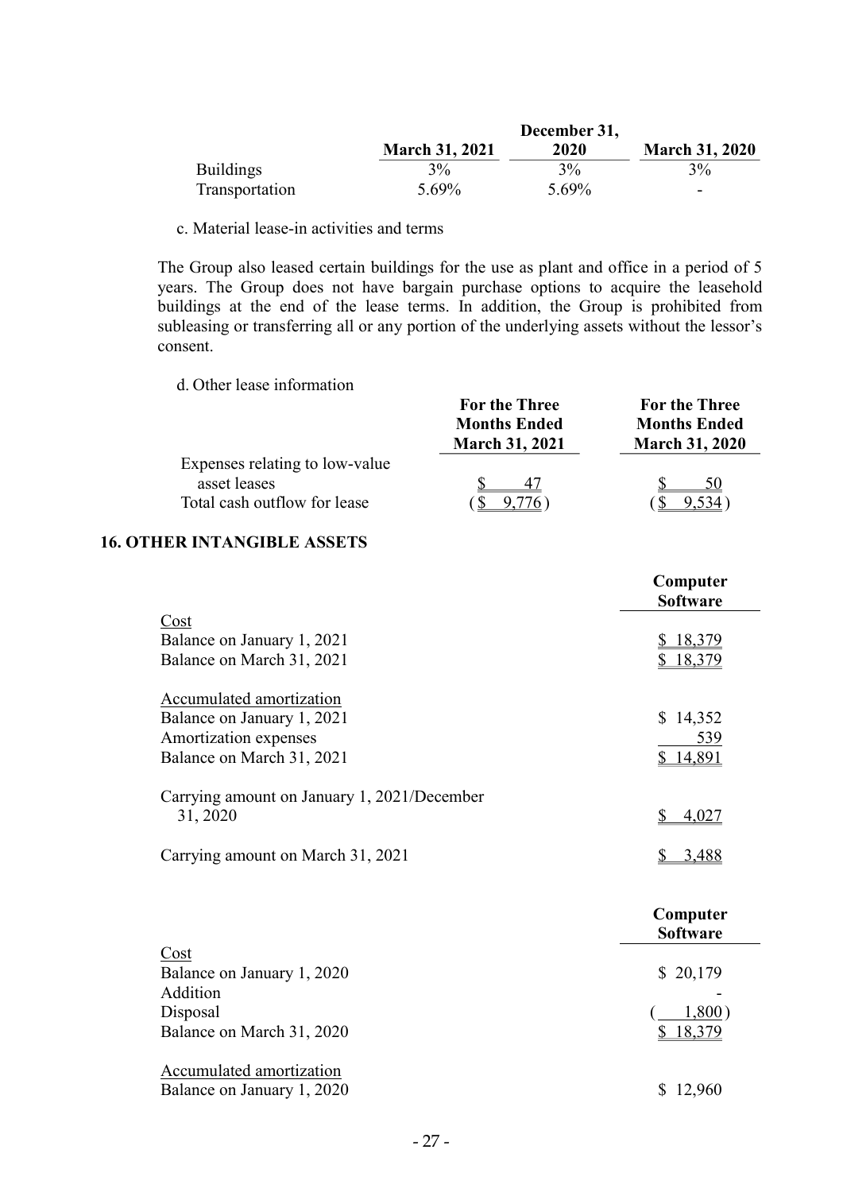| | March 31, 2021 | December 31, 2020 | March 31, 2020 |
|---|---|---|---|
| Buildings | 3% | 3% | 3% |
| Transportation | 5.69% | 5.69% | - |

c. Material lease-in activities and terms

The Group also leased certain buildings for the use as plant and office in a period of 5 years. The Group does not have bargain purchase options to acquire the leasehold buildings at the end of the lease terms. In addition, the Group is prohibited from subleasing or transferring all or any portion of the underlying assets without the lessor's consent.

d. Other lease information

| | For the Three Months Ended March 31, 2021 | For the Three Months Ended March 31, 2020 |
|---|---|---|
| Expenses relating to low-value asset leases | $ 47 | $ 50 |
| Total cash outflow for lease | ($ 9,776) | ($ 9,534) |

## 16. OTHER INTANGIBLE ASSETS

| | Computer Software |
|---|---|
| Cost | |
| Balance on January 1, 2021 | $ 18,379 |
| Balance on March 31, 2021 | $ 18,379 |
| | |
| Accumulated amortization | |
| Balance on January 1, 2021 | $ 14,352 |
| Amortization expenses | 539 |
| Balance on March 31, 2021 | $ 14,891 |
| | |
| Carrying amount on January 1, 2021/December 31, 2020 | $ 4,027 |
| | |
| Carrying amount on March 31, 2021 | $ 3,488 |

| | Computer Software |
|---|---|
| Cost | |
| Balance on January 1, 2020 | $ 20,179 |
| Addition | - |
| Disposal | ( 1,800) |
| Balance on March 31, 2020 | $ 18,379 |
| | |
| Accumulated amortization | |
| Balance on January 1, 2020 | $ 12,960 |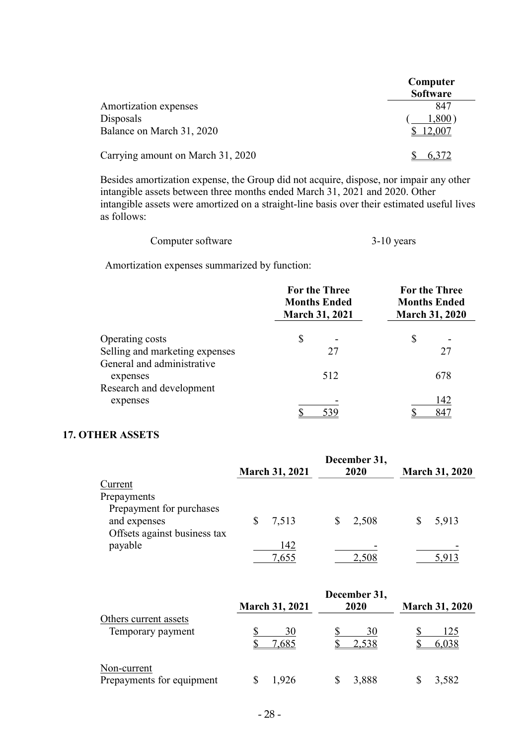| | Computer Software |
|---|---|
| Amortization expenses | 847 |
| Disposals | ( 1,800 ) |
| Balance on March 31, 2020 | $ 12,007 |
| | |
| Carrying amount on March 31, 2020 | $ 6,372 |

Besides amortization expense, the Group did not acquire, dispose, nor impair any other intangible assets between three months ended March 31, 2021 and 2020. Other intangible assets were amortized on a straight-line basis over their estimated useful lives as follows:

| | |
|---|---|
| Computer software | 3-10 years |

Amortization expenses summarized by function:

| | For the Three Months Ended March 31, 2021 | For the Three Months Ended March 31, 2020 |
|---|---|---|
| Operating costs | $ - | $ - |
| Selling and marketing expenses | 27 | 27 |
| General and administrative expenses | 512 | 678 |
| Research and development expenses | - | 142 |
| | $ 539 | $ 847 |

## 17. OTHER ASSETS

| | March 31, 2021 | December 31, 2020 | March 31, 2020 |
|---|---|---|---|
| Current | | | |
| Prepayments | | | |
| Prepayment for purchases and expenses | $ 7,513 | $ 2,508 | $ 5,913 |
| Offsets against business tax payable | 142 | - | - |
| | 7,655 | 2,508 | 5,913 |

| | March 31, 2021 | December 31, 2020 | March 31, 2020 |
|---|---|---|---|
| Others current assets | | | |
| Temporary payment | $ 30 | $ 30 | $ 125 |
| | $ 7,685 | $ 2,538 | $ 6,038 |
| | | | |
| Non-current | | | |
| Prepayments for equipment | $ 1,926 | $ 3,888 | $ 3,582 |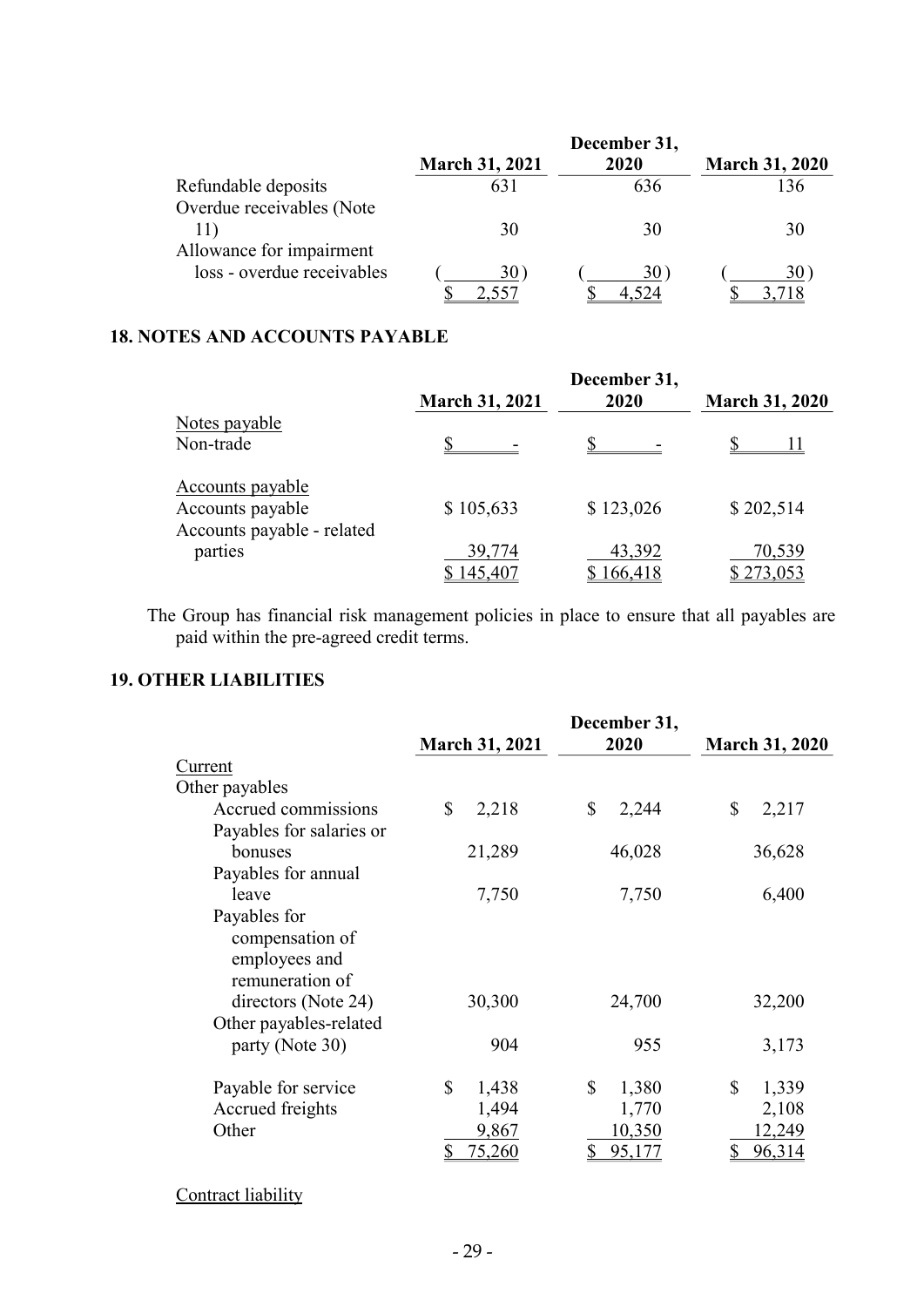| | March 31, 2021 | December 31, 2020 | March 31, 2020 |
|---|---|---|---|
| Refundable deposits | 631 | 636 | 136 |
| Overdue receivables (Note 11) | 30 | 30 | 30 |
| Allowance for impairment loss - overdue receivables | ( 30 ) | ( 30 ) | ( 30 ) |
| | $ 2,557 | $ 4,524 | $ 3,718 |

## 18. NOTES AND ACCOUNTS PAYABLE

| | March 31, 2021 | December 31, 2020 | March 31, 2020 |
|---|---|---|---|
| Notes payable | | | |
| Non-trade | $ - | $ - | $ 11 |
| Accounts payable | | | |
| Accounts payable | $ 105,633 | $ 123,026 | $ 202,514 |
| Accounts payable - related parties | 39,774 | 43,392 | 70,539 |
| | $ 145,407 | $ 166,418 | $ 273,053 |

The Group has financial risk management policies in place to ensure that all payables are paid within the pre-agreed credit terms.

## 19. OTHER LIABILITIES

| | March 31, 2021 | December 31, 2020 | March 31, 2020 |
|---|---|---|---|
| Current | | | |
| Other payables | | | |
| Accrued commissions | $ 2,218 | $ 2,244 | $ 2,217 |
| Payables for salaries or bonuses | 21,289 | 46,028 | 36,628 |
| Payables for annual leave | 7,750 | 7,750 | 6,400 |
| Payables for compensation of employees and remuneration of directors (Note 24) | 30,300 | 24,700 | 32,200 |
| Other payables-related party (Note 30) | 904 | 955 | 3,173 |
| Payable for service | $ 1,438 | $ 1,380 | $ 1,339 |
| Accrued freights | 1,494 | 1,770 | 2,108 |
| Other | 9,867 | 10,350 | 12,249 |
| | $ 75,260 | $ 95,177 | $ 96,314 |

Contract liability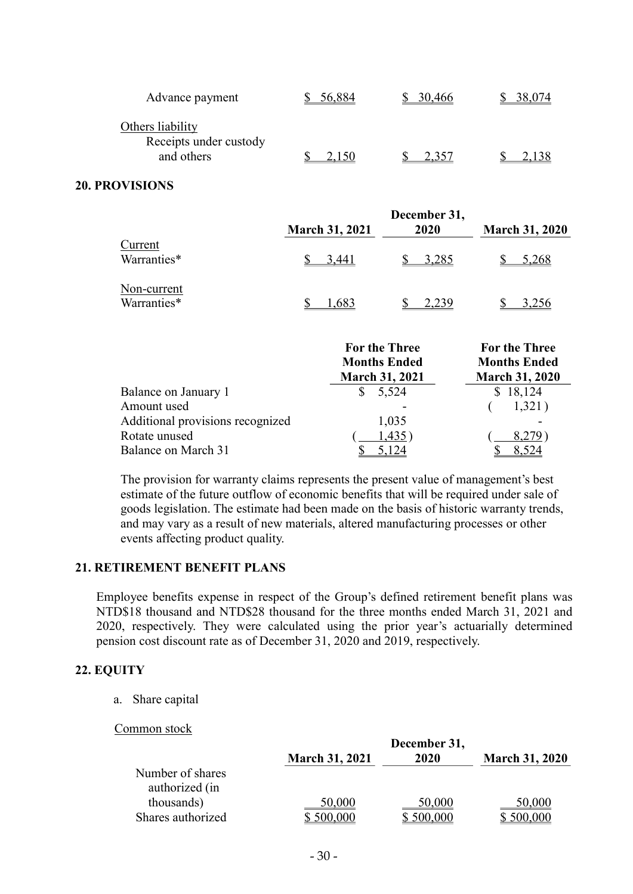| | | | |
|---|---|---|---|
| Advance payment | $ 56,884 | $ 30,466 | $ 38,074 |
| Others liability | | | |
| Receipts under custody and others | $ 2,150 | $ 2,357 | $ 2,138 |

## 20. PROVISIONS

| | March 31, 2021 | December 31, 2020 | March 31, 2020 |
|---|---|---|---|
| Current | | | |
| Warranties* | $ 3,441 | $ 3,285 | $ 5,268 |
| Non-current | | | |
| Warranties* | $ 1,683 | $ 2,239 | $ 3,256 |

| | For the Three Months Ended March 31, 2021 | For the Three Months Ended March 31, 2020 |
|---|---|---|
| Balance on January 1 | $ 5,524 | $ 18,124 |
| Amount used | - | ( 1,321 ) |
| Additional provisions recognized | 1,035 | - |
| Rotate unused | ( 1,435 ) | ( 8,279 ) |
| Balance on March 31 | $ 5,124 | $ 8,524 |

The provision for warranty claims represents the present value of management's best estimate of the future outflow of economic benefits that will be required under sale of goods legislation. The estimate had been made on the basis of historic warranty trends, and may vary as a result of new materials, altered manufacturing processes or other events affecting product quality.

## 21. RETIREMENT BENEFIT PLANS

Employee benefits expense in respect of the Group's defined retirement benefit plans was NTD$18 thousand and NTD$28 thousand for the three months ended March 31, 2021 and 2020, respectively. They were calculated using the prior year's actuarially determined pension cost discount rate as of December 31, 2020 and 2019, respectively.

## 22. EQUITY

a. Share capital

Common stock

| | March 31, 2021 | December 31, 2020 | March 31, 2020 |
|---|---|---|---|
| Number of shares authorized (in thousands) | 50,000 | 50,000 | 50,000 |
| Shares authorized | $ 500,000 | $ 500,000 | $ 500,000 |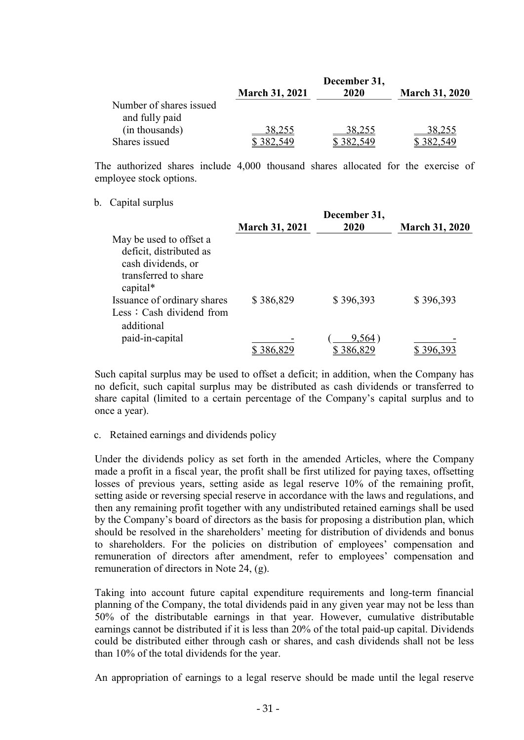| | March 31, 2021 | December 31, 2020 | March 31, 2020 |
|---|---|---|---|
| Number of shares issued and fully paid (in thousands) | 38,255 | 38,255 | 38,255 |
| Shares issued | $ 382,549 | $ 382,549 | $ 382,549 |

The authorized shares include 4,000 thousand shares allocated for the exercise of employee stock options.

b. Capital surplus

| | March 31, 2021 | December 31, 2020 | March 31, 2020 |
|---|---|---|---|
| May be used to offset a deficit, distributed as cash dividends, or transferred to share capital* | | | |
| Issuance of ordinary shares | $ 386,829 | $ 396,393 | $ 396,393 |
| Less：Cash dividend from additional paid-in-capital | - | ( 9,564 ) | - |
| | $ 386,829 | $ 386,829 | $ 396,393 |

Such capital surplus may be used to offset a deficit; in addition, when the Company has no deficit, such capital surplus may be distributed as cash dividends or transferred to share capital (limited to a certain percentage of the Company's capital surplus and to once a year).

c. Retained earnings and dividends policy

Under the dividends policy as set forth in the amended Articles, where the Company made a profit in a fiscal year, the profit shall be first utilized for paying taxes, offsetting losses of previous years, setting aside as legal reserve 10% of the remaining profit, setting aside or reversing special reserve in accordance with the laws and regulations, and then any remaining profit together with any undistributed retained earnings shall be used by the Company's board of directors as the basis for proposing a distribution plan, which should be resolved in the shareholders' meeting for distribution of dividends and bonus to shareholders. For the policies on distribution of employees' compensation and remuneration of directors after amendment, refer to employees' compensation and remuneration of directors in Note 24, (g).

Taking into account future capital expenditure requirements and long-term financial planning of the Company, the total dividends paid in any given year may not be less than 50% of the distributable earnings in that year. However, cumulative distributable earnings cannot be distributed if it is less than 20% of the total paid-up capital. Dividends could be distributed either through cash or shares, and cash dividends shall not be less than 10% of the total dividends for the year.

An appropriation of earnings to a legal reserve should be made until the legal reserve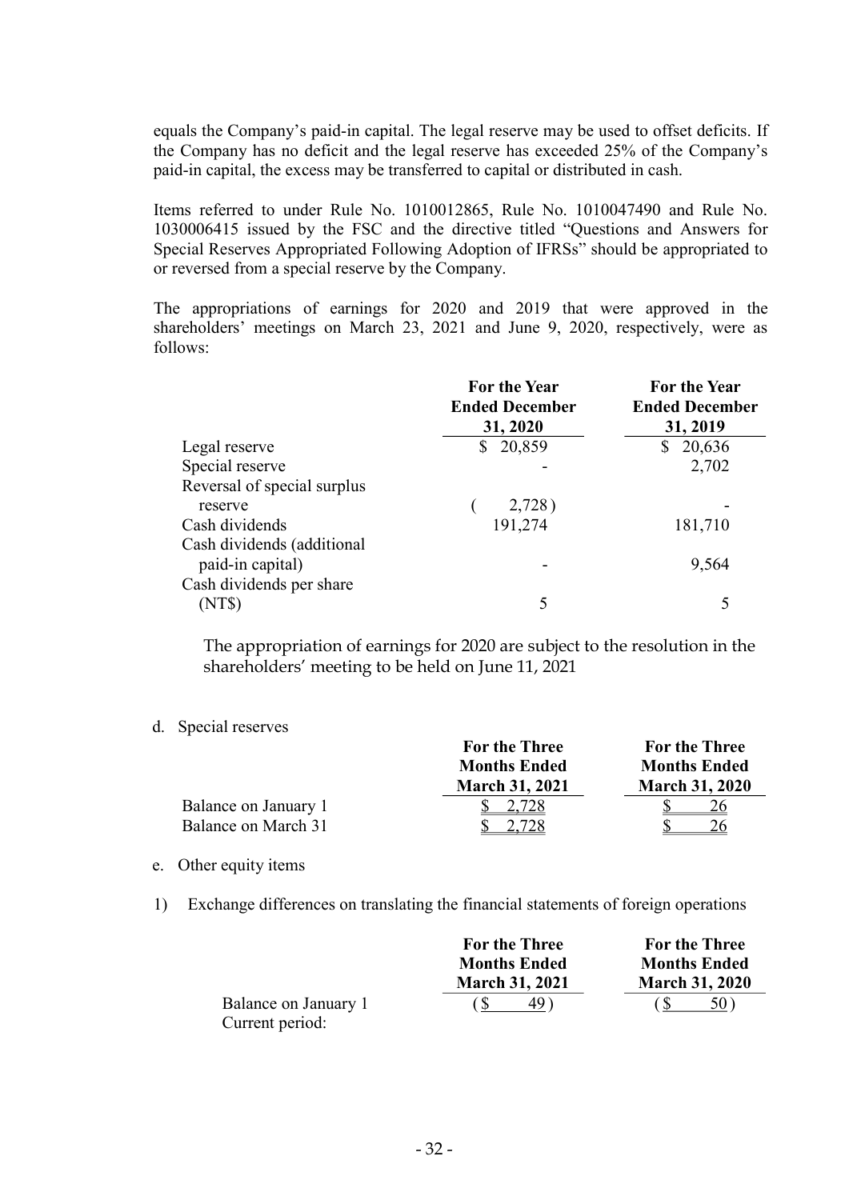equals the Company's paid-in capital. The legal reserve may be used to offset deficits. If the Company has no deficit and the legal reserve has exceeded 25% of the Company's paid-in capital, the excess may be transferred to capital or distributed in cash.

Items referred to under Rule No. 1010012865, Rule No. 1010047490 and Rule No. 1030006415 issued by the FSC and the directive titled "Questions and Answers for Special Reserves Appropriated Following Adoption of IFRSs" should be appropriated to or reversed from a special reserve by the Company.

The appropriations of earnings for 2020 and 2019 that were approved in the shareholders' meetings on March 23, 2021 and June 9, 2020, respectively, were as follows:

| | For the Year Ended December 31, 2020 | For the Year Ended December 31, 2019 |
|---|---|---|
| Legal reserve | $ 20,859 | $ 20,636 |
| Special reserve | - | 2,702 |
| Reversal of special surplus reserve | ( 2,728 ) | - |
| Cash dividends | 191,274 | 181,710 |
| Cash dividends (additional paid-in capital) | - | 9,564 |
| Cash dividends per share (NT$) | 5 | 5 |

The appropriation of earnings for 2020 are subject to the resolution in the shareholders' meeting to be held on June 11, 2021

d. Special reserves

| | For the Three Months Ended March 31, 2021 | For the Three Months Ended March 31, 2020 |
|---|---|---|
| Balance on January 1 | $ 2,728 | $ 26 |
| Balance on March 31 | $ 2,728 | $ 26 |

e. Other equity items

1) Exchange differences on translating the financial statements of foreign operations

| | For the Three Months Ended March 31, 2021 | For the Three Months Ended March 31, 2020 |
|---|---|---|
| Balance on January 1 | ( $ 49 ) | ( $ 50 ) |
| Current period: | | |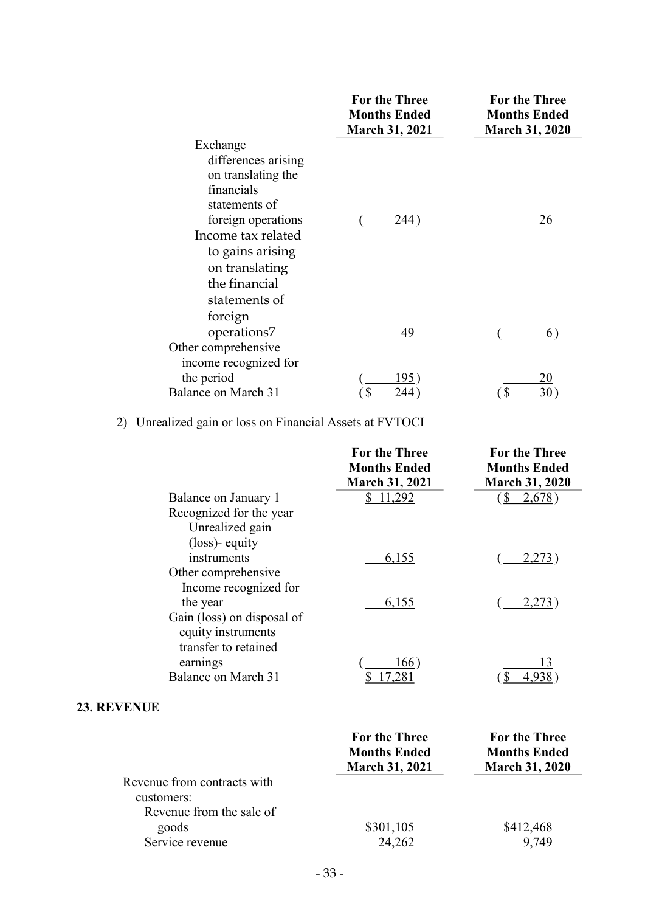| | For the Three Months Ended March 31, 2021 | For the Three Months Ended March 31, 2020 |
|---|---|---|
| Exchange differences arising on translating the financials statements of foreign operations | ( 244) | 26 |
| Income tax related to gains arising on translating the financial statements of foreign operations7 | 49 | ( 6) |
| Other comprehensive income recognized for the period | ( 195) | 20 |
| Balance on March 31 | ($ 244) | ($ 30) |

2) Unrealized gain or loss on Financial Assets at FVTOCI

| | For the Three Months Ended March 31, 2021 | For the Three Months Ended March 31, 2020 |
|---|---|---|
| Balance on January 1 | $ 11,292 | ($ 2,678) |
| Recognized for the year | | |
| Unrealized gain (loss)- equity instruments | 6,155 | ( 2,273) |
| Other comprehensive Income recognized for the year | 6,155 | ( 2,273) |
| Gain (loss) on disposal of equity instruments transfer to retained earnings | ( 166) | 13 |
| Balance on March 31 | $ 17,281 | ($ 4,938) |

## 23. REVENUE

| | For the Three Months Ended March 31, 2021 | For the Three Months Ended March 31, 2020 |
|---|---|---|
| Revenue from contracts with customers: | | |
| Revenue from the sale of goods | $301,105 | $412,468 |
| Service revenue | 24,262 | 9,749 |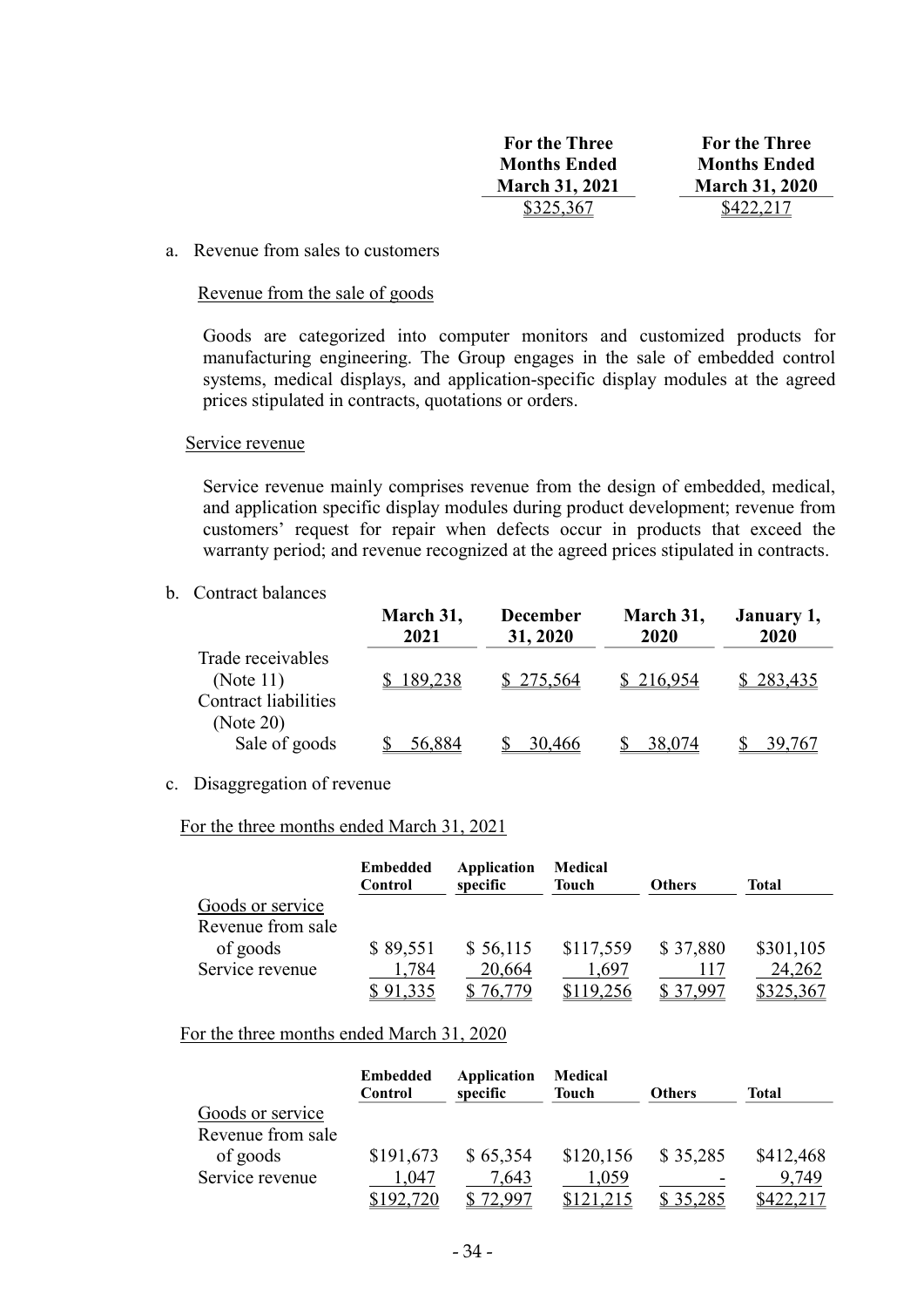| | For the Three Months Ended March 31, 2021 | For the Three Months Ended March 31, 2020 |
|---|---|---|
| | $325,367 | $422,217 |

a. Revenue from sales to customers

Revenue from the sale of goods

Goods are categorized into computer monitors and customized products for manufacturing engineering. The Group engages in the sale of embedded control systems, medical displays, and application-specific display modules at the agreed prices stipulated in contracts, quotations or orders.

Service revenue

Service revenue mainly comprises revenue from the design of embedded, medical, and application specific display modules during product development; revenue from customers' request for repair when defects occur in products that exceed the warranty period; and revenue recognized at the agreed prices stipulated in contracts.

b. Contract balances

| | March 31, 2021 | December 31, 2020 | March 31, 2020 | January 1, 2020 |
|---|---|---|---|---|
| Trade receivables (Note 11) | $ 189,238 | $ 275,564 | $ 216,954 | $ 283,435 |
| Contract liabilities (Note 20) | | | | |
| Sale of goods | $ 56,884 | $ 30,466 | $ 38,074 | $ 39,767 |

c. Disaggregation of revenue

For the three months ended March 31, 2021

| | Embedded Control | Application specific | Medical Touch | Others | Total |
|---|---|---|---|---|---|
| Goods or service | | | | | |
| Revenue from sale of goods | $ 89,551 | $ 56,115 | $117,559 | $ 37,880 | $301,105 |
| Service revenue | 1,784 | 20,664 | 1,697 | 117 | 24,262 |
| | $ 91,335 | $ 76,779 | $119,256 | $ 37,997 | $325,367 |

For the three months ended March 31, 2020

| | Embedded Control | Application specific | Medical Touch | Others | Total |
|---|---|---|---|---|---|
| Goods or service | | | | | |
| Revenue from sale of goods | $191,673 | $ 65,354 | $120,156 | $ 35,285 | $412,468 |
| Service revenue | 1,047 | 7,643 | 1,059 | - | 9,749 |
| | $192,720 | $ 72,997 | $121,215 | $ 35,285 | $422,217 |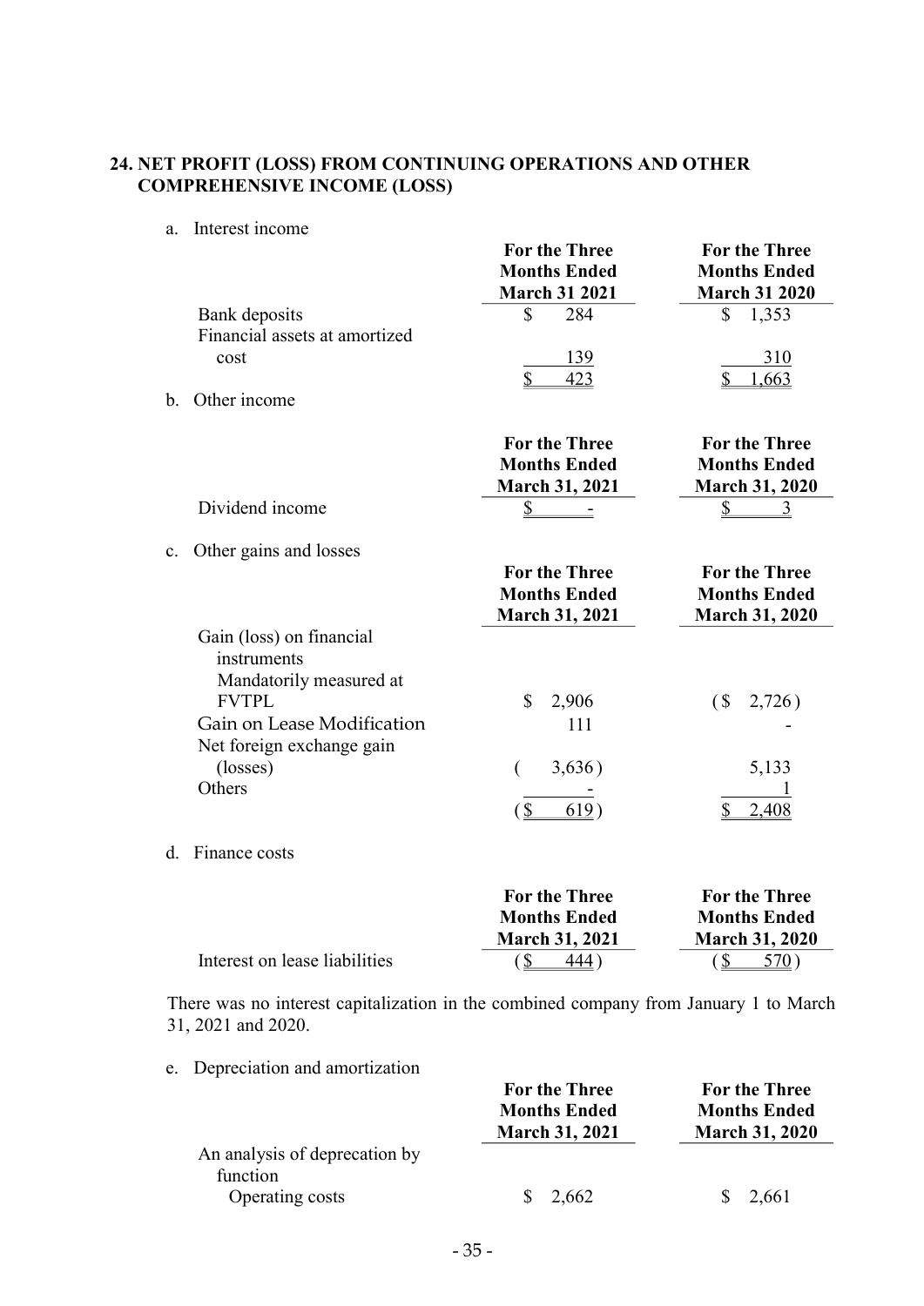## 24. NET PROFIT (LOSS) FROM CONTINUING OPERATIONS AND OTHER COMPREHENSIVE INCOME (LOSS)

a. Interest income

| | For the Three Months Ended March 31 2021 | For the Three Months Ended March 31 2020 |
|---|---|---|
| Bank deposits | $ 284 | $ 1,353 |
| Financial assets at amortized cost | 139 | 310 |
| | $ 423 | $ 1,663 |

b. Other income

| | For the Three Months Ended March 31, 2021 | For the Three Months Ended March 31, 2020 |
|---|---|---|
| Dividend income | $ - | $ 3 |

c. Other gains and losses

| | For the Three Months Ended March 31, 2021 | For the Three Months Ended March 31, 2020 |
|---|---|---|
| Gain (loss) on financial instruments | | |
| Mandatorily measured at FVTPL | $ 2,906 | ($ 2,726) |
| Gain on Lease Modification | 111 | - |
| Net foreign exchange gain (losses) | ( 3,636) | 5,133 |
| Others | - | 1 |
| | ($ 619) | $ 2,408 |

d. Finance costs

| | For the Three Months Ended March 31, 2021 | For the Three Months Ended March 31, 2020 |
|---|---|---|
| Interest on lease liabilities | ($ 444) | ($ 570) |

There was no interest capitalization in the combined company from January 1 to March 31, 2021 and 2020.

e. Depreciation and amortization

| | For the Three Months Ended March 31, 2021 | For the Three Months Ended March 31, 2020 |
|---|---|---|
| An analysis of deprecation by function | | |
| Operating costs | $ 2,662 | $ 2,661 |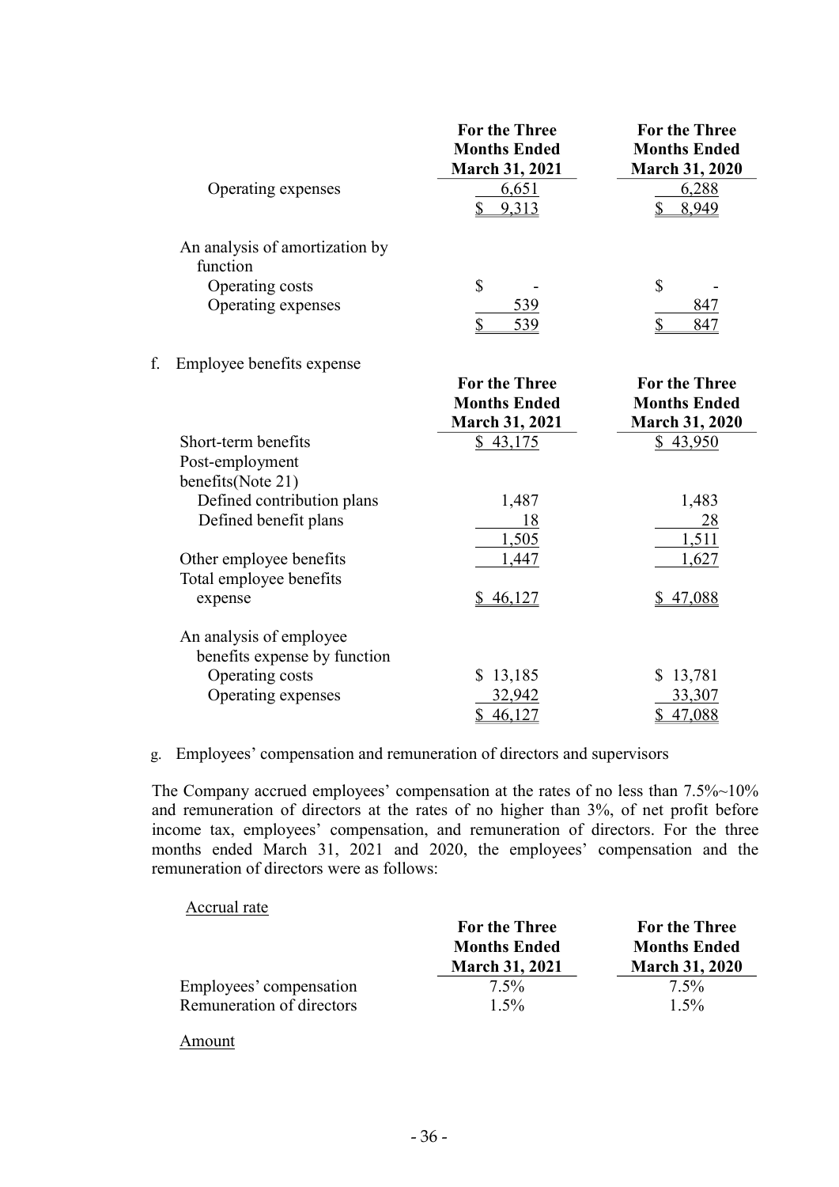| | For the Three Months Ended March 31, 2021 | For the Three Months Ended March 31, 2020 |
|---|---|---|
| Operating expenses | 6,651 | 6,288 |
| | $ 9,313 | $ 8,949 |
| | | |
| An analysis of amortization by function | | |
| Operating costs | $ - | $ - |
| Operating expenses | 539 | 847 |
| | $ 539 | $ 847 |

f. Employee benefits expense

| | For the Three Months Ended March 31, 2021 | For the Three Months Ended March 31, 2020 |
|---|---|---|
| Short-term benefits | $ 43,175 | $ 43,950 |
| Post-employment benefits(Note 21) | | |
| Defined contribution plans | 1,487 | 1,483 |
| Defined benefit plans | 18 | 28 |
| | 1,505 | 1,511 |
| Other employee benefits | 1,447 | 1,627 |
| Total employee benefits expense | $ 46,127 | $ 47,088 |
| | | |
| An analysis of employee benefits expense by function | | |
| Operating costs | $ 13,185 | $ 13,781 |
| Operating expenses | 32,942 | 33,307 |
| | $ 46,127 | $ 47,088 |

g. Employees' compensation and remuneration of directors and supervisors

The Company accrued employees' compensation at the rates of no less than 7.5%~10% and remuneration of directors at the rates of no higher than 3%, of net profit before income tax, employees' compensation, and remuneration of directors. For the three months ended March 31, 2021 and 2020, the employees' compensation and the remuneration of directors were as follows:

Accrual rate

| | For the Three Months Ended March 31, 2021 | For the Three Months Ended March 31, 2020 |
|---|---|---|
| Employees' compensation | 7.5% | 7.5% |
| Remuneration of directors | 1.5% | 1.5% |

Amount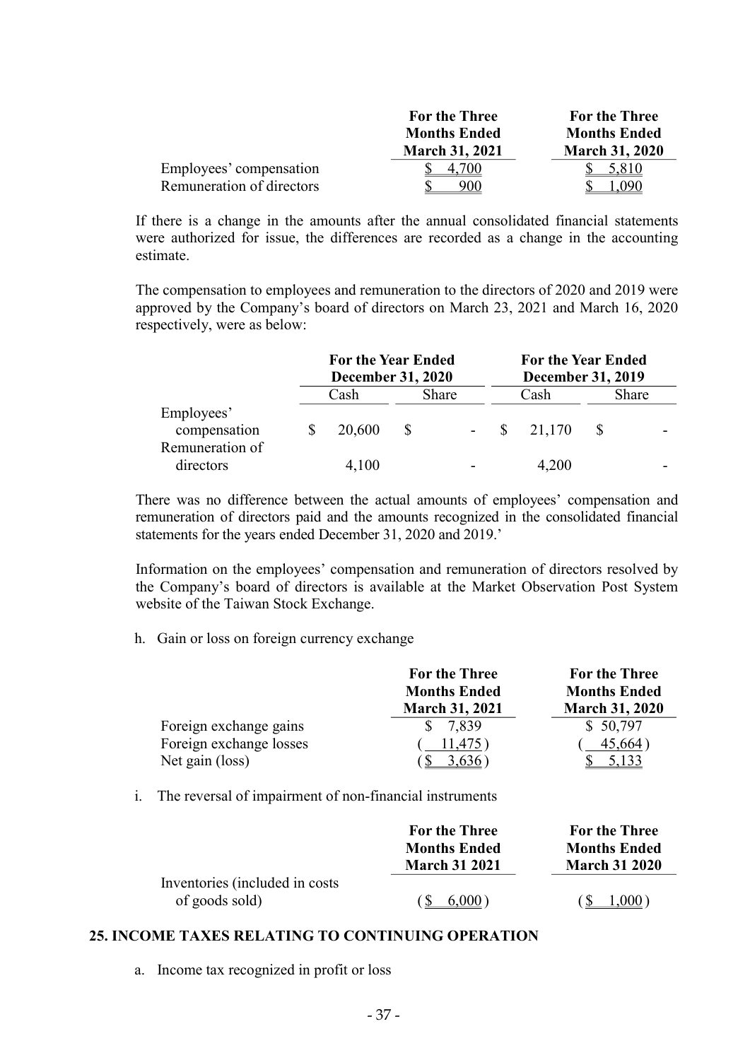| | For the Three Months Ended March 31, 2021 | For the Three Months Ended March 31, 2020 |
|---|---|---|
| Employees' compensation | $ 4,700 | $ 5,810 |
| Remuneration of directors | $ 900 | $ 1,090 |

If there is a change in the amounts after the annual consolidated financial statements were authorized for issue, the differences are recorded as a change in the accounting estimate.

The compensation to employees and remuneration to the directors of 2020 and 2019 were approved by the Company's board of directors on March 23, 2021 and March 16, 2020 respectively, were as below:

| | For the Year Ended December 31, 2020 | | For the Year Ended December 31, 2019 | |
|---|---|---|---|---|
| | Cash | Share | Cash | Share |
| Employees' compensation | $ 20,600 | $ - | $ 21,170 | $ - |
| Remuneration of directors | 4,100 | - | 4,200 | - |

There was no difference between the actual amounts of employees' compensation and remuneration of directors paid and the amounts recognized in the consolidated financial statements for the years ended December 31, 2020 and 2019.'

Information on the employees' compensation and remuneration of directors resolved by the Company's board of directors is available at the Market Observation Post System website of the Taiwan Stock Exchange.

h. Gain or loss on foreign currency exchange

| | For the Three Months Ended March 31, 2021 | For the Three Months Ended March 31, 2020 |
|---|---|---|
| Foreign exchange gains | $ 7,839 | $ 50,797 |
| Foreign exchange losses | ( 11,475 ) | ( 45,664 ) |
| Net gain (loss) | ( $ 3,636 ) | $ 5,133 |

i. The reversal of impairment of non-financial instruments

| | For the Three Months Ended March 31 2021 | For the Three Months Ended March 31 2020 |
|---|---|---|
| Inventories (included in costs of goods sold) | ( $ 6,000 ) | ( $ 1,000 ) |

## 25. INCOME TAXES RELATING TO CONTINUING OPERATION

a. Income tax recognized in profit or loss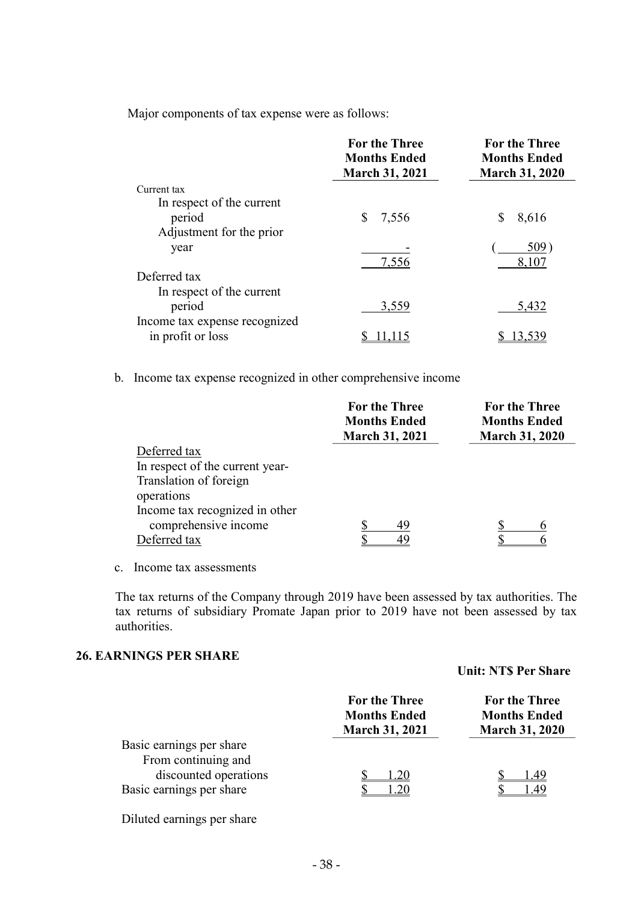Major components of tax expense were as follows:

| | For the Three Months Ended March 31, 2021 | For the Three Months Ended March 31, 2020 |
|---|---|---|
| Current tax | | |
| In respect of the current period | $ 7,556 | $ 8,616 |
| Adjustment for the prior year | - | ( 509 ) |
| | 7,556 | 8,107 |
| Deferred tax | | |
| In respect of the current period | 3,559 | 5,432 |
| Income tax expense recognized in profit or loss | $ 11,115 | $ 13,539 |

b. Income tax expense recognized in other comprehensive income

| | For the Three Months Ended March 31, 2021 | For the Three Months Ended March 31, 2020 |
|---|---|---|
| Deferred tax | | |
| In respect of the current year- Translation of foreign operations | | |
| Income tax recognized in other comprehensive income | $ 49 | $ 6 |
| Deferred tax | $ 49 | $ 6 |

c. Income tax assessments

The tax returns of the Company through 2019 have been assessed by tax authorities. The tax returns of subsidiary Promate Japan prior to 2019 have not been assessed by tax authorities.

## 26. EARNINGS PER SHARE

**Unit: NT$ Per Share**

| | For the Three Months Ended March 31, 2021 | For the Three Months Ended March 31, 2020 |
|---|---|---|
| Basic earnings per share | | |
| From continuing and discounted operations | $ 1.20 | $ 1.49 |
| Basic earnings per share | $ 1.20 | $ 1.49 |

Diluted earnings per share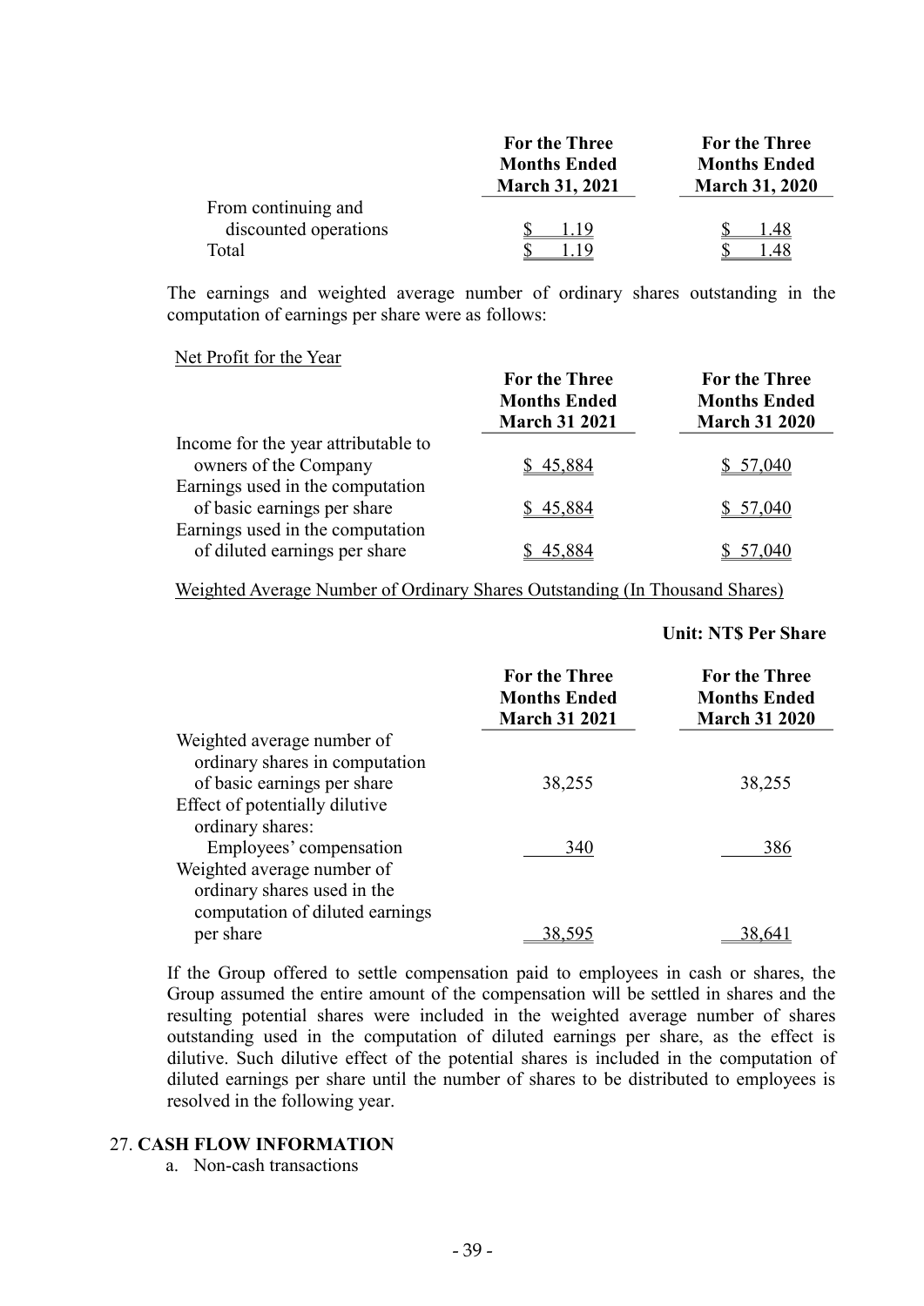| | For the Three Months Ended March 31, 2021 | For the Three Months Ended March 31, 2020 |
|---|---|---|
| From continuing and discounted operations | $ 1.19 | $ 1.48 |
| Total | $ 1.19 | $ 1.48 |

The earnings and weighted average number of ordinary shares outstanding in the computation of earnings per share were as follows:

Net Profit for the Year

| | For the Three Months Ended March 31 2021 | For the Three Months Ended March 31 2020 |
|---|---|---|
| Income for the year attributable to owners of the Company | $ 45,884 | $ 57,040 |
| Earnings used in the computation of basic earnings per share | $ 45,884 | $ 57,040 |
| Earnings used in the computation of diluted earnings per share | $ 45,884 | $ 57,040 |

Weighted Average Number of Ordinary Shares Outstanding (In Thousand Shares)

**Unit: NT$ Per Share**

| | For the Three Months Ended March 31 2021 | For the Three Months Ended March 31 2020 |
|---|---|---|
| Weighted average number of ordinary shares in computation of basic earnings per share | 38,255 | 38,255 |
| Effect of potentially dilutive ordinary shares: | | |
| Employees' compensation | 340 | 386 |
| Weighted average number of ordinary shares used in the computation of diluted earnings per share | 38,595 | 38,641 |

If the Group offered to settle compensation paid to employees in cash or shares, the Group assumed the entire amount of the compensation will be settled in shares and the resulting potential shares were included in the weighted average number of shares outstanding used in the computation of diluted earnings per share, as the effect is dilutive. Such dilutive effect of the potential shares is included in the computation of diluted earnings per share until the number of shares to be distributed to employees is resolved in the following year.

## 27. CASH FLOW INFORMATION

a. Non-cash transactions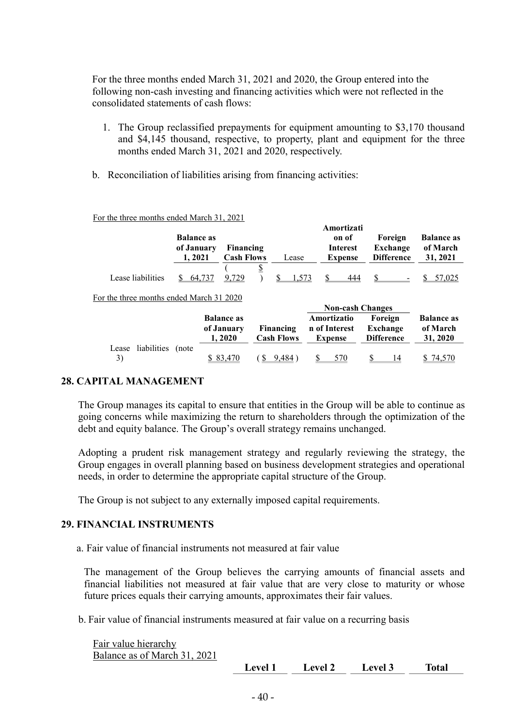For the three months ended March 31, 2021 and 2020, the Group entered into the following non-cash investing and financing activities which were not reflected in the consolidated statements of cash flows:

1. The Group reclassified prepayments for equipment amounting to \$3,170 thousand and \$4,145 thousand, respective, to property, plant and equipment for the three months ended March 31, 2021 and 2020, respectively.

b. Reconciliation of liabilities arising from financing activities:

For the three months ended March 31, 2021

| | Balance as of January 1, 2021 | Financing Cash Flows | Lease | Amortization of Interest Expense | Foreign Exchange Difference | Balance as of March 31, 2021 |
|---|---|---|---|---|---|---|
| Lease liabilities | \$ 64,737 | ( \$ 9,729 ) | \$ 1,573 | \$ 444 | \$ - | \$ 57,025 |

For the three months ended March 31 2020

| | Balance as of January 1, 2020 | Financing Cash Flows | Non-cash Changes | | Balance as of March 31, 2020 |
|---|---|---|---|---|---|
| | | | Amortization of Interest Expense | Foreign Exchange Difference | |
| Lease liabilities (note 3) | \$ 83,470 | ( \$ 9,484 ) | \$ 570 | \$ 14 | \$ 74,570 |

## 28. CAPITAL MANAGEMENT

The Group manages its capital to ensure that entities in the Group will be able to continue as going concerns while maximizing the return to shareholders through the optimization of the debt and equity balance. The Group's overall strategy remains unchanged.

Adopting a prudent risk management strategy and regularly reviewing the strategy, the Group engages in overall planning based on business development strategies and operational needs, in order to determine the appropriate capital structure of the Group.

The Group is not subject to any externally imposed capital requirements.

## 29. FINANCIAL INSTRUMENTS

a. Fair value of financial instruments not measured at fair value

The management of the Group believes the carrying amounts of financial assets and financial liabilities not measured at fair value that are very close to maturity or whose future prices equals their carrying amounts, approximates their fair values.

b. Fair value of financial instruments measured at fair value on a recurring basis

Fair value hierarchy
Balance as of March 31, 2021

| | Level 1 | Level 2 | Level 3 | Total |
|---|---|---|---|---|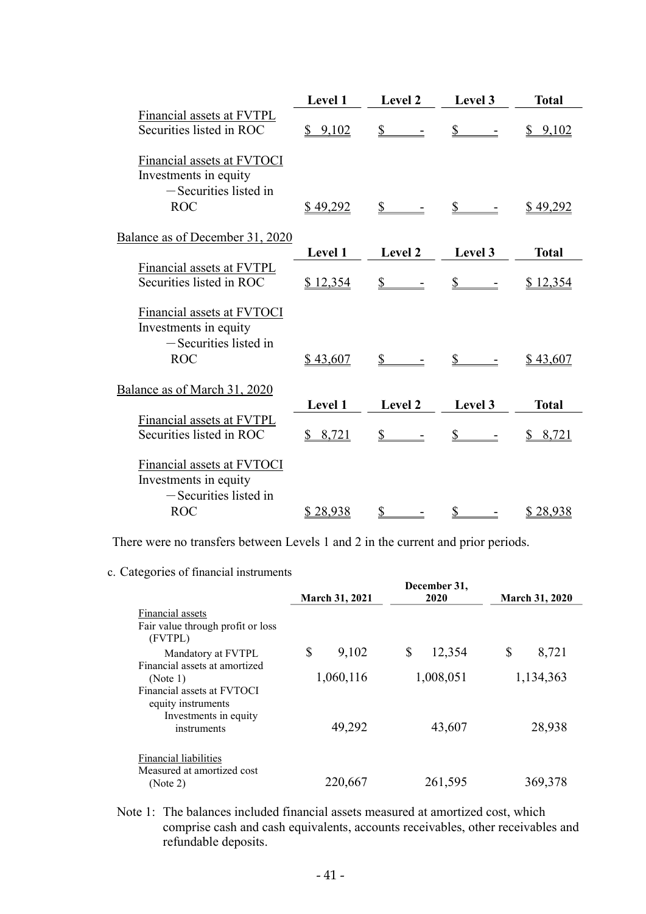| | Level 1 | Level 2 | Level 3 | Total |
|---|---|---|---|---|
| Financial assets at FVTPL | | | | |
| Securities listed in ROC | $ 9,102 | $ - | $ - | $ 9,102 |
| Financial assets at FVTOCI | | | | |
| Investments in equity | | | | |
| －Securities listed in ROC | $ 49,292 | $ - | $ - | $ 49,292 |

Balance as of December 31, 2020

| | Level 1 | Level 2 | Level 3 | Total |
|---|---|---|---|---|
| Financial assets at FVTPL | | | | |
| Securities listed in ROC | $ 12,354 | $ - | $ - | $ 12,354 |
| Financial assets at FVTOCI | | | | |
| Investments in equity | | | | |
| －Securities listed in ROC | $ 43,607 | $ - | $ - | $ 43,607 |

Balance as of March 31, 2020

| | Level 1 | Level 2 | Level 3 | Total |
|---|---|---|---|---|
| Financial assets at FVTPL | | | | |
| Securities listed in ROC | $ 8,721 | $ - | $ - | $ 8,721 |
| Financial assets at FVTOCI | | | | |
| Investments in equity | | | | |
| －Securities listed in ROC | $ 28,938 | $ - | $ - | $ 28,938 |

There were no transfers between Levels 1 and 2 in the current and prior periods.

c. Categories of financial instruments

| | March 31, 2021 | December 31, 2020 | March 31, 2020 |
|---|---|---|---|
| Financial assets | | | |
| Fair value through profit or loss (FVTPL) | | | |
| Mandatory at FVTPL | $ 9,102 | $ 12,354 | $ 8,721 |
| Financial assets at amortized (Note 1) | 1,060,116 | 1,008,051 | 1,134,363 |
| Financial assets at FVTOCI equity instruments | | | |
| Investments in equity instruments | 49,292 | 43,607 | 28,938 |
| Financial liabilities | | | |
| Measured at amortized cost (Note 2) | 220,667 | 261,595 | 369,378 |

Note 1: The balances included financial assets measured at amortized cost, which comprise cash and cash equivalents, accounts receivables, other receivables and refundable deposits.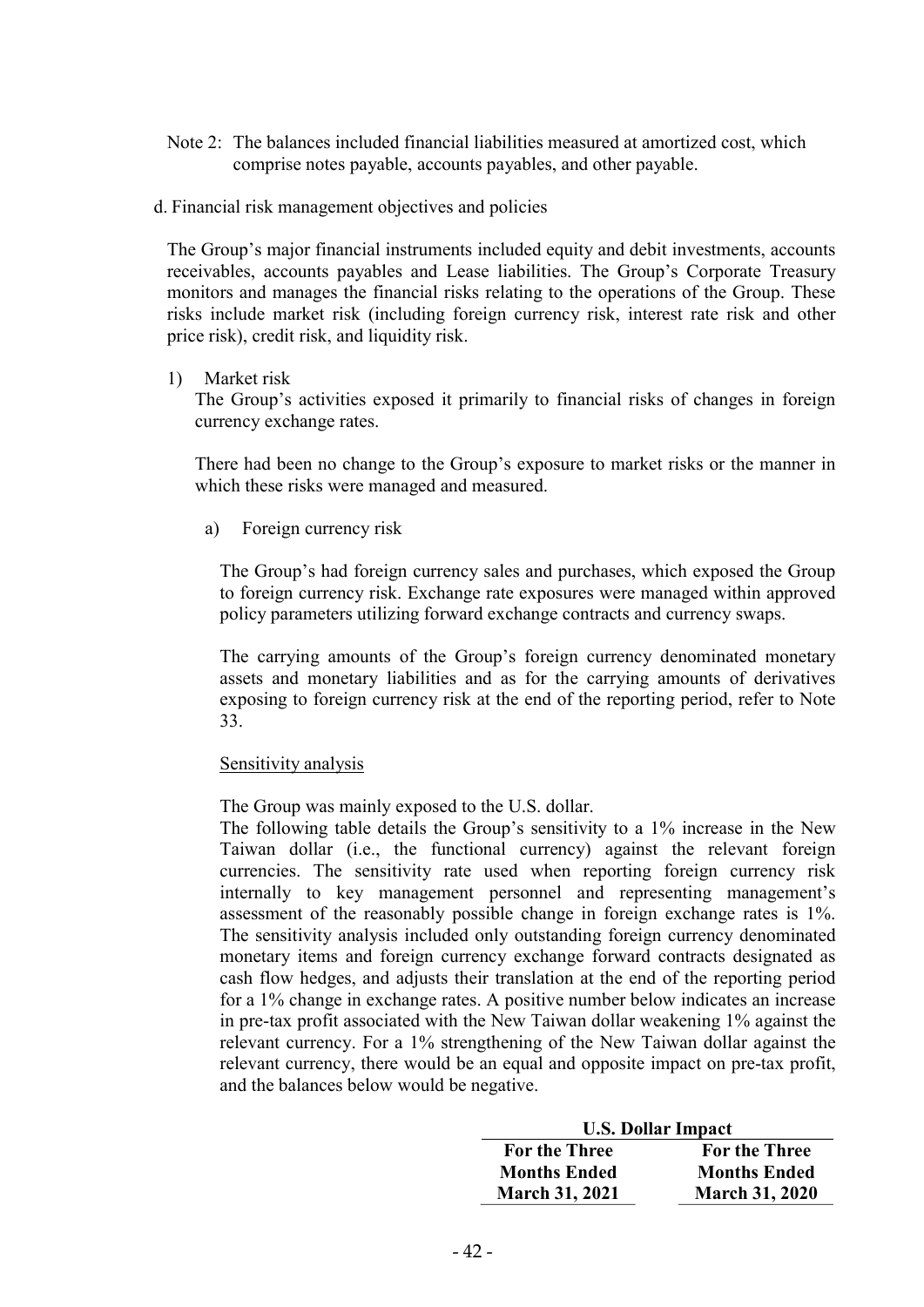Note 2: The balances included financial liabilities measured at amortized cost, which comprise notes payable, accounts payables, and other payable.

d. Financial risk management objectives and policies

The Group's major financial instruments included equity and debit investments, accounts receivables, accounts payables and Lease liabilities. The Group's Corporate Treasury monitors and manages the financial risks relating to the operations of the Group. These risks include market risk (including foreign currency risk, interest rate risk and other price risk), credit risk, and liquidity risk.

1) Market risk

The Group's activities exposed it primarily to financial risks of changes in foreign currency exchange rates.

There had been no change to the Group's exposure to market risks or the manner in which these risks were managed and measured.

a) Foreign currency risk

The Group's had foreign currency sales and purchases, which exposed the Group to foreign currency risk. Exchange rate exposures were managed within approved policy parameters utilizing forward exchange contracts and currency swaps.

The carrying amounts of the Group's foreign currency denominated monetary assets and monetary liabilities and as for the carrying amounts of derivatives exposing to foreign currency risk at the end of the reporting period, refer to Note 33.

Sensitivity analysis

The Group was mainly exposed to the U.S. dollar.

The following table details the Group's sensitivity to a 1% increase in the New Taiwan dollar (i.e., the functional currency) against the relevant foreign currencies. The sensitivity rate used when reporting foreign currency risk internally to key management personnel and representing management's assessment of the reasonably possible change in foreign exchange rates is 1%. The sensitivity analysis included only outstanding foreign currency denominated monetary items and foreign currency exchange forward contracts designated as cash flow hedges, and adjusts their translation at the end of the reporting period for a 1% change in exchange rates. A positive number below indicates an increase in pre-tax profit associated with the New Taiwan dollar weakening 1% against the relevant currency. For a 1% strengthening of the New Taiwan dollar against the relevant currency, there would be an equal and opposite impact on pre-tax profit, and the balances below would be negative.

| U.S. Dollar Impact | |
|---|---|
| **For the Three Months Ended March 31, 2021** | **For the Three Months Ended March 31, 2020** |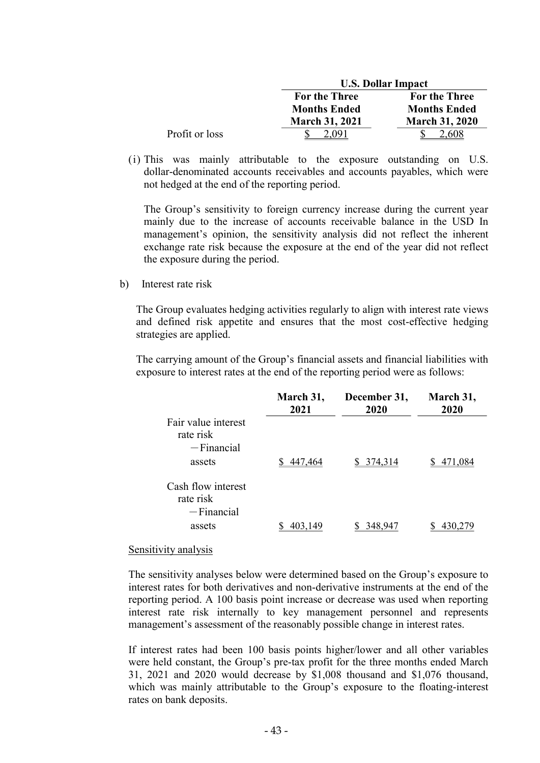| | U.S. Dollar Impact | |
|---|---|---|
| | For the Three Months Ended March 31, 2021 | For the Three Months Ended March 31, 2020 |
| Profit or loss | $ 2,091 | $ 2,608 |

(i) This was mainly attributable to the exposure outstanding on U.S. dollar-denominated accounts receivables and accounts payables, which were not hedged at the end of the reporting period.

The Group's sensitivity to foreign currency increase during the current year mainly due to the increase of accounts receivable balance in the USD In management's opinion, the sensitivity analysis did not reflect the inherent exchange rate risk because the exposure at the end of the year did not reflect the exposure during the period.

b) Interest rate risk

The Group evaluates hedging activities regularly to align with interest rate views and defined risk appetite and ensures that the most cost-effective hedging strategies are applied.

The carrying amount of the Group's financial assets and financial liabilities with exposure to interest rates at the end of the reporting period were as follows:

| | March 31, 2021 | December 31, 2020 | March 31, 2020 |
|---|---|---|---|
| Fair value interest rate risk | | | |
| －Financial assets | $ 447,464 | $ 374,314 | $ 471,084 |
| Cash flow interest rate risk | | | |
| －Financial assets | $ 403,149 | $ 348,947 | $ 430,279 |

Sensitivity analysis

The sensitivity analyses below were determined based on the Group's exposure to interest rates for both derivatives and non-derivative instruments at the end of the reporting period. A 100 basis point increase or decrease was used when reporting interest rate risk internally to key management personnel and represents management's assessment of the reasonably possible change in interest rates.

If interest rates had been 100 basis points higher/lower and all other variables were held constant, the Group's pre-tax profit for the three months ended March 31, 2021 and 2020 would decrease by $1,008 thousand and $1,076 thousand, which was mainly attributable to the Group's exposure to the floating-interest rates on bank deposits.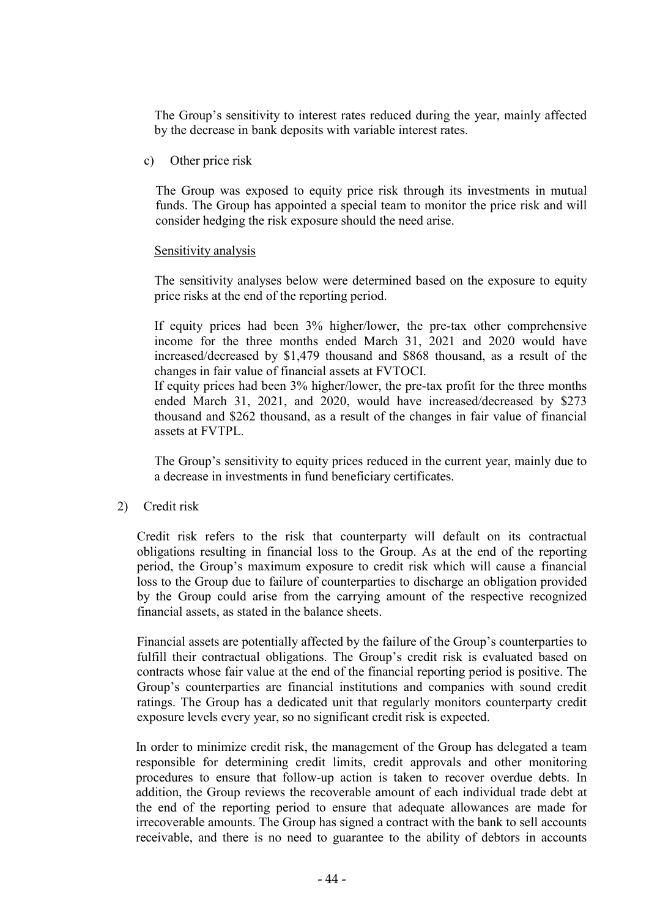The Group's sensitivity to interest rates reduced during the year, mainly affected by the decrease in bank deposits with variable interest rates.

c) Other price risk

The Group was exposed to equity price risk through its investments in mutual funds. The Group has appointed a special team to monitor the price risk and will consider hedging the risk exposure should the need arise.

Sensitivity analysis

The sensitivity analyses below were determined based on the exposure to equity price risks at the end of the reporting period.

If equity prices had been 3% higher/lower, the pre-tax other comprehensive income for the three months ended March 31, 2021 and 2020 would have increased/decreased by $1,479 thousand and $868 thousand, as a result of the changes in fair value of financial assets at FVTOCI.

If equity prices had been 3% higher/lower, the pre-tax profit for the three months ended March 31, 2021, and 2020, would have increased/decreased by $273 thousand and $262 thousand, as a result of the changes in fair value of financial assets at FVTPL.

The Group's sensitivity to equity prices reduced in the current year, mainly due to a decrease in investments in fund beneficiary certificates.

2) Credit risk

Credit risk refers to the risk that counterparty will default on its contractual obligations resulting in financial loss to the Group. As at the end of the reporting period, the Group's maximum exposure to credit risk which will cause a financial loss to the Group due to failure of counterparties to discharge an obligation provided by the Group could arise from the carrying amount of the respective recognized financial assets, as stated in the balance sheets.

Financial assets are potentially affected by the failure of the Group's counterparties to fulfill their contractual obligations. The Group's credit risk is evaluated based on contracts whose fair value at the end of the financial reporting period is positive. The Group's counterparties are financial institutions and companies with sound credit ratings. The Group has a dedicated unit that regularly monitors counterparty credit exposure levels every year, so no significant credit risk is expected.

In order to minimize credit risk, the management of the Group has delegated a team responsible for determining credit limits, credit approvals and other monitoring procedures to ensure that follow-up action is taken to recover overdue debts. In addition, the Group reviews the recoverable amount of each individual trade debt at the end of the reporting period to ensure that adequate allowances are made for irrecoverable amounts. The Group has signed a contract with the bank to sell accounts receivable, and there is no need to guarantee to the ability of debtors in accounts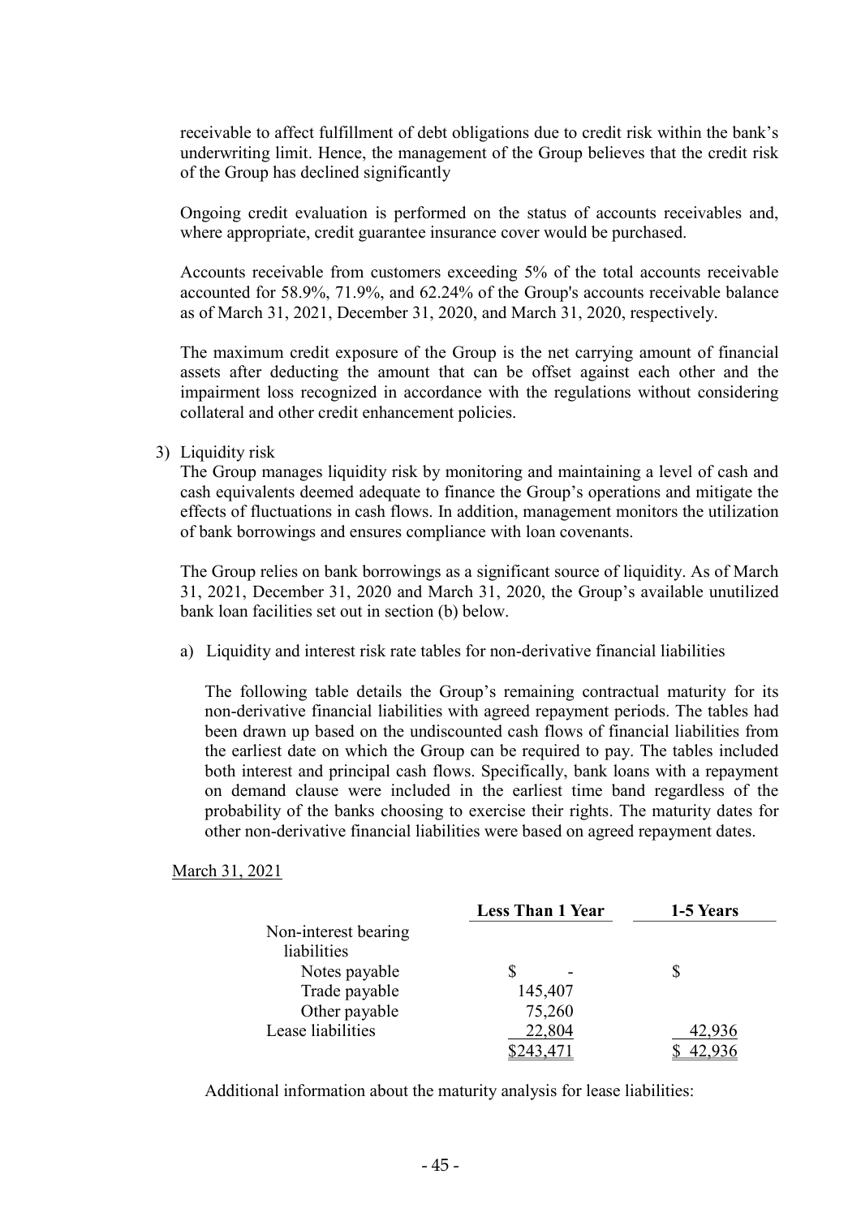receivable to affect fulfillment of debt obligations due to credit risk within the bank's underwriting limit. Hence, the management of the Group believes that the credit risk of the Group has declined significantly

Ongoing credit evaluation is performed on the status of accounts receivables and, where appropriate, credit guarantee insurance cover would be purchased.

Accounts receivable from customers exceeding 5% of the total accounts receivable accounted for 58.9%, 71.9%, and 62.24% of the Group's accounts receivable balance as of March 31, 2021, December 31, 2020, and March 31, 2020, respectively.

The maximum credit exposure of the Group is the net carrying amount of financial assets after deducting the amount that can be offset against each other and the impairment loss recognized in accordance with the regulations without considering collateral and other credit enhancement policies.

3) Liquidity risk

The Group manages liquidity risk by monitoring and maintaining a level of cash and cash equivalents deemed adequate to finance the Group's operations and mitigate the effects of fluctuations in cash flows. In addition, management monitors the utilization of bank borrowings and ensures compliance with loan covenants.

The Group relies on bank borrowings as a significant source of liquidity. As of March 31, 2021, December 31, 2020 and March 31, 2020, the Group's available unutilized bank loan facilities set out in section (b) below.

a) Liquidity and interest risk rate tables for non-derivative financial liabilities

The following table details the Group's remaining contractual maturity for its non-derivative financial liabilities with agreed repayment periods. The tables had been drawn up based on the undiscounted cash flows of financial liabilities from the earliest date on which the Group can be required to pay. The tables included both interest and principal cash flows. Specifically, bank loans with a repayment on demand clause were included in the earliest time band regardless of the probability of the banks choosing to exercise their rights. The maturity dates for other non-derivative financial liabilities were based on agreed repayment dates.

March 31, 2021

| | Less Than 1 Year | 1-5 Years |
|---|---|---|
| Non-interest bearing liabilities | | |
| Notes payable | $ - | $ |
| Trade payable | 145,407 | |
| Other payable | 75,260 | |
| Lease liabilities | 22,804 | 42,936 |
| | $243,471 | $ 42,936 |

Additional information about the maturity analysis for lease liabilities: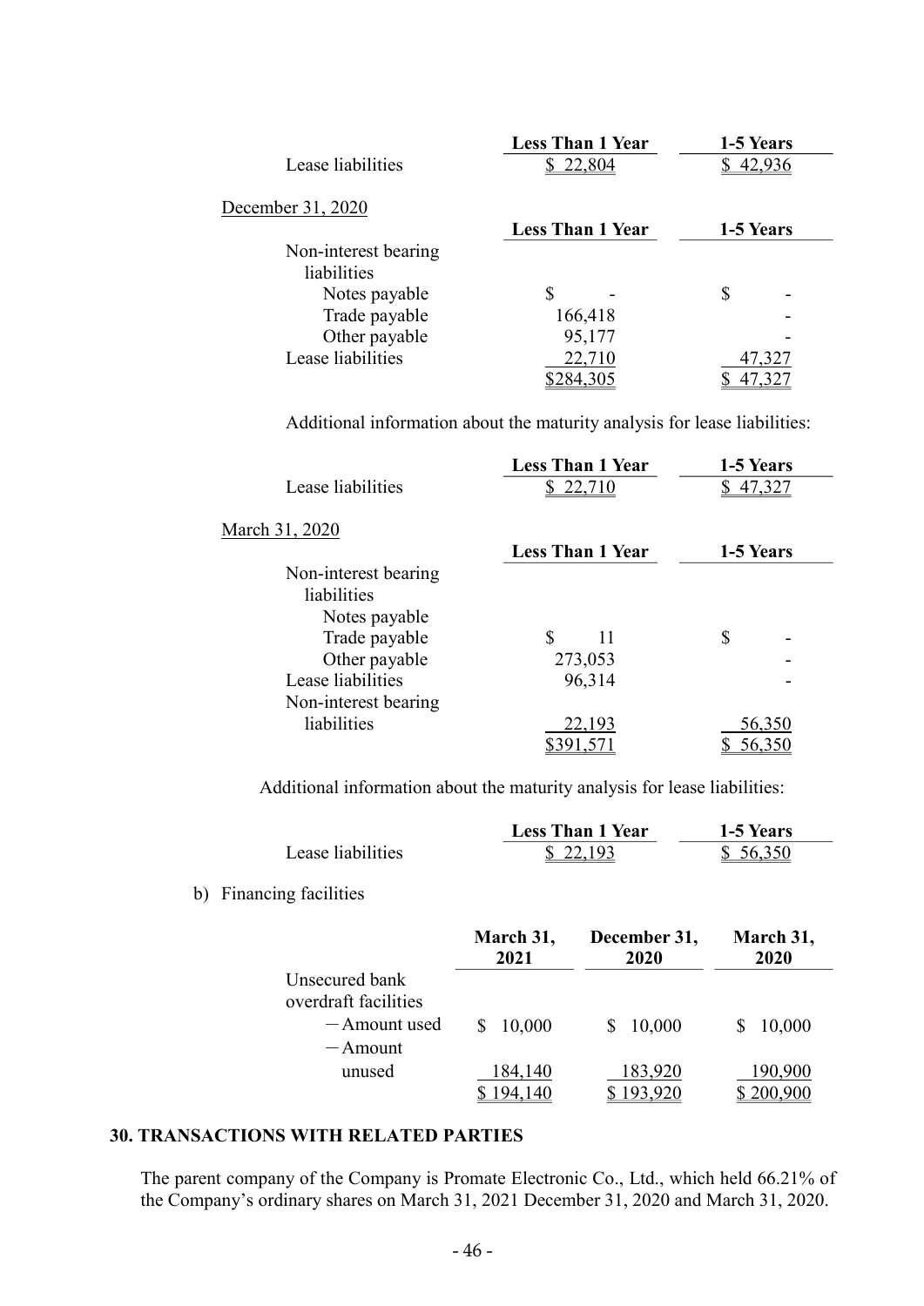| | Less Than 1 Year | 1-5 Years |
|---|---|---|
| Lease liabilities | $ 22,804 | $ 42,936 |

December 31, 2020

| | Less Than 1 Year | 1-5 Years |
|---|---|---|
| Non-interest bearing liabilities | | |
| Notes payable | $ - | $ - |
| Trade payable | 166,418 | - |
| Other payable | 95,177 | - |
| Lease liabilities | 22,710 | 47,327 |
| | $284,305 | $ 47,327 |

Additional information about the maturity analysis for lease liabilities:

| | Less Than 1 Year | 1-5 Years |
|---|---|---|
| Lease liabilities | $ 22,710 | $ 47,327 |

March 31, 2020

| | Less Than 1 Year | 1-5 Years |
|---|---|---|
| Non-interest bearing liabilities | | |
| Notes payable | | |
| Trade payable | $ 11 | $ - |
| Other payable | 273,053 | - |
| Lease liabilities | 96,314 | - |
| Non-interest bearing liabilities | 22,193 | 56,350 |
| | $391,571 | $ 56,350 |

Additional information about the maturity analysis for lease liabilities:

| | Less Than 1 Year | 1-5 Years |
|---|---|---|
| Lease liabilities | $ 22,193 | $ 56,350 |

b) Financing facilities

| | March 31, 2021 | December 31, 2020 | March 31, 2020 |
|---|---|---|---|
| Unsecured bank overdraft facilities | | | |
| －Amount used | $ 10,000 | $ 10,000 | $ 10,000 |
| －Amount unused | 184,140 | 183,920 | 190,900 |
| | $ 194,140 | $ 193,920 | $ 200,900 |

## 30. TRANSACTIONS WITH RELATED PARTIES

The parent company of the Company is Promate Electronic Co., Ltd., which held 66.21% of the Company's ordinary shares on March 31, 2021 December 31, 2020 and March 31, 2020.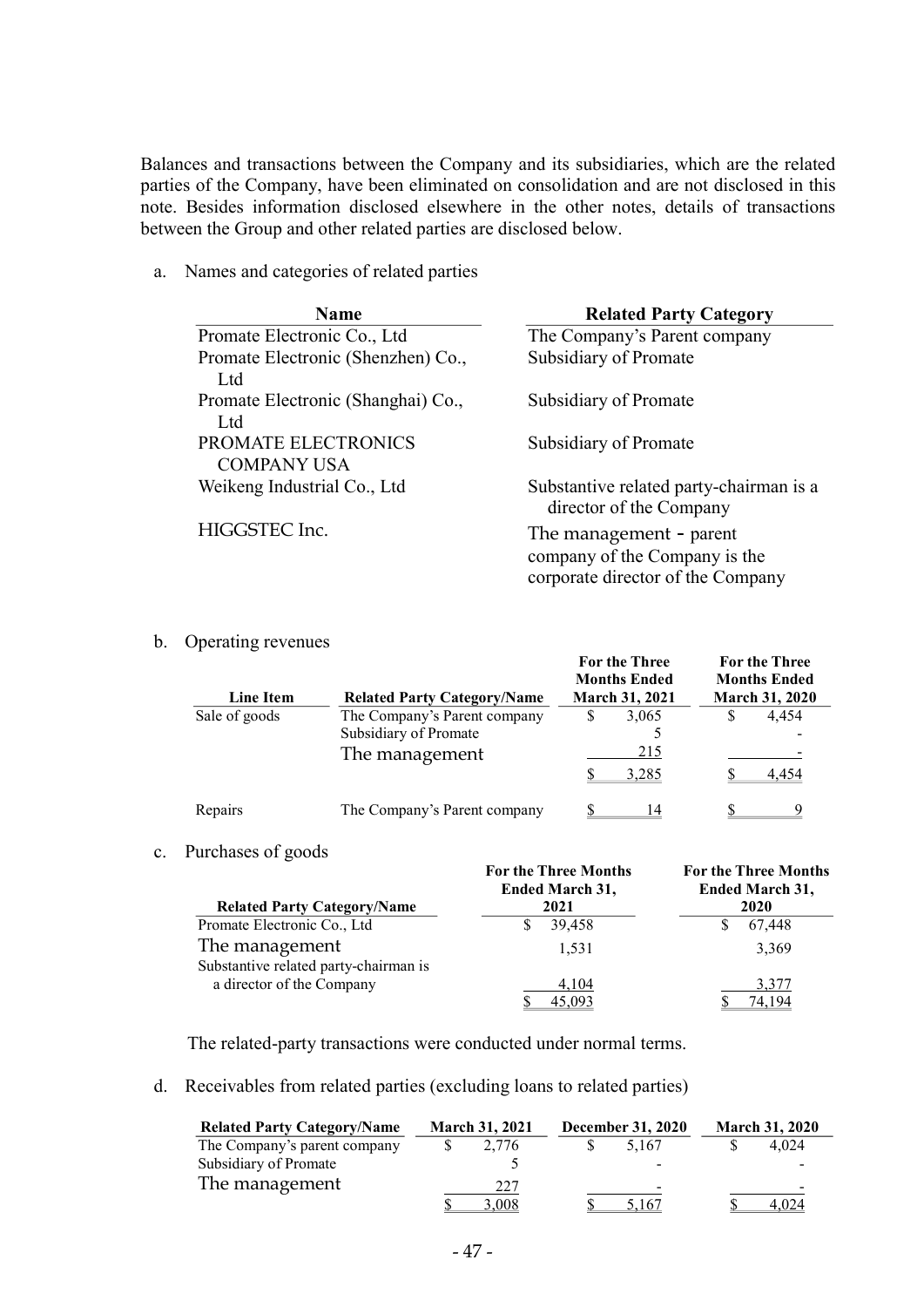Balances and transactions between the Company and its subsidiaries, which are the related parties of the Company, have been eliminated on consolidation and are not disclosed in this note. Besides information disclosed elsewhere in the other notes, details of transactions between the Group and other related parties are disclosed below.

a. Names and categories of related parties

| Name | Related Party Category |
|---|---|
| Promate Electronic Co., Ltd | The Company's Parent company |
| Promate Electronic (Shenzhen) Co., Ltd | Subsidiary of Promate |
| Promate Electronic (Shanghai) Co., Ltd | Subsidiary of Promate |
| PROMATE ELECTRONICS COMPANY USA | Subsidiary of Promate |
| Weikeng Industrial Co., Ltd | Substantive related party-chairman is a director of the Company |
| HIGGSTEC Inc. | The management - parent company of the Company is the corporate director of the Company |

b. Operating revenues

| Line Item | Related Party Category/Name | For the Three Months Ended March 31, 2021 | For the Three Months Ended March 31, 2020 |
|---|---|---|---|
| Sale of goods | The Company's Parent company | $ 3,065 | $ 4,454 |
| | Subsidiary of Promate | 5 | - |
| | The management | 215 | - |
| | | $ 3,285 | $ 4,454 |
| Repairs | The Company's Parent company | $ 14 | $ 9 |

c. Purchases of goods

| Related Party Category/Name | For the Three Months Ended March 31, 2021 | For the Three Months Ended March 31, 2020 |
|---|---|---|
| Promate Electronic Co., Ltd | $ 39,458 | $ 67,448 |
| The management | 1,531 | 3,369 |
| Substantive related party-chairman is a director of the Company | 4,104 | 3,377 |
| | $ 45,093 | $ 74,194 |

The related-party transactions were conducted under normal terms.

d. Receivables from related parties (excluding loans to related parties)

| Related Party Category/Name | March 31, 2021 | December 31, 2020 | March 31, 2020 |
|---|---|---|---|
| The Company's parent company | $ 2,776 | $ 5,167 | $ 4,024 |
| Subsidiary of Promate | 5 | - | - |
| The management | 227 | - | - |
| | $ 3,008 | $ 5,167 | $ 4,024 |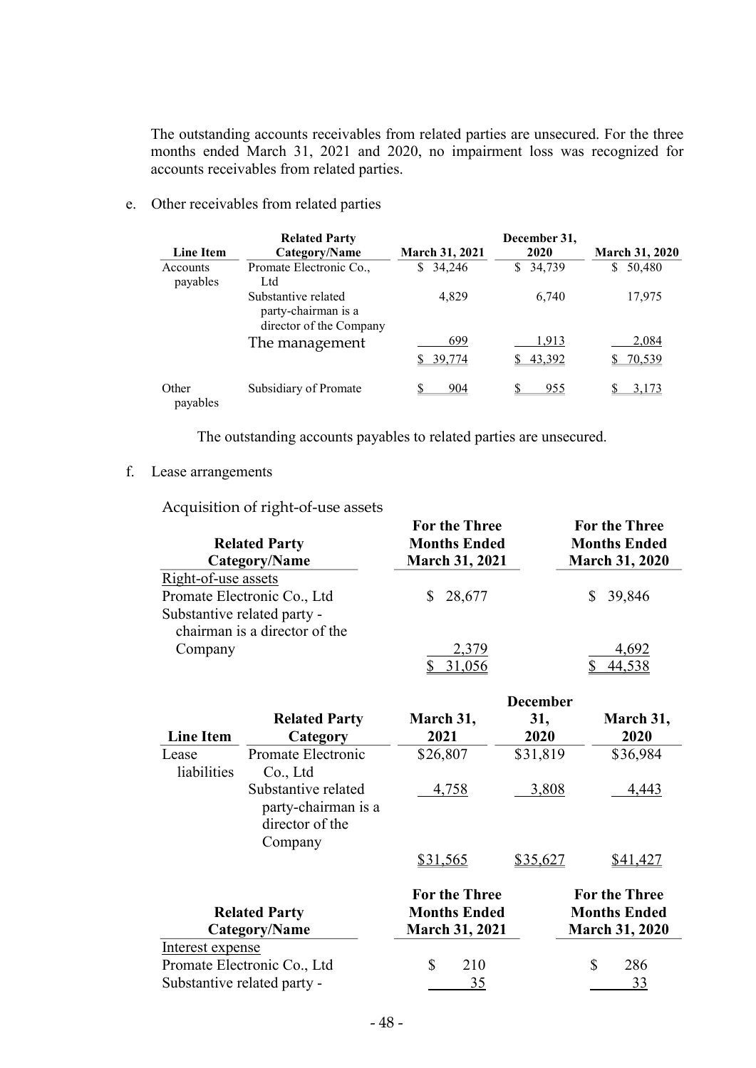The outstanding accounts receivables from related parties are unsecured. For the three months ended March 31, 2021 and 2020, no impairment loss was recognized for accounts receivables from related parties.

e. Other receivables from related parties

| Line Item | Related Party Category/Name | March 31, 2021 | December 31, 2020 | March 31, 2020 |
|---|---|---|---|---|
| Accounts payables | Promate Electronic Co., Ltd | $ 34,246 | $ 34,739 | $ 50,480 |
| | Substantive related party-chairman is a director of the Company | 4,829 | 6,740 | 17,975 |
| | The management | 699 | 1,913 | 2,084 |
| | | $ 39,774 | $ 43,392 | $ 70,539 |
| Other payables | Subsidiary of Promate | $ 904 | $ 955 | $ 3,173 |

The outstanding accounts payables to related parties are unsecured.

f. Lease arrangements

Acquisition of right-of-use assets

| Related Party Category/Name | For the Three Months Ended March 31, 2021 | For the Three Months Ended March 31, 2020 |
|---|---|---|
| Right-of-use assets | | |
| Promate Electronic Co., Ltd | $ 28,677 | $ 39,846 |
| Substantive related party - chairman is a director of the Company | 2,379 | 4,692 |
| | $ 31,056 | $ 44,538 |

| Line Item | Related Party Category | March 31, 2021 | December 31, 2020 | March 31, 2020 |
|---|---|---|---|---|
| Lease liabilities | Promate Electronic Co., Ltd | $26,807 | $31,819 | $36,984 |
| | Substantive related party-chairman is a director of the Company | 4,758 | 3,808 | 4,443 |
| | | $31,565 | $35,627 | $41,427 |

| Related Party Category/Name | For the Three Months Ended March 31, 2021 | For the Three Months Ended March 31, 2020 |
|---|---|---|
| Interest expense | | |
| Promate Electronic Co., Ltd | $ 210 | $ 286 |
| Substantive related party - | 35 | 33 |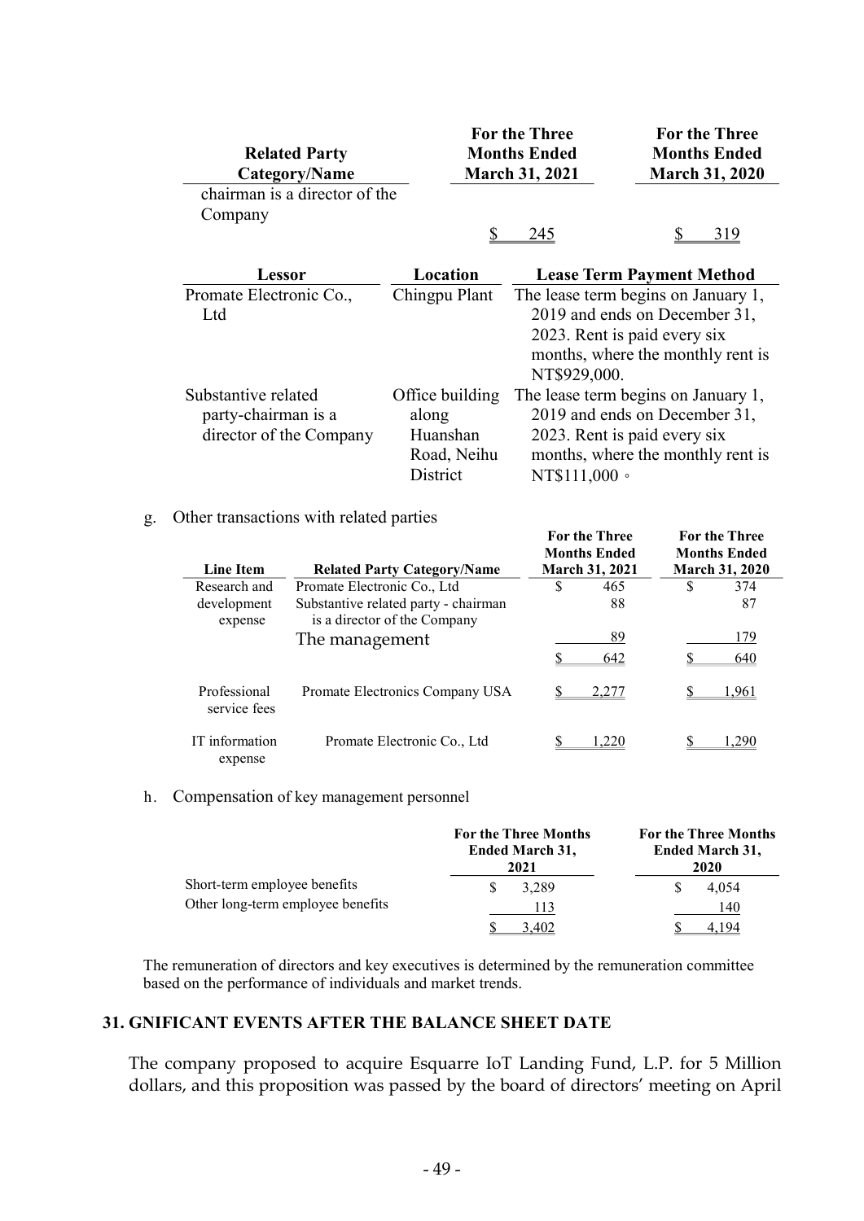| Related Party Category/Name | For the Three Months Ended March 31, 2021 | For the Three Months Ended March 31, 2020 |
|---|---|---|
| chairman is a director of the Company | $ 245 | $ 319 |

| Lessor | Location | Lease Term Payment Method |
|---|---|---|
| Promate Electronic Co., Ltd | Chingpu Plant | The lease term begins on January 1, 2019 and ends on December 31, 2023. Rent is paid every six months, where the monthly rent is NT$929,000. |
| Substantive related party-chairman is a director of the Company | Office building along Huanshan Road, Neihu District | The lease term begins on January 1, 2019 and ends on December 31, 2023. Rent is paid every six months, where the monthly rent is NT$111,000。 |

g. Other transactions with related parties

| Line Item | Related Party Category/Name | For the Three Months Ended March 31, 2021 | For the Three Months Ended March 31, 2020 |
|---|---|---|---|
| Research and development expense | Promate Electronic Co., Ltd | $ 465 | $ 374 |
| | Substantive related party - chairman is a director of the Company | 88 | 87 |
| | The management | 89 | 179 |
| | | $ 642 | $ 640 |
| Professional service fees | Promate Electronics Company USA | $ 2,277 | $ 1,961 |
| IT information expense | Promate Electronic Co., Ltd | $ 1,220 | $ 1,290 |

h. Compensation of key management personnel

| | For the Three Months Ended March 31, 2021 | For the Three Months Ended March 31, 2020 |
|---|---|---|
| Short-term employee benefits | $ 3,289 | $ 4,054 |
| Other long-term employee benefits | 113 | 140 |
| | $ 3,402 | $ 4,194 |

The remuneration of directors and key executives is determined by the remuneration committee based on the performance of individuals and market trends.

## 31. GNIFICANT EVENTS AFTER THE BALANCE SHEET DATE

The company proposed to acquire Esquarre IoT Landing Fund, L.P. for 5 Million dollars, and this proposition was passed by the board of directors' meeting on April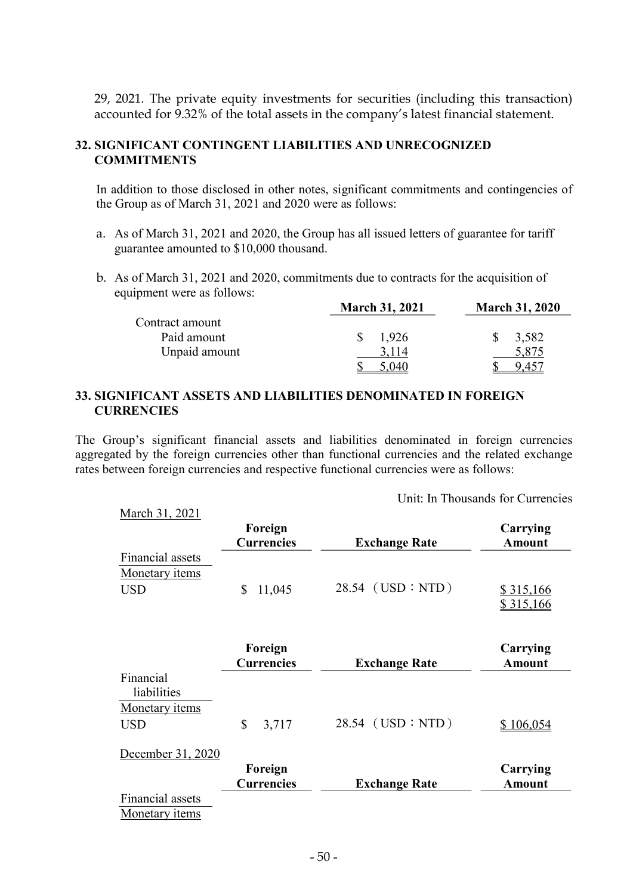29, 2021. The private equity investments for securities (including this transaction) accounted for 9.32% of the total assets in the company's latest financial statement.

## 32. SIGNIFICANT CONTINGENT LIABILITIES AND UNRECOGNIZED COMMITMENTS

In addition to those disclosed in other notes, significant commitments and contingencies of the Group as of March 31, 2021 and 2020 were as follows:

a. As of March 31, 2021 and 2020, the Group has all issued letters of guarantee for tariff guarantee amounted to $10,000 thousand.

b. As of March 31, 2021 and 2020, commitments due to contracts for the acquisition of equipment were as follows:

| | March 31, 2021 | March 31, 2020 |
|---|---|---|
| Contract amount | | |
| Paid amount | $ 1,926 | $ 3,582 |
| Unpaid amount | 3,114 | 5,875 |
| | $ 5,040 | $ 9,457 |

## 33. SIGNIFICANT ASSETS AND LIABILITIES DENOMINATED IN FOREIGN CURRENCIES

The Group's significant financial assets and liabilities denominated in foreign currencies aggregated by the foreign currencies other than functional currencies and the related exchange rates between foreign currencies and respective functional currencies were as follows:

Unit: In Thousands for Currencies

March 31, 2021

| | Foreign Currencies | Exchange Rate | Carrying Amount |
|---|---|---|---|
| Financial assets | | | |
| Monetary items | | | |
| USD | $ 11,045 | 28.54 （USD：NTD） | $ 315,166 |
| | | | $ 315,166 |

| | Foreign Currencies | Exchange Rate | Carrying Amount |
|---|---|---|---|
| Financial liabilities | | | |
| Monetary items | | | |
| USD | $ 3,717 | 28.54 （USD：NTD） | $ 106,054 |

December 31, 2020

| | Foreign Currencies | Exchange Rate | Carrying Amount |
|---|---|---|---|
| Financial assets | | | |
| Monetary items | | | |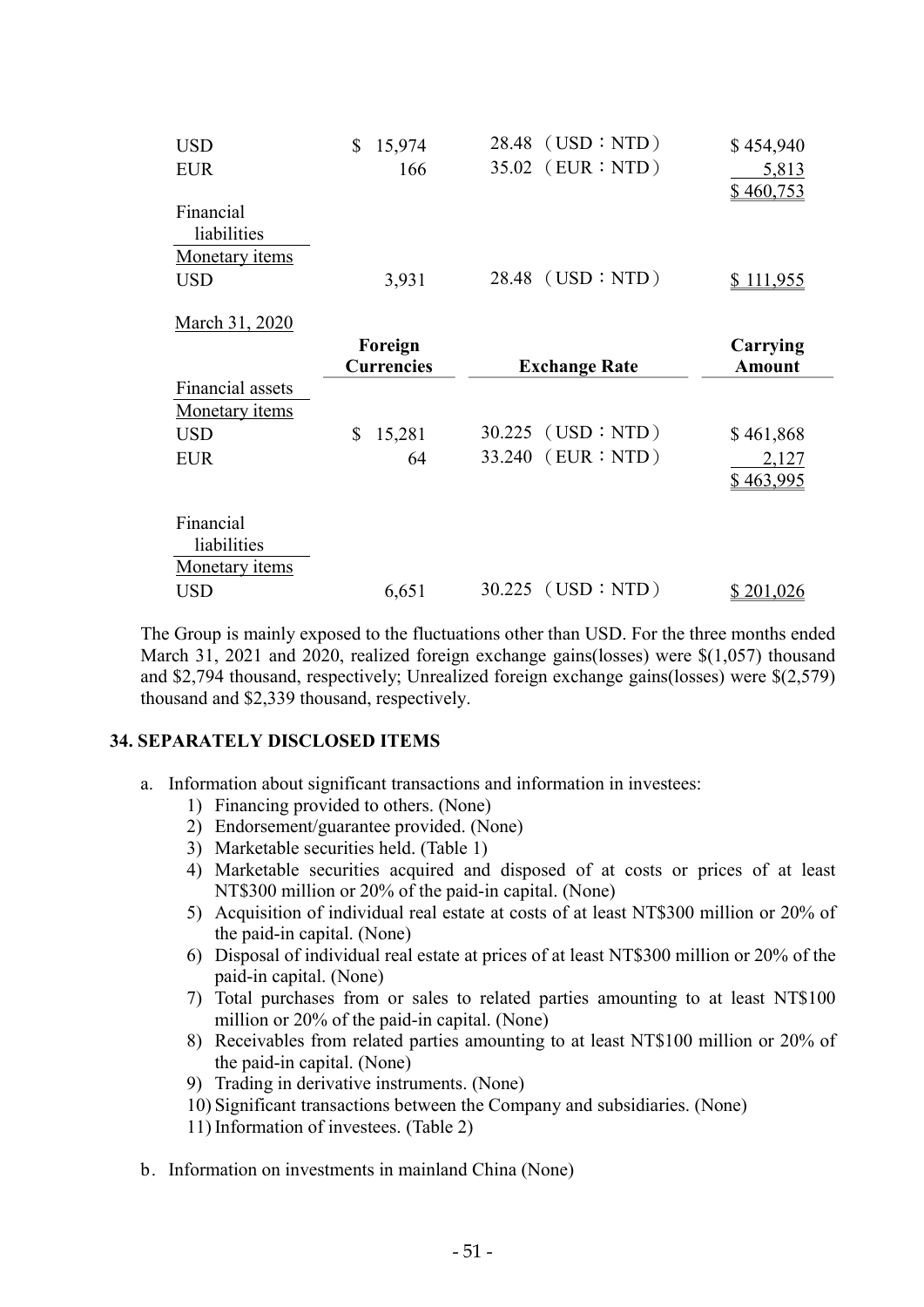| | Foreign Currencies | Exchange Rate | Carrying Amount |
|---|---|---|---|
| USD | $ 15,974 | 28.48 （USD：NTD） | $ 454,940 |
| EUR | 166 | 35.02 （EUR：NTD） | 5,813 |
| | | | $ 460,753 |
| Financial liabilities | | | |
| Monetary items | | | |
| USD | 3,931 | 28.48 （USD：NTD） | $ 111,955 |

March 31, 2020

| | Foreign Currencies | Exchange Rate | Carrying Amount |
|---|---|---|---|
| Financial assets | | | |
| Monetary items | | | |
| USD | $ 15,281 | 30.225 （USD：NTD） | $ 461,868 |
| EUR | 64 | 33.240 （EUR：NTD） | 2,127 |
| | | | $ 463,995 |
| Financial liabilities | | | |
| Monetary items | | | |
| USD | 6,651 | 30.225 （USD：NTD） | $ 201,026 |

The Group is mainly exposed to the fluctuations other than USD. For the three months ended March 31, 2021 and 2020, realized foreign exchange gains(losses) were $(1,057) thousand and $2,794 thousand, respectively; Unrealized foreign exchange gains(losses) were $(2,579) thousand and $2,339 thousand, respectively.

## 34. SEPARATELY DISCLOSED ITEMS

a. Information about significant transactions and information in investees:
   1) Financing provided to others. (None)
   2) Endorsement/guarantee provided. (None)
   3) Marketable securities held. (Table 1)
   4) Marketable securities acquired and disposed of at costs or prices of at least NT$300 million or 20% of the paid-in capital. (None)
   5) Acquisition of individual real estate at costs of at least NT$300 million or 20% of the paid-in capital. (None)
   6) Disposal of individual real estate at prices of at least NT$300 million or 20% of the paid-in capital. (None)
   7) Total purchases from or sales to related parties amounting to at least NT$100 million or 20% of the paid-in capital. (None)
   8) Receivables from related parties amounting to at least NT$100 million or 20% of the paid-in capital. (None)
   9) Trading in derivative instruments. (None)
   10) Significant transactions between the Company and subsidiaries. (None)
   11) Information of investees. (Table 2)

b. Information on investments in mainland China (None)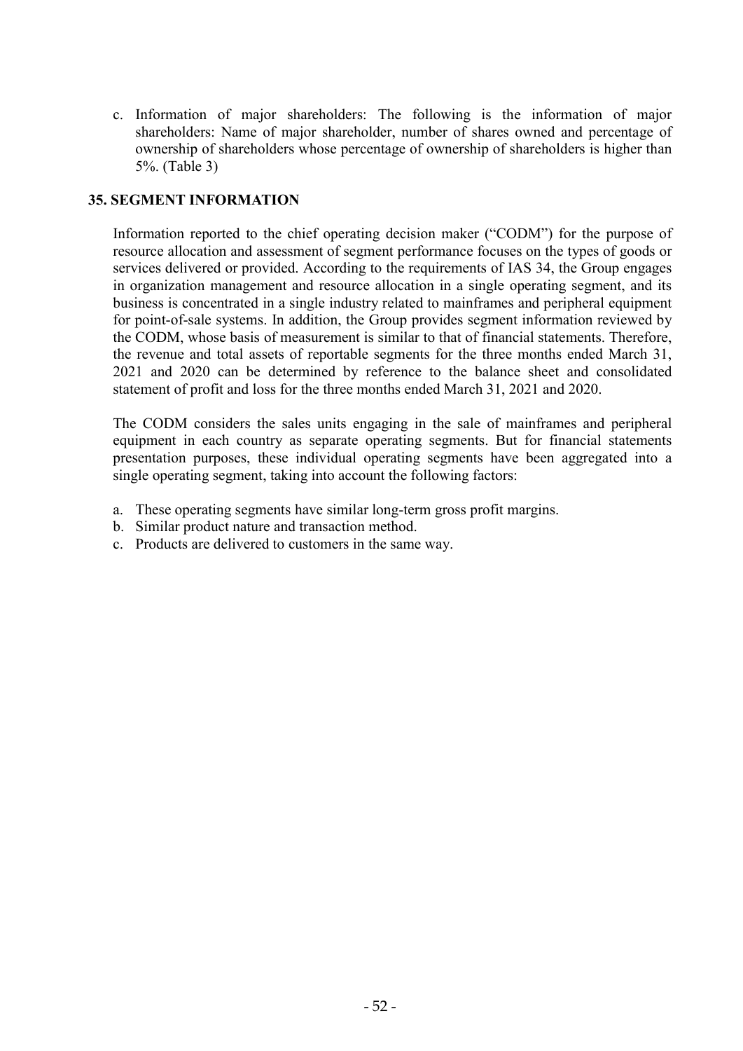c. Information of major shareholders: The following is the information of major shareholders: Name of major shareholder, number of shares owned and percentage of ownership of shareholders whose percentage of ownership of shareholders is higher than 5%. (Table 3)

## 35. SEGMENT INFORMATION

Information reported to the chief operating decision maker ("CODM") for the purpose of resource allocation and assessment of segment performance focuses on the types of goods or services delivered or provided. According to the requirements of IAS 34, the Group engages in organization management and resource allocation in a single operating segment, and its business is concentrated in a single industry related to mainframes and peripheral equipment for point-of-sale systems. In addition, the Group provides segment information reviewed by the CODM, whose basis of measurement is similar to that of financial statements. Therefore, the revenue and total assets of reportable segments for the three months ended March 31, 2021 and 2020 can be determined by reference to the balance sheet and consolidated statement of profit and loss for the three months ended March 31, 2021 and 2020.

The CODM considers the sales units engaging in the sale of mainframes and peripheral equipment in each country as separate operating segments. But for financial statements presentation purposes, these individual operating segments have been aggregated into a single operating segment, taking into account the following factors:

a. These operating segments have similar long-term gross profit margins.
b. Similar product nature and transaction method.
c. Products are delivered to customers in the same way.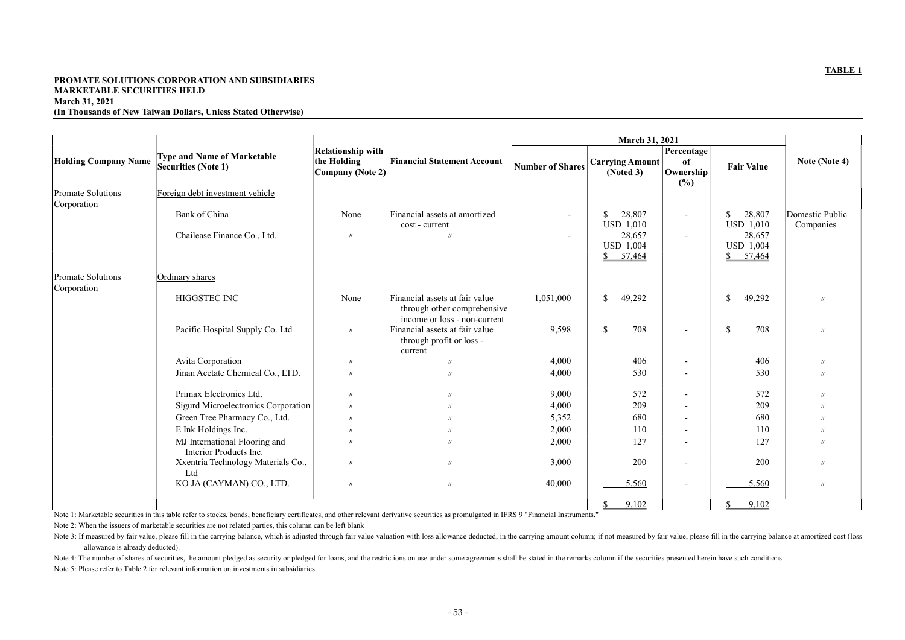**TABLE 1**

**PROMATE SOLUTIONS CORPORATION AND SUBSIDIARIES**
**MARKETABLE SECURITIES HELD**
**March 31, 2021**
**(In Thousands of New Taiwan Dollars, Unless Stated Otherwise)**

| Holding Company Name | Type and Name of Marketable Securities (Note 1) | Relationship with the Holding Company (Note 2) | Financial Statement Account | March 31, 2021 | | | | Note (Note 4) |
|---|---|---|---|---|---|---|---|---|
| | | | | Number of Shares | Carrying Amount (Noted 3) | Percentage of Ownership (%) | Fair Value | |
| Promate Solutions Corporation | Foreign debt investment vehicle | | | | | | | |
| | Bank of China | None | Financial assets at amortized cost - current | - | $ 28,807 USD 1,010 | - | $ 28,807 USD 1,010 | Domestic Public Companies |
| | Chailease Finance Co., Ltd. | 〃 | 〃 | - | 28,657 USD 1,004 | - | 28,657 USD 1,004 | |
| | | | | | $ 57,464 | | $ 57,464 | |
| Promate Solutions Corporation | Ordinary shares | | | | | | | |
| | HIGGSTEC INC | None | Financial assets at fair value through other comprehensive income or loss - non-current | 1,051,000 | $ 49,292 | | $ 49,292 | 〃 |
| | Pacific Hospital Supply Co. Ltd | 〃 | Financial assets at fair value through profit or loss - current | 9,598 | $ 708 | - | $ 708 | 〃 |
| | Avita Corporation | 〃 | 〃 | 4,000 | 406 | - | 406 | 〃 |
| | Jinan Acetate Chemical Co., LTD. | 〃 | 〃 | 4,000 | 530 | - | 530 | 〃 |
| | Primax Electronics Ltd. | 〃 | 〃 | 9,000 | 572 | - | 572 | 〃 |
| | Sigurd Microelectronics Corporation | 〃 | 〃 | 4,000 | 209 | - | 209 | 〃 |
| | Green Tree Pharmacy Co., Ltd. | 〃 | 〃 | 5,352 | 680 | - | 680 | 〃 |
| | E Ink Holdings Inc. | 〃 | 〃 | 2,000 | 110 | - | 110 | 〃 |
| | MJ International Flooring and Interior Products Inc. | 〃 | 〃 | 2,000 | 127 | - | 127 | 〃 |
| | Xxentria Technology Materials Co., Ltd | 〃 | 〃 | 3,000 | 200 | - | 200 | 〃 |
| | KO JA (CAYMAN) CO., LTD. | 〃 | 〃 | 40,000 | 5,560 | - | 5,560 | 〃 |
| | | | | | $ 9,102 | | $ 9,102 | |

Note 1: Marketable securities in this table refer to stocks, bonds, beneficiary certificates, and other relevant derivative securities as promulgated in IFRS 9 "Financial Instruments."

Note 2: When the issuers of marketable securities are not related parties, this column can be left blank

Note 3: If measured by fair value, please fill in the carrying balance, which is adjusted through fair value valuation with loss allowance deducted, in the carrying amount column; if not measured by fair value, please fill in the carrying balance at amortized cost (loss allowance is already deducted).

Note 4: The number of shares of securities, the amount pledged as security or pledged for loans, and the restrictions on use under some agreements shall be stated in the remarks column if the securities presented herein have such conditions.

Note 5: Please refer to Table 2 for relevant information on investments in subsidiaries.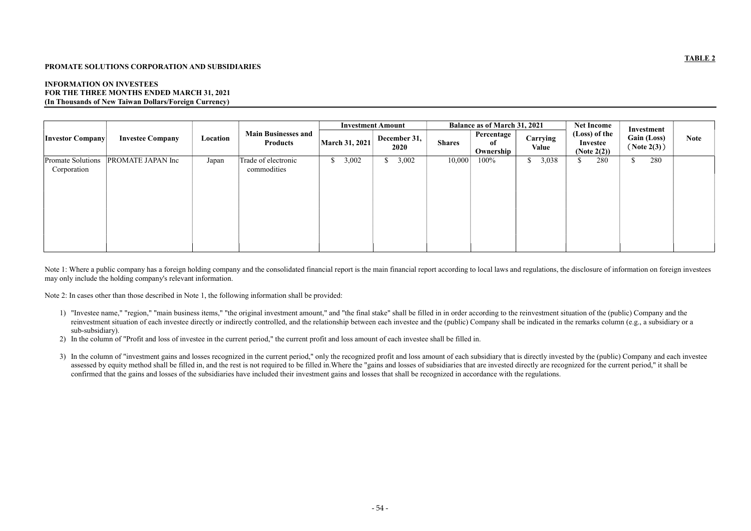**TABLE 2**

**PROMATE SOLUTIONS CORPORATION AND SUBSIDIARIES**

**INFORMATION ON INVESTEES**
**FOR THE THREE MONTHS ENDED MARCH 31, 2021**
**(In Thousands of New Taiwan Dollars/Foreign Currency)**

| Investor Company | Investee Company | Location | Main Businesses and Products | Investment Amount | | Balance as of March 31, 2021 | | | Net Income (Loss) of the Investee (Note 2(2)) | Investment Gain (Loss) (Note 2(3)) | Note |
|---|---|---|---|---|---|---|---|---|---|---|---|
| | | | | March 31, 2021 | December 31, 2020 | Shares | Percentage of Ownership | Carrying Value | | | |
| Promate Solutions Corporation | PROMATE JAPAN Inc | Japan | Trade of electronic commodities | $ 3,002 | $ 3,002 | 10,000 | 100% | $ 3,038 | $ 280 | $ 280 | |

Note 1: Where a public company has a foreign holding company and the consolidated financial report is the main financial report according to local laws and regulations, the disclosure of information on foreign investees may only include the holding company's relevant information.

Note 2: In cases other than those described in Note 1, the following information shall be provided:

1) "Investee name," "region," "main business items," "the original investment amount," and "the final stake" shall be filled in in order according to the reinvestment situation of the (public) Company and the reinvestment situation of each investee directly or indirectly controlled, and the relationship between each investee and the (public) Company shall be indicated in the remarks column (e.g., a subsidiary or a sub-subsidiary).
2) In the column of "Profit and loss of investee in the current period," the current profit and loss amount of each investee shall be filled in.
3) In the column of "investment gains and losses recognized in the current period," only the recognized profit and loss amount of each subsidiary that is directly invested by the (public) Company and each investee assessed by equity method shall be filled in, and the rest is not required to be filled in.Where the "gains and losses of subsidiaries that are invested directly are recognized for the current period," it shall be confirmed that the gains and losses of the subsidiaries have included their investment gains and losses that shall be recognized in accordance with the regulations.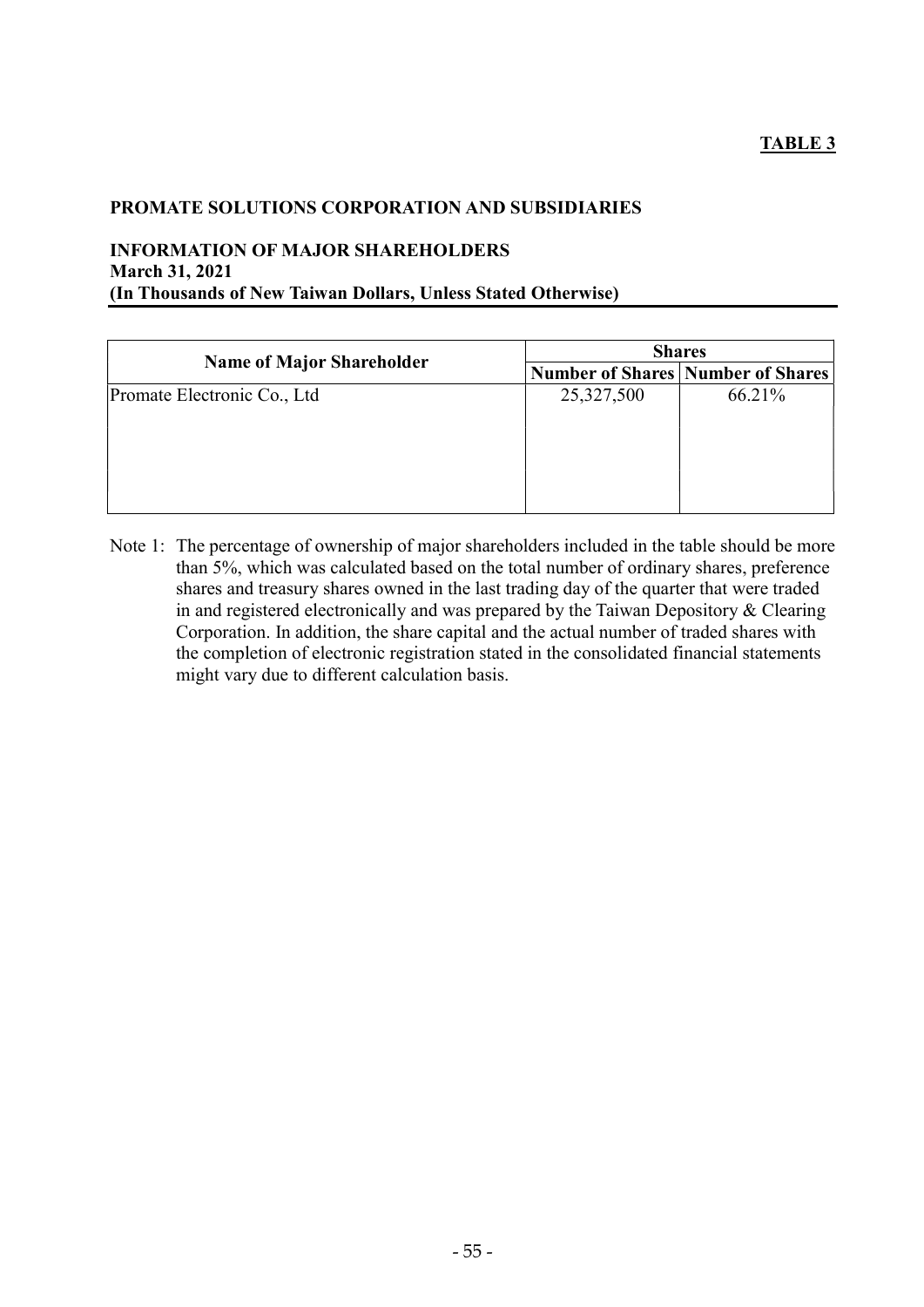**TABLE 3**

**PROMATE SOLUTIONS CORPORATION AND SUBSIDIARIES**

**INFORMATION OF MAJOR SHAREHOLDERS**
**March 31, 2021**
**(In Thousands of New Taiwan Dollars, Unless Stated Otherwise)**

| Name of Major Shareholder | Shares | |
|---|---|---|
| | Number of Shares | Number of Shares |
| Promate Electronic Co., Ltd | 25,327,500 | 66.21% |

Note 1: The percentage of ownership of major shareholders included in the table should be more than 5%, which was calculated based on the total number of ordinary shares, preference shares and treasury shares owned in the last trading day of the quarter that were traded in and registered electronically and was prepared by the Taiwan Depository & Clearing Corporation. In addition, the share capital and the actual number of traded shares with the completion of electronic registration stated in the consolidated financial statements might vary due to different calculation basis.